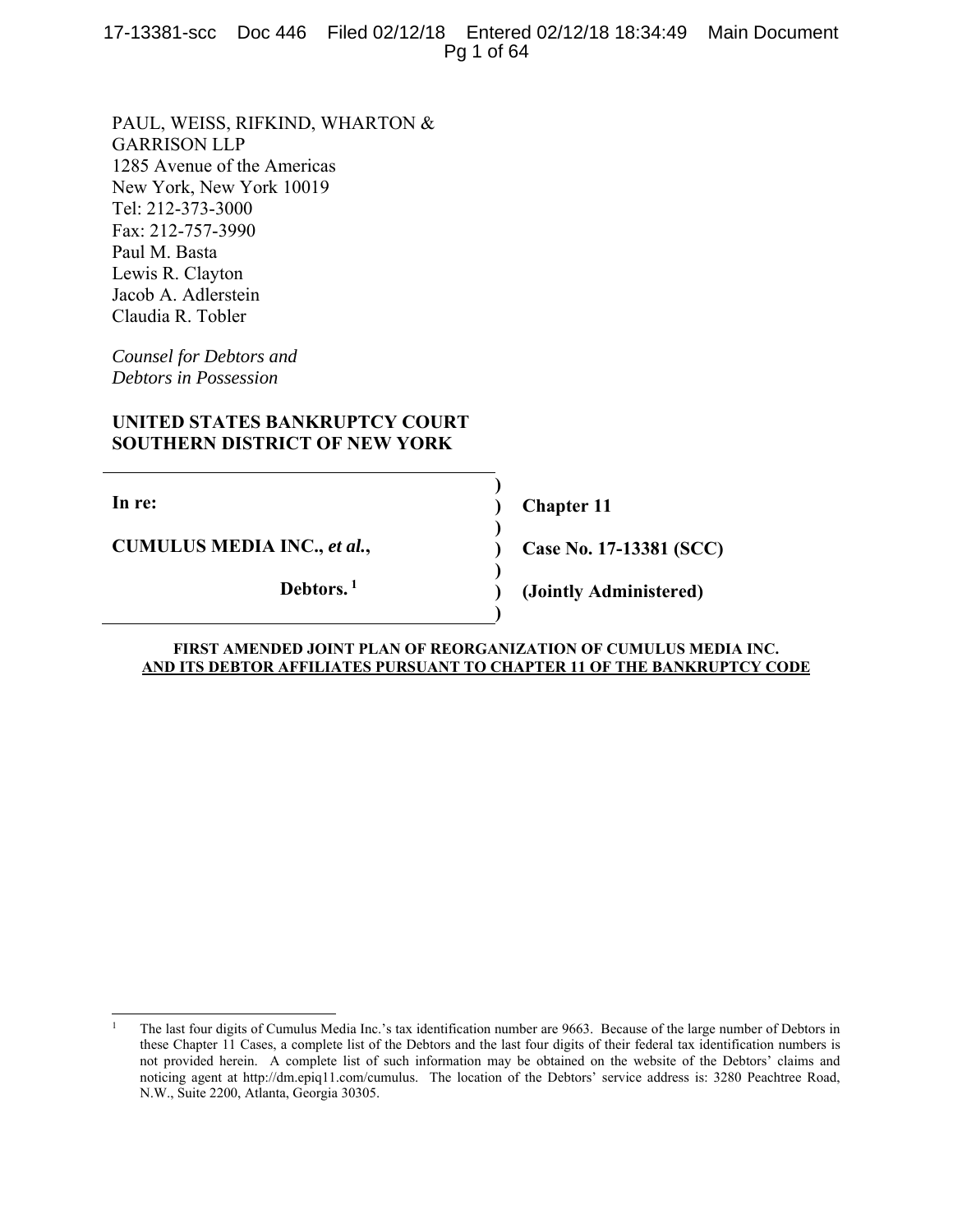PAUL, WEISS, RIFKIND, WHARTON &
GARRISON LLP
1285 Avenue of the Americas
New York, New York 10019
Tel: 212-373-3000
Fax: 212-757-3990
Paul M. Basta
Lewis R. Clayton
Jacob A. Adlerstein
Claudia R. Tobler

*Counsel for Debtors and*
*Debtors in Possession*

**UNITED STATES BANKRUPTCY COURT**
**SOUTHERN DISTRICT OF NEW YORK**

| | | |
|---|---|---|
| **In re:** | ) | **Chapter 11** |
| | ) | |
| **CUMULUS MEDIA INC., *et al.*,** | ) | **Case No. 17-13381 (SCC)** |
| | ) | |
| **Debtors.**[1] | ) | **(Jointly Administered)** |

**FIRST AMENDED JOINT PLAN OF REORGANIZATION OF CUMULUS MEDIA INC.**
**AND ITS DEBTOR AFFILIATES PURSUANT TO CHAPTER 11 OF THE BANKRUPTCY CODE**

---

[1] The last four digits of Cumulus Media Inc.'s tax identification number are 9663. Because of the large number of Debtors in these Chapter 11 Cases, a complete list of the Debtors and the last four digits of their federal tax identification numbers is not provided herein. A complete list of such information may be obtained on the website of the Debtors' claims and noticing agent at http://dm.epiq11.com/cumulus. The location of the Debtors' service address is: 3280 Peachtree Road, N.W., Suite 2200, Atlanta, Georgia 30305.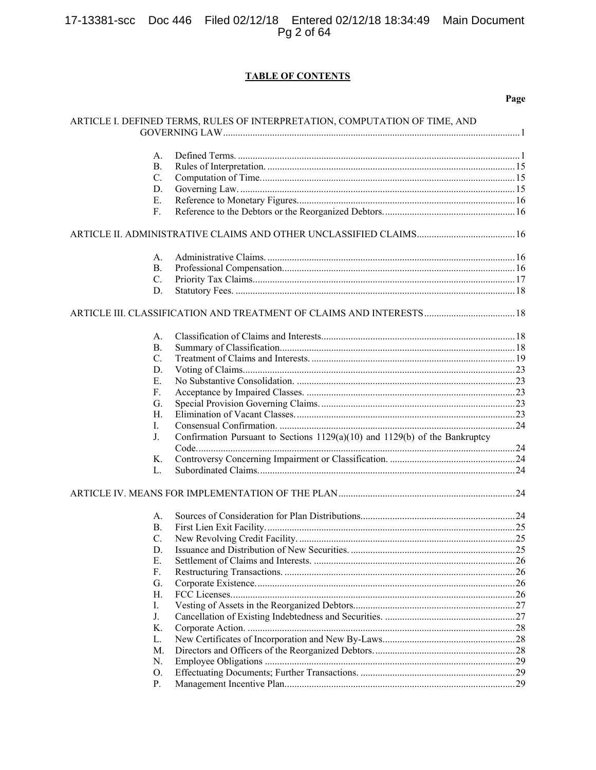**TABLE OF CONTENTS**

| | | Page |
|---|---|---|
| ARTICLE I. DEFINED TERMS, RULES OF INTERPRETATION, COMPUTATION OF TIME, AND GOVERNING LAW | | 1 |
| A. | Defined Terms. | 1 |
| B. | Rules of Interpretation. | 15 |
| C. | Computation of Time. | 15 |
| D. | Governing Law. | 15 |
| E. | Reference to Monetary Figures. | 16 |
| F. | Reference to the Debtors or the Reorganized Debtors. | 16 |
| ARTICLE II. ADMINISTRATIVE CLAIMS AND OTHER UNCLASSIFIED CLAIMS | | 16 |
| A. | Administrative Claims. | 16 |
| B. | Professional Compensation. | 16 |
| C. | Priority Tax Claims. | 17 |
| D. | Statutory Fees. | 18 |
| ARTICLE III. CLASSIFICATION AND TREATMENT OF CLAIMS AND INTERESTS | | 18 |
| A. | Classification of Claims and Interests. | 18 |
| B. | Summary of Classification. | 18 |
| C. | Treatment of Claims and Interests. | 19 |
| D. | Voting of Claims. | 23 |
| E. | No Substantive Consolidation. | 23 |
| F. | Acceptance by Impaired Classes. | 23 |
| G. | Special Provision Governing Claims. | 23 |
| H. | Elimination of Vacant Classes. | 23 |
| I. | Consensual Confirmation. | 24 |
| J. | Confirmation Pursuant to Sections 1129(a)(10) and 1129(b) of the Bankruptcy Code. | 24 |
| K. | Controversy Concerning Impairment or Classification. | 24 |
| L. | Subordinated Claims. | 24 |
| ARTICLE IV. MEANS FOR IMPLEMENTATION OF THE PLAN | | 24 |
| A. | Sources of Consideration for Plan Distributions. | 24 |
| B. | First Lien Exit Facility. | 25 |
| C. | New Revolving Credit Facility. | 25 |
| D. | Issuance and Distribution of New Securities. | 25 |
| E. | Settlement of Claims and Interests. | 26 |
| F. | Restructuring Transactions. | 26 |
| G. | Corporate Existence. | 26 |
| H. | FCC Licenses. | 26 |
| I. | Vesting of Assets in the Reorganized Debtors. | 27 |
| J. | Cancellation of Existing Indebtedness and Securities. | 27 |
| K. | Corporate Action. | 28 |
| L. | New Certificates of Incorporation and New By-Laws. | 28 |
| M. | Directors and Officers of the Reorganized Debtors. | 28 |
| N. | Employee Obligations | 29 |
| O. | Effectuating Documents; Further Transactions. | 29 |
| P. | Management Incentive Plan. | 29 |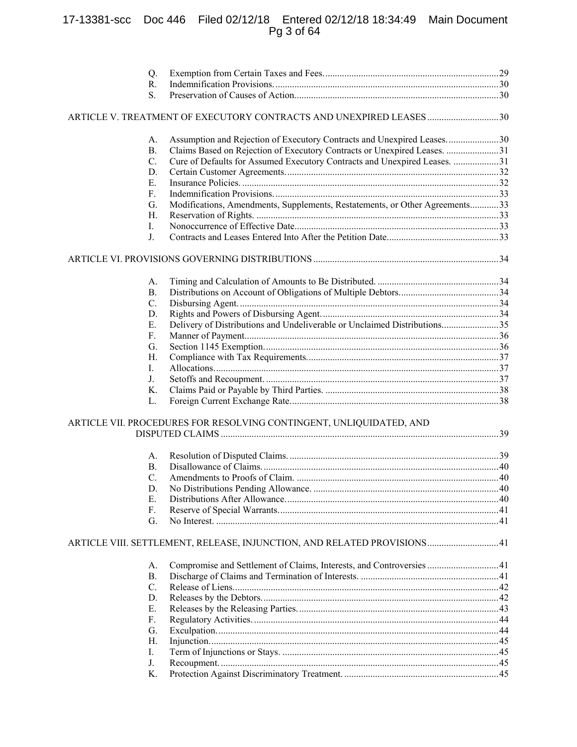Q. Exemption from Certain Taxes and Fees. 29
R. Indemnification Provisions. 30
S. Preservation of Causes of Action. 30

ARTICLE V. TREATMENT OF EXECUTORY CONTRACTS AND UNEXPIRED LEASES 30

A. Assumption and Rejection of Executory Contracts and Unexpired Leases. 30
B. Claims Based on Rejection of Executory Contracts or Unexpired Leases. 31
C. Cure of Defaults for Assumed Executory Contracts and Unexpired Leases. 31
D. Certain Customer Agreements. 32
E. Insurance Policies. 32
F. Indemnification Provisions. 33
G. Modifications, Amendments, Supplements, Restatements, or Other Agreements. 33
H. Reservation of Rights. 33
I. Nonoccurrence of Effective Date. 33
J. Contracts and Leases Entered Into After the Petition Date. 33

ARTICLE VI. PROVISIONS GOVERNING DISTRIBUTIONS 34

A. Timing and Calculation of Amounts to Be Distributed. 34
B. Distributions on Account of Obligations of Multiple Debtors. 34
C. Disbursing Agent. 34
D. Rights and Powers of Disbursing Agent. 34
E. Delivery of Distributions and Undeliverable or Unclaimed Distributions. 35
F. Manner of Payment. 36
G. Section 1145 Exemption. 36
H. Compliance with Tax Requirements. 37
I. Allocations. 37
J. Setoffs and Recoupment. 37
K. Claims Paid or Payable by Third Parties. 38
L. Foreign Current Exchange Rate. 38

ARTICLE VII. PROCEDURES FOR RESOLVING CONTINGENT, UNLIQUIDATED, AND DISPUTED CLAIMS 39

A. Resolution of Disputed Claims. 39
B. Disallowance of Claims. 40
C. Amendments to Proofs of Claim. 40
D. No Distributions Pending Allowance. 40
E. Distributions After Allowance. 40
F. Reserve of Special Warrants. 41
G. No Interest. 41

ARTICLE VIII. SETTLEMENT, RELEASE, INJUNCTION, AND RELATED PROVISIONS 41

A. Compromise and Settlement of Claims, Interests, and Controversies 41
B. Discharge of Claims and Termination of Interests. 41
C. Release of Liens. 42
D. Releases by the Debtors. 42
E. Releases by the Releasing Parties. 43
F. Regulatory Activities. 44
G. Exculpation. 44
H. Injunction. 45
I. Term of Injunctions or Stays. 45
J. Recoupment. 45
K. Protection Against Discriminatory Treatment. 45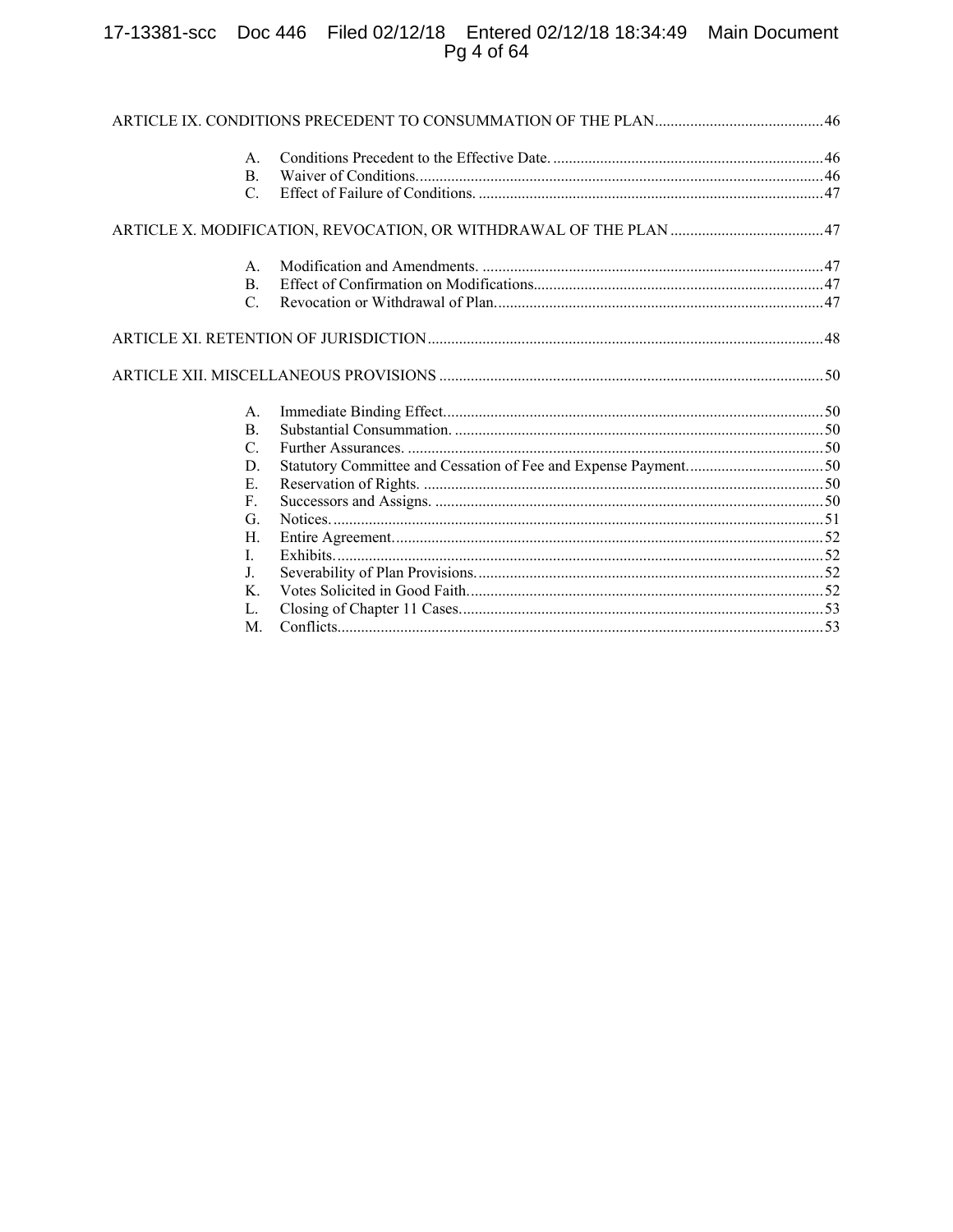ARTICLE IX. CONDITIONS PRECEDENT TO CONSUMMATION OF THE PLAN ........................................... 46

A. Conditions Precedent to the Effective Date. ..................................................................... 46
B. Waiver of Conditions. ....................................................................................................... 46
C. Effect of Failure of Conditions. ....................................................................................... 47

ARTICLE X. MODIFICATION, REVOCATION, OR WITHDRAWAL OF THE PLAN ....................................... 47

A. Modification and Amendments. ....................................................................................... 47
B. Effect of Confirmation on Modifications. ......................................................................... 47
C. Revocation or Withdrawal of Plan. ................................................................................... 47

ARTICLE XI. RETENTION OF JURISDICTION ..................................................................................................... 48

ARTICLE XII. MISCELLANEOUS PROVISIONS .................................................................................................. 50

A. Immediate Binding Effect. ................................................................................................ 50
B. Substantial Consummation. .............................................................................................. 50
C. Further Assurances. .......................................................................................................... 50
D. Statutory Committee and Cessation of Fee and Expense Payment. .................................. 50
E. Reservation of Rights. ...................................................................................................... 50
F. Successors and Assigns. ................................................................................................... 50
G. Notices. ............................................................................................................................ 51
H. Entire Agreement. ............................................................................................................ 52
I. Exhibits. ........................................................................................................................... 52
J. Severability of Plan Provisions. ....................................................................................... 52
K. Votes Solicited in Good Faith. ......................................................................................... 52
L. Closing of Chapter 11 Cases. ........................................................................................... 53
M. Conflicts. .......................................................................................................................... 53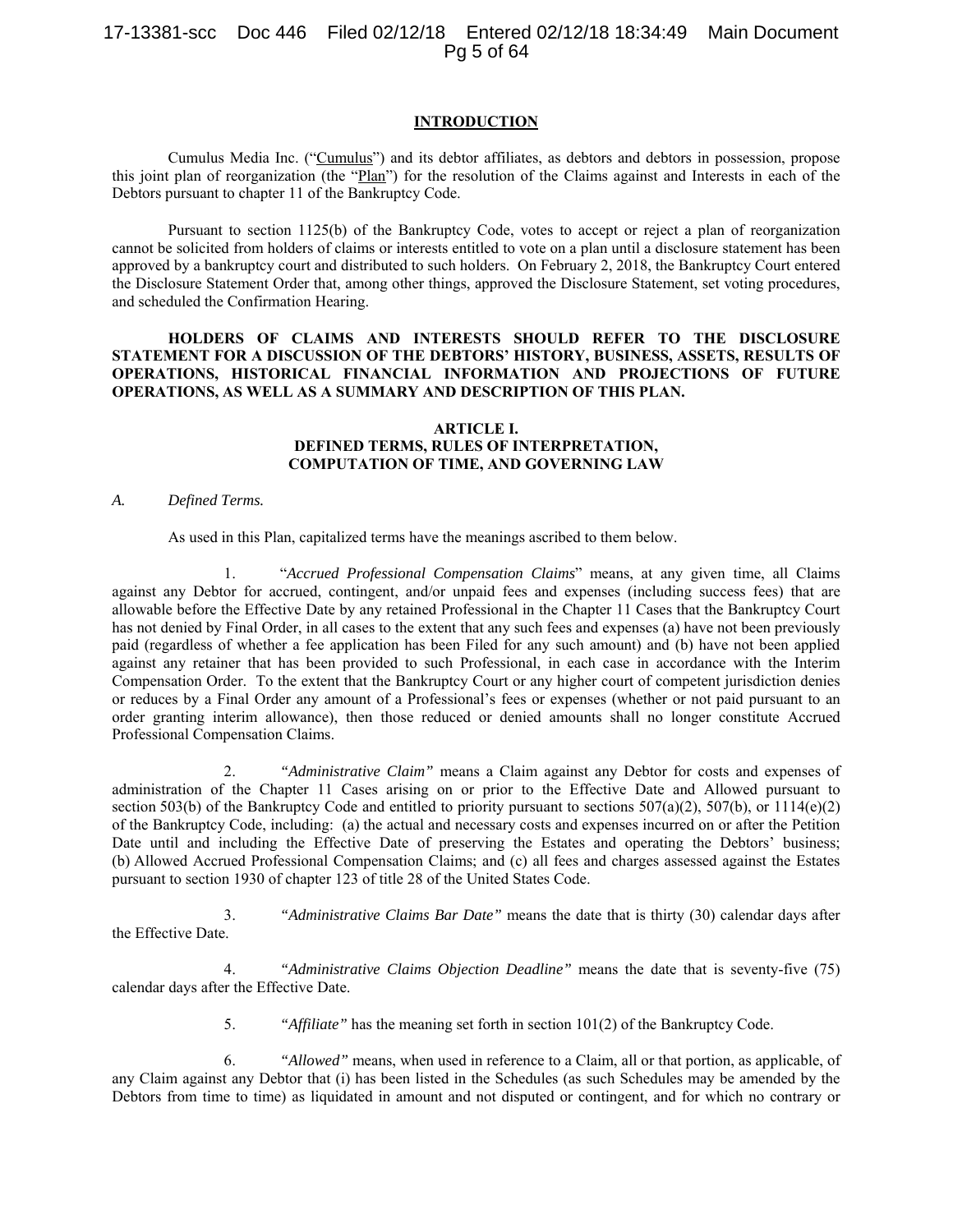## INTRODUCTION

Cumulus Media Inc. ("Cumulus") and its debtor affiliates, as debtors and debtors in possession, propose this joint plan of reorganization (the "Plan") for the resolution of the Claims against and Interests in each of the Debtors pursuant to chapter 11 of the Bankruptcy Code.

Pursuant to section 1125(b) of the Bankruptcy Code, votes to accept or reject a plan of reorganization cannot be solicited from holders of claims or interests entitled to vote on a plan until a disclosure statement has been approved by a bankruptcy court and distributed to such holders. On February 2, 2018, the Bankruptcy Court entered the Disclosure Statement Order that, among other things, approved the Disclosure Statement, set voting procedures, and scheduled the Confirmation Hearing.

**HOLDERS OF CLAIMS AND INTERESTS SHOULD REFER TO THE DISCLOSURE STATEMENT FOR A DISCUSSION OF THE DEBTORS' HISTORY, BUSINESS, ASSETS, RESULTS OF OPERATIONS, HISTORICAL FINANCIAL INFORMATION AND PROJECTIONS OF FUTURE OPERATIONS, AS WELL AS A SUMMARY AND DESCRIPTION OF THIS PLAN.**

## ARTICLE I. DEFINED TERMS, RULES OF INTERPRETATION, COMPUTATION OF TIME, AND GOVERNING LAW

### *A. Defined Terms.*

As used in this Plan, capitalized terms have the meanings ascribed to them below.

1. "*Accrued Professional Compensation Claims*" means, at any given time, all Claims against any Debtor for accrued, contingent, and/or unpaid fees and expenses (including success fees) that are allowable before the Effective Date by any retained Professional in the Chapter 11 Cases that the Bankruptcy Court has not denied by Final Order, in all cases to the extent that any such fees and expenses (a) have not been previously paid (regardless of whether a fee application has been Filed for any such amount) and (b) have not been applied against any retainer that has been provided to such Professional, in each case in accordance with the Interim Compensation Order. To the extent that the Bankruptcy Court or any higher court of competent jurisdiction denies or reduces by a Final Order any amount of a Professional's fees or expenses (whether or not paid pursuant to an order granting interim allowance), then those reduced or denied amounts shall no longer constitute Accrued Professional Compensation Claims.

2. *"Administrative Claim"* means a Claim against any Debtor for costs and expenses of administration of the Chapter 11 Cases arising on or prior to the Effective Date and Allowed pursuant to section 503(b) of the Bankruptcy Code and entitled to priority pursuant to sections 507(a)(2), 507(b), or 1114(e)(2) of the Bankruptcy Code, including: (a) the actual and necessary costs and expenses incurred on or after the Petition Date until and including the Effective Date of preserving the Estates and operating the Debtors' business; (b) Allowed Accrued Professional Compensation Claims; and (c) all fees and charges assessed against the Estates pursuant to section 1930 of chapter 123 of title 28 of the United States Code.

3. *"Administrative Claims Bar Date"* means the date that is thirty (30) calendar days after the Effective Date.

4. *"Administrative Claims Objection Deadline"* means the date that is seventy-five (75) calendar days after the Effective Date.

5. *"Affiliate"* has the meaning set forth in section 101(2) of the Bankruptcy Code.

6. *"Allowed"* means, when used in reference to a Claim, all or that portion, as applicable, of any Claim against any Debtor that (i) has been listed in the Schedules (as such Schedules may be amended by the Debtors from time to time) as liquidated in amount and not disputed or contingent, and for which no contrary or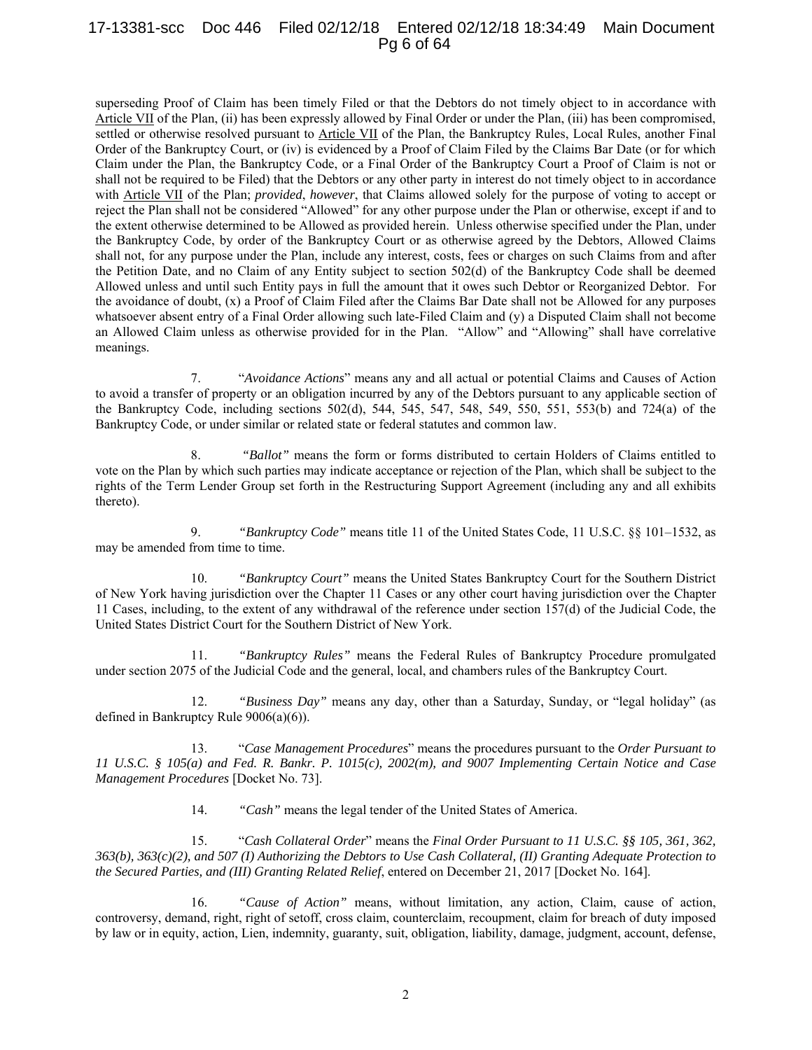superseding Proof of Claim has been timely Filed or that the Debtors do not timely object to in accordance with Article VII of the Plan, (ii) has been expressly allowed by Final Order or under the Plan, (iii) has been compromised, settled or otherwise resolved pursuant to Article VII of the Plan, the Bankruptcy Rules, Local Rules, another Final Order of the Bankruptcy Court, or (iv) is evidenced by a Proof of Claim Filed by the Claims Bar Date (or for which Claim under the Plan, the Bankruptcy Code, or a Final Order of the Bankruptcy Court a Proof of Claim is not or shall not be required to be Filed) that the Debtors or any other party in interest do not timely object to in accordance with Article VII of the Plan; *provided*, *however*, that Claims allowed solely for the purpose of voting to accept or reject the Plan shall not be considered "Allowed" for any other purpose under the Plan or otherwise, except if and to the extent otherwise determined to be Allowed as provided herein. Unless otherwise specified under the Plan, under the Bankruptcy Code, by order of the Bankruptcy Court or as otherwise agreed by the Debtors, Allowed Claims shall not, for any purpose under the Plan, include any interest, costs, fees or charges on such Claims from and after the Petition Date, and no Claim of any Entity subject to section 502(d) of the Bankruptcy Code shall be deemed Allowed unless and until such Entity pays in full the amount that it owes such Debtor or Reorganized Debtor. For the avoidance of doubt, (x) a Proof of Claim Filed after the Claims Bar Date shall not be Allowed for any purposes whatsoever absent entry of a Final Order allowing such late-Filed Claim and (y) a Disputed Claim shall not become an Allowed Claim unless as otherwise provided for in the Plan. "Allow" and "Allowing" shall have correlative meanings.

7. "*Avoidance Actions*" means any and all actual or potential Claims and Causes of Action to avoid a transfer of property or an obligation incurred by any of the Debtors pursuant to any applicable section of the Bankruptcy Code, including sections 502(d), 544, 545, 547, 548, 549, 550, 551, 553(b) and 724(a) of the Bankruptcy Code, or under similar or related state or federal statutes and common law.

8. *"Ballot"* means the form or forms distributed to certain Holders of Claims entitled to vote on the Plan by which such parties may indicate acceptance or rejection of the Plan, which shall be subject to the rights of the Term Lender Group set forth in the Restructuring Support Agreement (including any and all exhibits thereto).

9. *"Bankruptcy Code"* means title 11 of the United States Code, 11 U.S.C. §§ 101–1532, as may be amended from time to time.

10. *"Bankruptcy Court"* means the United States Bankruptcy Court for the Southern District of New York having jurisdiction over the Chapter 11 Cases or any other court having jurisdiction over the Chapter 11 Cases, including, to the extent of any withdrawal of the reference under section 157(d) of the Judicial Code, the United States District Court for the Southern District of New York.

11. *"Bankruptcy Rules"* means the Federal Rules of Bankruptcy Procedure promulgated under section 2075 of the Judicial Code and the general, local, and chambers rules of the Bankruptcy Court.

12. *"Business Day"* means any day, other than a Saturday, Sunday, or "legal holiday" (as defined in Bankruptcy Rule 9006(a)(6)).

13. "*Case Management Procedures*" means the procedures pursuant to the *Order Pursuant to 11 U.S.C. § 105(a) and Fed. R. Bankr. P. 1015(c), 2002(m), and 9007 Implementing Certain Notice and Case Management Procedures* [Docket No. 73].

14. *"Cash"* means the legal tender of the United States of America.

15. "*Cash Collateral Order*" means the *Final Order Pursuant to 11 U.S.C. §§ 105, 361, 362, 363(b), 363(c)(2), and 507 (I) Authorizing the Debtors to Use Cash Collateral, (II) Granting Adequate Protection to the Secured Parties, and (III) Granting Related Relief*, entered on December 21, 2017 [Docket No. 164].

16. *"Cause of Action"* means, without limitation, any action, Claim, cause of action, controversy, demand, right, right of setoff, cross claim, counterclaim, recoupment, claim for breach of duty imposed by law or in equity, action, Lien, indemnity, guaranty, suit, obligation, liability, damage, judgment, account, defense,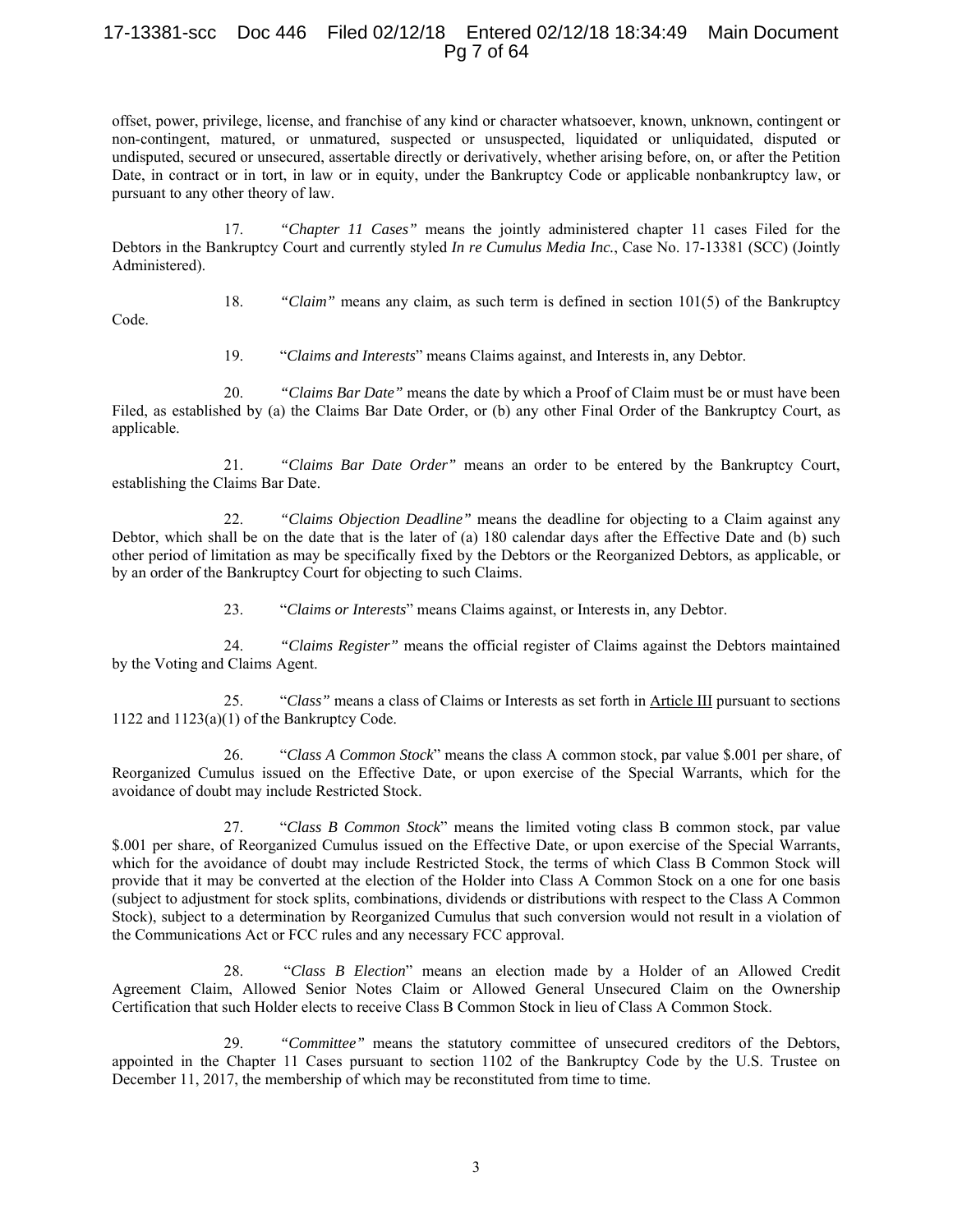offset, power, privilege, license, and franchise of any kind or character whatsoever, known, unknown, contingent or non-contingent, matured, or unmatured, suspected or unsuspected, liquidated or unliquidated, disputed or undisputed, secured or unsecured, assertable directly or derivatively, whether arising before, on, or after the Petition Date, in contract or in tort, in law or in equity, under the Bankruptcy Code or applicable nonbankruptcy law, or pursuant to any other theory of law.

17. *"Chapter 11 Cases"* means the jointly administered chapter 11 cases Filed for the Debtors in the Bankruptcy Court and currently styled *In re Cumulus Media Inc.*, Case No. 17-13381 (SCC) (Jointly Administered).

18. *"Claim"* means any claim, as such term is defined in section 101(5) of the Bankruptcy Code.

19. "*Claims and Interests*" means Claims against, and Interests in, any Debtor.

20. *"Claims Bar Date"* means the date by which a Proof of Claim must be or must have been Filed, as established by (a) the Claims Bar Date Order, or (b) any other Final Order of the Bankruptcy Court, as applicable.

21. *"Claims Bar Date Order"* means an order to be entered by the Bankruptcy Court, establishing the Claims Bar Date.

22. *"Claims Objection Deadline"* means the deadline for objecting to a Claim against any Debtor, which shall be on the date that is the later of (a) 180 calendar days after the Effective Date and (b) such other period of limitation as may be specifically fixed by the Debtors or the Reorganized Debtors, as applicable, or by an order of the Bankruptcy Court for objecting to such Claims.

23. "*Claims or Interests*" means Claims against, or Interests in, any Debtor.

24. *"Claims Register"* means the official register of Claims against the Debtors maintained by the Voting and Claims Agent.

25. "*Class"* means a class of Claims or Interests as set forth in Article III pursuant to sections 1122 and 1123(a)(1) of the Bankruptcy Code.

26. "*Class A Common Stock*" means the class A common stock, par value \$.001 per share, of Reorganized Cumulus issued on the Effective Date, or upon exercise of the Special Warrants, which for the avoidance of doubt may include Restricted Stock.

27. "*Class B Common Stock*" means the limited voting class B common stock, par value \$.001 per share, of Reorganized Cumulus issued on the Effective Date, or upon exercise of the Special Warrants, which for the avoidance of doubt may include Restricted Stock, the terms of which Class B Common Stock will provide that it may be converted at the election of the Holder into Class A Common Stock on a one for one basis (subject to adjustment for stock splits, combinations, dividends or distributions with respect to the Class A Common Stock), subject to a determination by Reorganized Cumulus that such conversion would not result in a violation of the Communications Act or FCC rules and any necessary FCC approval.

28. "*Class B Election*" means an election made by a Holder of an Allowed Credit Agreement Claim, Allowed Senior Notes Claim or Allowed General Unsecured Claim on the Ownership Certification that such Holder elects to receive Class B Common Stock in lieu of Class A Common Stock.

29. *"Committee"* means the statutory committee of unsecured creditors of the Debtors, appointed in the Chapter 11 Cases pursuant to section 1102 of the Bankruptcy Code by the U.S. Trustee on December 11, 2017, the membership of which may be reconstituted from time to time.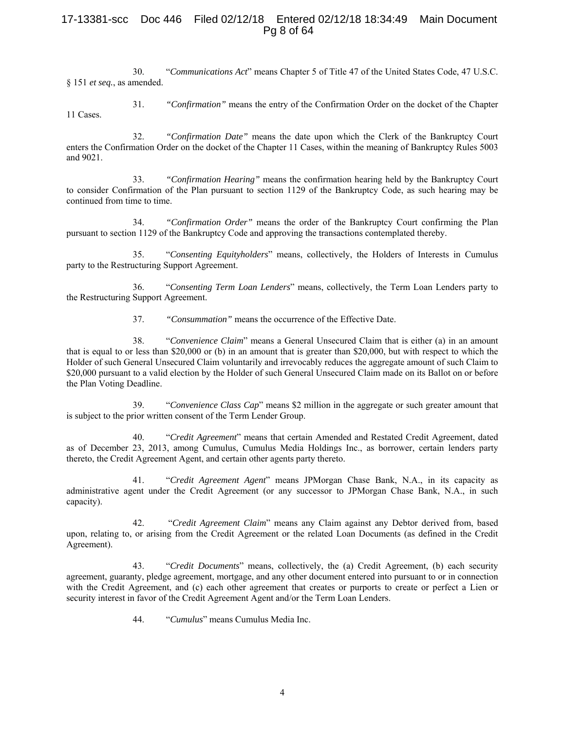30. "*Communications Act*" means Chapter 5 of Title 47 of the United States Code, 47 U.S.C. § 151 *et seq.*, as amended.

31. *"Confirmation"* means the entry of the Confirmation Order on the docket of the Chapter 11 Cases.

32. *"Confirmation Date"* means the date upon which the Clerk of the Bankruptcy Court enters the Confirmation Order on the docket of the Chapter 11 Cases, within the meaning of Bankruptcy Rules 5003 and 9021.

33. *"Confirmation Hearing"* means the confirmation hearing held by the Bankruptcy Court to consider Confirmation of the Plan pursuant to section 1129 of the Bankruptcy Code, as such hearing may be continued from time to time.

34. *"Confirmation Order"* means the order of the Bankruptcy Court confirming the Plan pursuant to section 1129 of the Bankruptcy Code and approving the transactions contemplated thereby.

35. "*Consenting Equityholders*" means, collectively, the Holders of Interests in Cumulus party to the Restructuring Support Agreement.

36. "*Consenting Term Loan Lenders*" means, collectively, the Term Loan Lenders party to the Restructuring Support Agreement.

37. *"Consummation"* means the occurrence of the Effective Date.

38. "*Convenience Claim*" means a General Unsecured Claim that is either (a) in an amount that is equal to or less than $20,000 or (b) in an amount that is greater than $20,000, but with respect to which the Holder of such General Unsecured Claim voluntarily and irrevocably reduces the aggregate amount of such Claim to $20,000 pursuant to a valid election by the Holder of such General Unsecured Claim made on its Ballot on or before the Plan Voting Deadline.

39. "*Convenience Class Cap*" means $2 million in the aggregate or such greater amount that is subject to the prior written consent of the Term Lender Group.

40. "*Credit Agreement*" means that certain Amended and Restated Credit Agreement, dated as of December 23, 2013, among Cumulus, Cumulus Media Holdings Inc., as borrower, certain lenders party thereto, the Credit Agreement Agent, and certain other agents party thereto.

41. "*Credit Agreement Agent*" means JPMorgan Chase Bank, N.A., in its capacity as administrative agent under the Credit Agreement (or any successor to JPMorgan Chase Bank, N.A., in such capacity).

42. "*Credit Agreement Claim*" means any Claim against any Debtor derived from, based upon, relating to, or arising from the Credit Agreement or the related Loan Documents (as defined in the Credit Agreement).

43. "*Credit Documents*" means, collectively, the (a) Credit Agreement, (b) each security agreement, guaranty, pledge agreement, mortgage, and any other document entered into pursuant to or in connection with the Credit Agreement, and (c) each other agreement that creates or purports to create or perfect a Lien or security interest in favor of the Credit Agreement Agent and/or the Term Loan Lenders.

44. "*Cumulus*" means Cumulus Media Inc.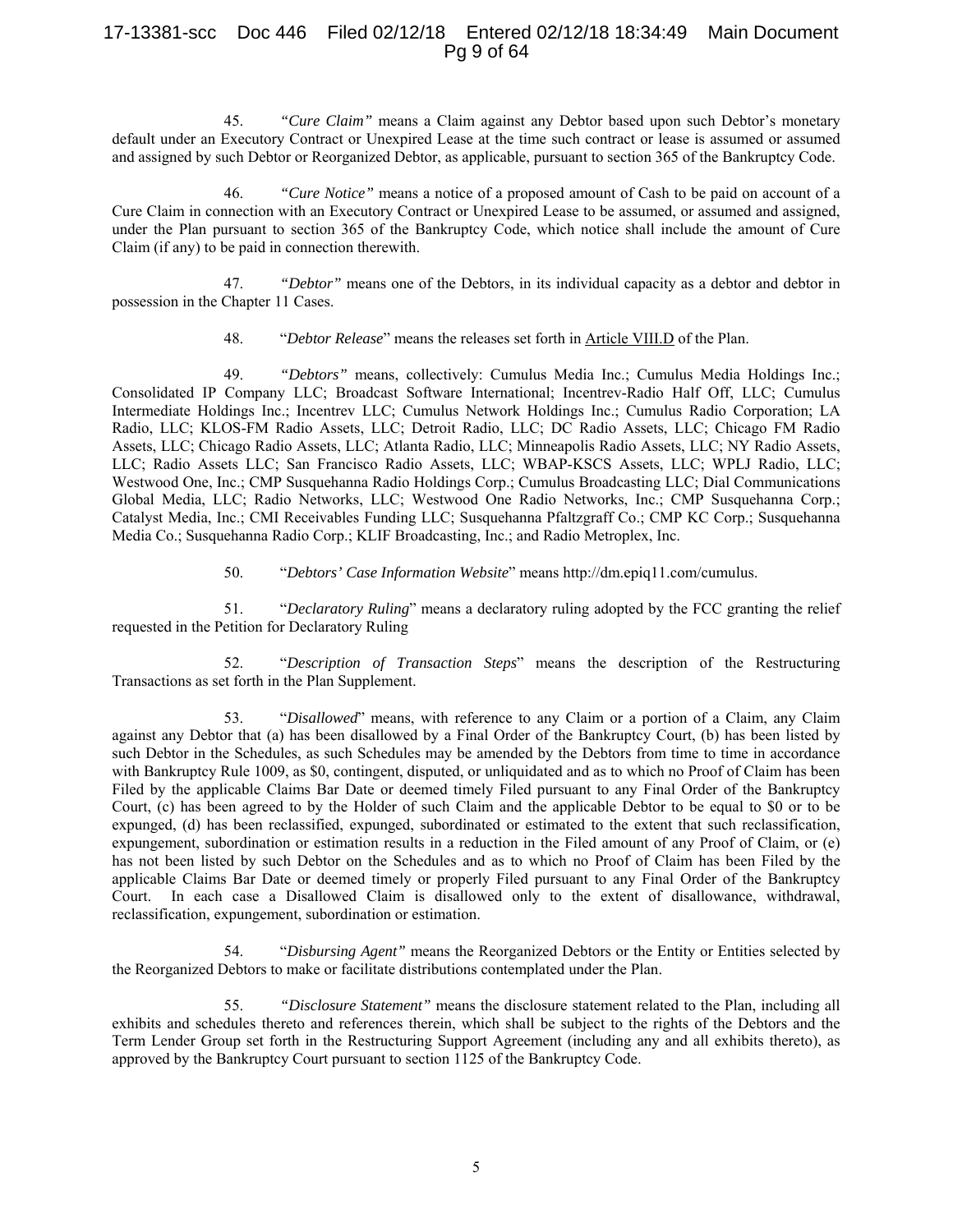45. *"Cure Claim"* means a Claim against any Debtor based upon such Debtor's monetary default under an Executory Contract or Unexpired Lease at the time such contract or lease is assumed or assumed and assigned by such Debtor or Reorganized Debtor, as applicable, pursuant to section 365 of the Bankruptcy Code.

46. *"Cure Notice"* means a notice of a proposed amount of Cash to be paid on account of a Cure Claim in connection with an Executory Contract or Unexpired Lease to be assumed, or assumed and assigned, under the Plan pursuant to section 365 of the Bankruptcy Code, which notice shall include the amount of Cure Claim (if any) to be paid in connection therewith.

47. *"Debtor"* means one of the Debtors, in its individual capacity as a debtor and debtor in possession in the Chapter 11 Cases.

48. "*Debtor Release*" means the releases set forth in Article VIII.D of the Plan.

49. *"Debtors"* means, collectively: Cumulus Media Inc.; Cumulus Media Holdings Inc.; Consolidated IP Company LLC; Broadcast Software International; Incentrev-Radio Half Off, LLC; Cumulus Intermediate Holdings Inc.; Incentrev LLC; Cumulus Network Holdings Inc.; Cumulus Radio Corporation; LA Radio, LLC; KLOS-FM Radio Assets, LLC; Detroit Radio, LLC; DC Radio Assets, LLC; Chicago FM Radio Assets, LLC; Chicago Radio Assets, LLC; Atlanta Radio, LLC; Minneapolis Radio Assets, LLC; NY Radio Assets, LLC; Radio Assets LLC; San Francisco Radio Assets, LLC; WBAP-KSCS Assets, LLC; WPLJ Radio, LLC; Westwood One, Inc.; CMP Susquehanna Radio Holdings Corp.; Cumulus Broadcasting LLC; Dial Communications Global Media, LLC; Radio Networks, LLC; Westwood One Radio Networks, Inc.; CMP Susquehanna Corp.; Catalyst Media, Inc.; CMI Receivables Funding LLC; Susquehanna Pfaltzgraff Co.; CMP KC Corp.; Susquehanna Media Co.; Susquehanna Radio Corp.; KLIF Broadcasting, Inc.; and Radio Metroplex, Inc.

50. "*Debtors' Case Information Website*" means http://dm.epiq11.com/cumulus.

51. "*Declaratory Ruling*" means a declaratory ruling adopted by the FCC granting the relief requested in the Petition for Declaratory Ruling

52. "*Description of Transaction Steps*" means the description of the Restructuring Transactions as set forth in the Plan Supplement.

53. "*Disallowed*" means, with reference to any Claim or a portion of a Claim, any Claim against any Debtor that (a) has been disallowed by a Final Order of the Bankruptcy Court, (b) has been listed by such Debtor in the Schedules, as such Schedules may be amended by the Debtors from time to time in accordance with Bankruptcy Rule 1009, as $0, contingent, disputed, or unliquidated and as to which no Proof of Claim has been Filed by the applicable Claims Bar Date or deemed timely Filed pursuant to any Final Order of the Bankruptcy Court, (c) has been agreed to by the Holder of such Claim and the applicable Debtor to be equal to $0 or to be expunged, (d) has been reclassified, expunged, subordinated or estimated to the extent that such reclassification, expungement, subordination or estimation results in a reduction in the Filed amount of any Proof of Claim, or (e) has not been listed by such Debtor on the Schedules and as to which no Proof of Claim has been Filed by the applicable Claims Bar Date or deemed timely or properly Filed pursuant to any Final Order of the Bankruptcy Court. In each case a Disallowed Claim is disallowed only to the extent of disallowance, withdrawal, reclassification, expungement, subordination or estimation.

54. "*Disbursing Agent"* means the Reorganized Debtors or the Entity or Entities selected by the Reorganized Debtors to make or facilitate distributions contemplated under the Plan.

55. *"Disclosure Statement"* means the disclosure statement related to the Plan, including all exhibits and schedules thereto and references therein, which shall be subject to the rights of the Debtors and the Term Lender Group set forth in the Restructuring Support Agreement (including any and all exhibits thereto), as approved by the Bankruptcy Court pursuant to section 1125 of the Bankruptcy Code.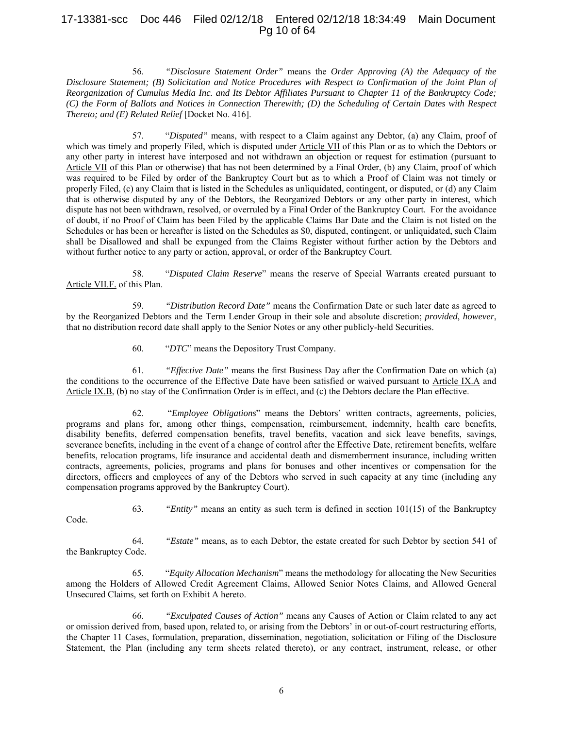56. *"Disclosure Statement Order"* means the *Order Approving (A) the Adequacy of the Disclosure Statement; (B) Solicitation and Notice Procedures with Respect to Confirmation of the Joint Plan of Reorganization of Cumulus Media Inc. and Its Debtor Affiliates Pursuant to Chapter 11 of the Bankruptcy Code; (C) the Form of Ballots and Notices in Connection Therewith; (D) the Scheduling of Certain Dates with Respect Thereto; and (E) Related Relief* [Docket No. 416].

57. "*Disputed"* means, with respect to a Claim against any Debtor, (a) any Claim, proof of which was timely and properly Filed, which is disputed under Article VII of this Plan or as to which the Debtors or any other party in interest have interposed and not withdrawn an objection or request for estimation (pursuant to Article VII of this Plan or otherwise) that has not been determined by a Final Order, (b) any Claim, proof of which was required to be Filed by order of the Bankruptcy Court but as to which a Proof of Claim was not timely or properly Filed, (c) any Claim that is listed in the Schedules as unliquidated, contingent, or disputed, or (d) any Claim that is otherwise disputed by any of the Debtors, the Reorganized Debtors or any other party in interest, which dispute has not been withdrawn, resolved, or overruled by a Final Order of the Bankruptcy Court. For the avoidance of doubt, if no Proof of Claim has been Filed by the applicable Claims Bar Date and the Claim is not listed on the Schedules or has been or hereafter is listed on the Schedules as $0, disputed, contingent, or unliquidated, such Claim shall be Disallowed and shall be expunged from the Claims Register without further action by the Debtors and without further notice to any party or action, approval, or order of the Bankruptcy Court.

58. "*Disputed Claim Reserve*" means the reserve of Special Warrants created pursuant to Article VII.F. of this Plan.

59. *"Distribution Record Date"* means the Confirmation Date or such later date as agreed to by the Reorganized Debtors and the Term Lender Group in their sole and absolute discretion; *provided*, *however*, that no distribution record date shall apply to the Senior Notes or any other publicly-held Securities.

60. "*DTC*" means the Depository Trust Company.

61. *"Effective Date"* means the first Business Day after the Confirmation Date on which (a) the conditions to the occurrence of the Effective Date have been satisfied or waived pursuant to Article IX.A and Article IX.B, (b) no stay of the Confirmation Order is in effect, and (c) the Debtors declare the Plan effective.

62. "*Employee Obligations*" means the Debtors' written contracts, agreements, policies, programs and plans for, among other things, compensation, reimbursement, indemnity, health care benefits, disability benefits, deferred compensation benefits, travel benefits, vacation and sick leave benefits, savings, severance benefits, including in the event of a change of control after the Effective Date, retirement benefits, welfare benefits, relocation programs, life insurance and accidental death and dismemberment insurance, including written contracts, agreements, policies, programs and plans for bonuses and other incentives or compensation for the directors, officers and employees of any of the Debtors who served in such capacity at any time (including any compensation programs approved by the Bankruptcy Court).

63. *"Entity"* means an entity as such term is defined in section 101(15) of the Bankruptcy Code.

64. *"Estate"* means, as to each Debtor, the estate created for such Debtor by section 541 of the Bankruptcy Code.

65. "*Equity Allocation Mechanism*" means the methodology for allocating the New Securities among the Holders of Allowed Credit Agreement Claims, Allowed Senior Notes Claims, and Allowed General Unsecured Claims, set forth on Exhibit A hereto.

66. *"Exculpated Causes of Action"* means any Causes of Action or Claim related to any act or omission derived from, based upon, related to, or arising from the Debtors' in or out-of-court restructuring efforts, the Chapter 11 Cases, formulation, preparation, dissemination, negotiation, solicitation or Filing of the Disclosure Statement, the Plan (including any term sheets related thereto), or any contract, instrument, release, or other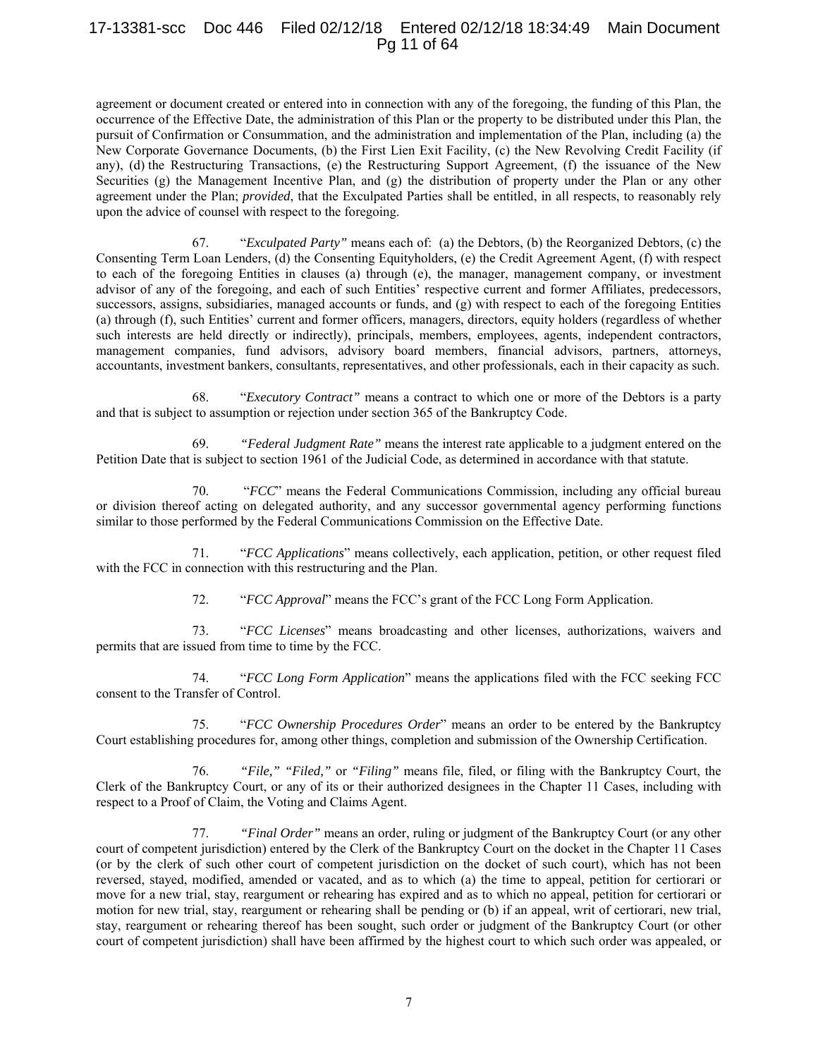agreement or document created or entered into in connection with any of the foregoing, the funding of this Plan, the occurrence of the Effective Date, the administration of this Plan or the property to be distributed under this Plan, the pursuit of Confirmation or Consummation, and the administration and implementation of the Plan, including (a) the New Corporate Governance Documents, (b) the First Lien Exit Facility, (c) the New Revolving Credit Facility (if any), (d) the Restructuring Transactions, (e) the Restructuring Support Agreement, (f) the issuance of the New Securities (g) the Management Incentive Plan, and (g) the distribution of property under the Plan or any other agreement under the Plan; *provided*, that the Exculpated Parties shall be entitled, in all respects, to reasonably rely upon the advice of counsel with respect to the foregoing.

67. "*Exculpated Party*" means each of: (a) the Debtors, (b) the Reorganized Debtors, (c) the Consenting Term Loan Lenders, (d) the Consenting Equityholders, (e) the Credit Agreement Agent, (f) with respect to each of the foregoing Entities in clauses (a) through (e), the manager, management company, or investment advisor of any of the foregoing, and each of such Entities' respective current and former Affiliates, predecessors, successors, assigns, subsidiaries, managed accounts or funds, and (g) with respect to each of the foregoing Entities (a) through (f), such Entities' current and former officers, managers, directors, equity holders (regardless of whether such interests are held directly or indirectly), principals, members, employees, agents, independent contractors, management companies, fund advisors, advisory board members, financial advisors, partners, attorneys, accountants, investment bankers, consultants, representatives, and other professionals, each in their capacity as such.

68. "*Executory Contract*" means a contract to which one or more of the Debtors is a party and that is subject to assumption or rejection under section 365 of the Bankruptcy Code.

69. *"Federal Judgment Rate"* means the interest rate applicable to a judgment entered on the Petition Date that is subject to section 1961 of the Judicial Code, as determined in accordance with that statute.

70. "*FCC*" means the Federal Communications Commission, including any official bureau or division thereof acting on delegated authority, and any successor governmental agency performing functions similar to those performed by the Federal Communications Commission on the Effective Date.

71. "*FCC Applications*" means collectively, each application, petition, or other request filed with the FCC in connection with this restructuring and the Plan.

72. "*FCC Approval*" means the FCC's grant of the FCC Long Form Application.

73. "*FCC Licenses*" means broadcasting and other licenses, authorizations, waivers and permits that are issued from time to time by the FCC.

74. "*FCC Long Form Application*" means the applications filed with the FCC seeking FCC consent to the Transfer of Control.

75. "*FCC Ownership Procedures Order*" means an order to be entered by the Bankruptcy Court establishing procedures for, among other things, completion and submission of the Ownership Certification.

76. *"File," "Filed,"* or *"Filing"* means file, filed, or filing with the Bankruptcy Court, the Clerk of the Bankruptcy Court, or any of its or their authorized designees in the Chapter 11 Cases, including with respect to a Proof of Claim, the Voting and Claims Agent.

77. *"Final Order"* means an order, ruling or judgment of the Bankruptcy Court (or any other court of competent jurisdiction) entered by the Clerk of the Bankruptcy Court on the docket in the Chapter 11 Cases (or by the clerk of such other court of competent jurisdiction on the docket of such court), which has not been reversed, stayed, modified, amended or vacated, and as to which (a) the time to appeal, petition for certiorari or move for a new trial, stay, reargument or rehearing has expired and as to which no appeal, petition for certiorari or motion for new trial, stay, reargument or rehearing shall be pending or (b) if an appeal, writ of certiorari, new trial, stay, reargument or rehearing thereof has been sought, such order or judgment of the Bankruptcy Court (or other court of competent jurisdiction) shall have been affirmed by the highest court to which such order was appealed, or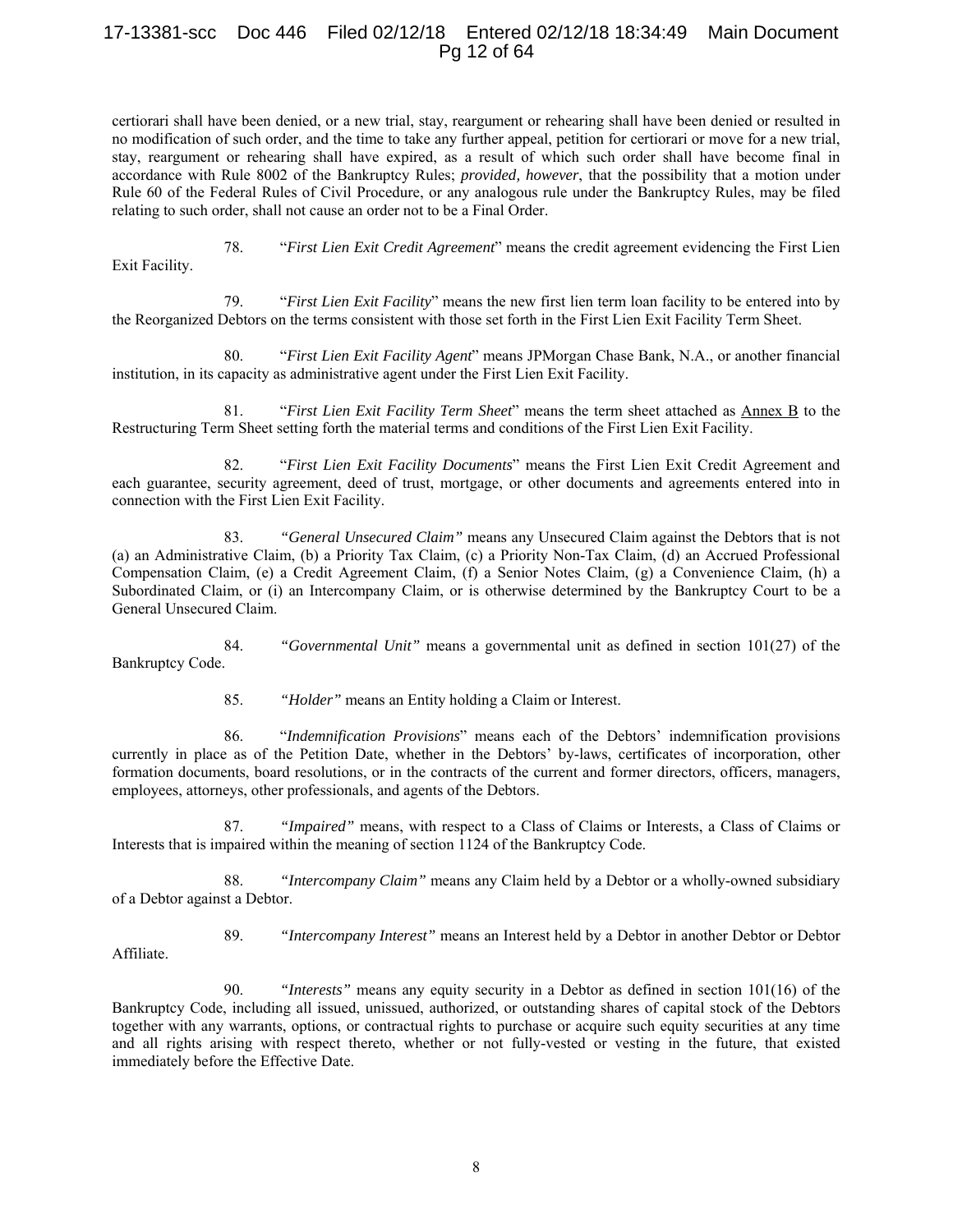certiorari shall have been denied, or a new trial, stay, reargument or rehearing shall have been denied or resulted in no modification of such order, and the time to take any further appeal, petition for certiorari or move for a new trial, stay, reargument or rehearing shall have expired, as a result of which such order shall have become final in accordance with Rule 8002 of the Bankruptcy Rules; *provided, however*, that the possibility that a motion under Rule 60 of the Federal Rules of Civil Procedure, or any analogous rule under the Bankruptcy Rules, may be filed relating to such order, shall not cause an order not to be a Final Order.

78. "*First Lien Exit Credit Agreement*" means the credit agreement evidencing the First Lien Exit Facility.

79. "*First Lien Exit Facility*" means the new first lien term loan facility to be entered into by the Reorganized Debtors on the terms consistent with those set forth in the First Lien Exit Facility Term Sheet.

80. "*First Lien Exit Facility Agent*" means JPMorgan Chase Bank, N.A., or another financial institution, in its capacity as administrative agent under the First Lien Exit Facility.

81. "*First Lien Exit Facility Term Sheet*" means the term sheet attached as Annex B to the Restructuring Term Sheet setting forth the material terms and conditions of the First Lien Exit Facility.

82. "*First Lien Exit Facility Documents*" means the First Lien Exit Credit Agreement and each guarantee, security agreement, deed of trust, mortgage, or other documents and agreements entered into in connection with the First Lien Exit Facility.

83. *"General Unsecured Claim"* means any Unsecured Claim against the Debtors that is not (a) an Administrative Claim, (b) a Priority Tax Claim, (c) a Priority Non-Tax Claim, (d) an Accrued Professional Compensation Claim, (e) a Credit Agreement Claim, (f) a Senior Notes Claim, (g) a Convenience Claim, (h) a Subordinated Claim, or (i) an Intercompany Claim, or is otherwise determined by the Bankruptcy Court to be a General Unsecured Claim.

84. *"Governmental Unit"* means a governmental unit as defined in section 101(27) of the Bankruptcy Code.

85. *"Holder"* means an Entity holding a Claim or Interest.

86. "*Indemnification Provisions*" means each of the Debtors' indemnification provisions currently in place as of the Petition Date, whether in the Debtors' by-laws, certificates of incorporation, other formation documents, board resolutions, or in the contracts of the current and former directors, officers, managers, employees, attorneys, other professionals, and agents of the Debtors.

87. *"Impaired"* means, with respect to a Class of Claims or Interests, a Class of Claims or Interests that is impaired within the meaning of section 1124 of the Bankruptcy Code.

88. *"Intercompany Claim"* means any Claim held by a Debtor or a wholly-owned subsidiary of a Debtor against a Debtor.

89. *"Intercompany Interest"* means an Interest held by a Debtor in another Debtor or Debtor Affiliate.

90. *"Interests"* means any equity security in a Debtor as defined in section 101(16) of the Bankruptcy Code, including all issued, unissued, authorized, or outstanding shares of capital stock of the Debtors together with any warrants, options, or contractual rights to purchase or acquire such equity securities at any time and all rights arising with respect thereto, whether or not fully-vested or vesting in the future, that existed immediately before the Effective Date.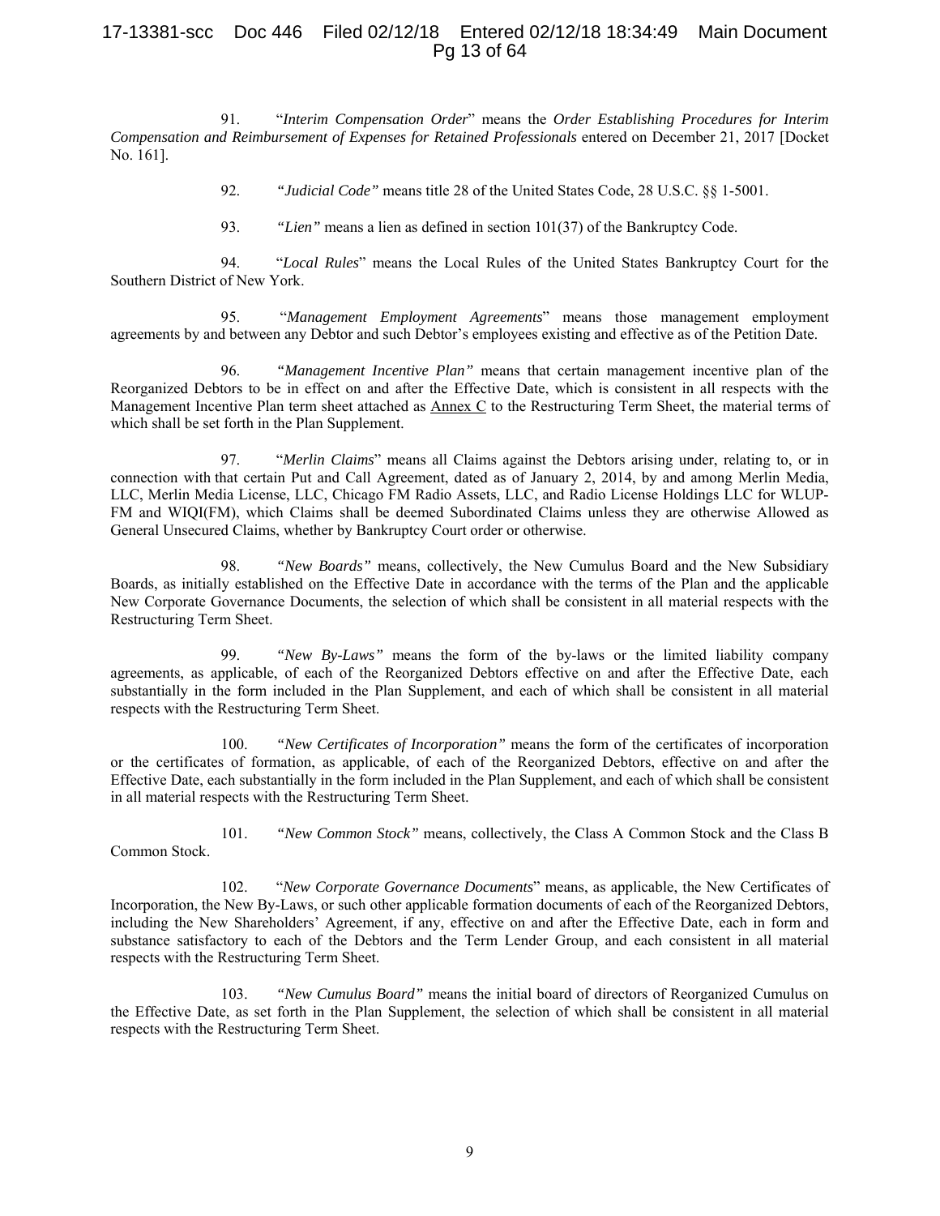91. "*Interim Compensation Order*" means the *Order Establishing Procedures for Interim Compensation and Reimbursement of Expenses for Retained Professionals* entered on December 21, 2017 [Docket No. 161].

92. *"Judicial Code"* means title 28 of the United States Code, 28 U.S.C. §§ 1-5001.

93. *"Lien"* means a lien as defined in section 101(37) of the Bankruptcy Code.

94. "*Local Rules*" means the Local Rules of the United States Bankruptcy Court for the Southern District of New York.

95. "*Management Employment Agreements*" means those management employment agreements by and between any Debtor and such Debtor's employees existing and effective as of the Petition Date.

96. *"Management Incentive Plan"* means that certain management incentive plan of the Reorganized Debtors to be in effect on and after the Effective Date, which is consistent in all respects with the Management Incentive Plan term sheet attached as Annex C to the Restructuring Term Sheet, the material terms of which shall be set forth in the Plan Supplement.

97. "*Merlin Claims*" means all Claims against the Debtors arising under, relating to, or in connection with that certain Put and Call Agreement, dated as of January 2, 2014, by and among Merlin Media, LLC, Merlin Media License, LLC, Chicago FM Radio Assets, LLC, and Radio License Holdings LLC for WLUP-FM and WIQI(FM), which Claims shall be deemed Subordinated Claims unless they are otherwise Allowed as General Unsecured Claims, whether by Bankruptcy Court order or otherwise.

98. *"New Boards"* means, collectively, the New Cumulus Board and the New Subsidiary Boards, as initially established on the Effective Date in accordance with the terms of the Plan and the applicable New Corporate Governance Documents, the selection of which shall be consistent in all material respects with the Restructuring Term Sheet.

99. *"New By-Laws"* means the form of the by-laws or the limited liability company agreements, as applicable, of each of the Reorganized Debtors effective on and after the Effective Date, each substantially in the form included in the Plan Supplement, and each of which shall be consistent in all material respects with the Restructuring Term Sheet.

100. *"New Certificates of Incorporation"* means the form of the certificates of incorporation or the certificates of formation, as applicable, of each of the Reorganized Debtors, effective on and after the Effective Date, each substantially in the form included in the Plan Supplement, and each of which shall be consistent in all material respects with the Restructuring Term Sheet.

101. *"New Common Stock"* means, collectively, the Class A Common Stock and the Class B Common Stock.

102. "*New Corporate Governance Documents*" means, as applicable, the New Certificates of Incorporation, the New By-Laws, or such other applicable formation documents of each of the Reorganized Debtors, including the New Shareholders' Agreement, if any, effective on and after the Effective Date, each in form and substance satisfactory to each of the Debtors and the Term Lender Group, and each consistent in all material respects with the Restructuring Term Sheet.

103. *"New Cumulus Board"* means the initial board of directors of Reorganized Cumulus on the Effective Date, as set forth in the Plan Supplement, the selection of which shall be consistent in all material respects with the Restructuring Term Sheet.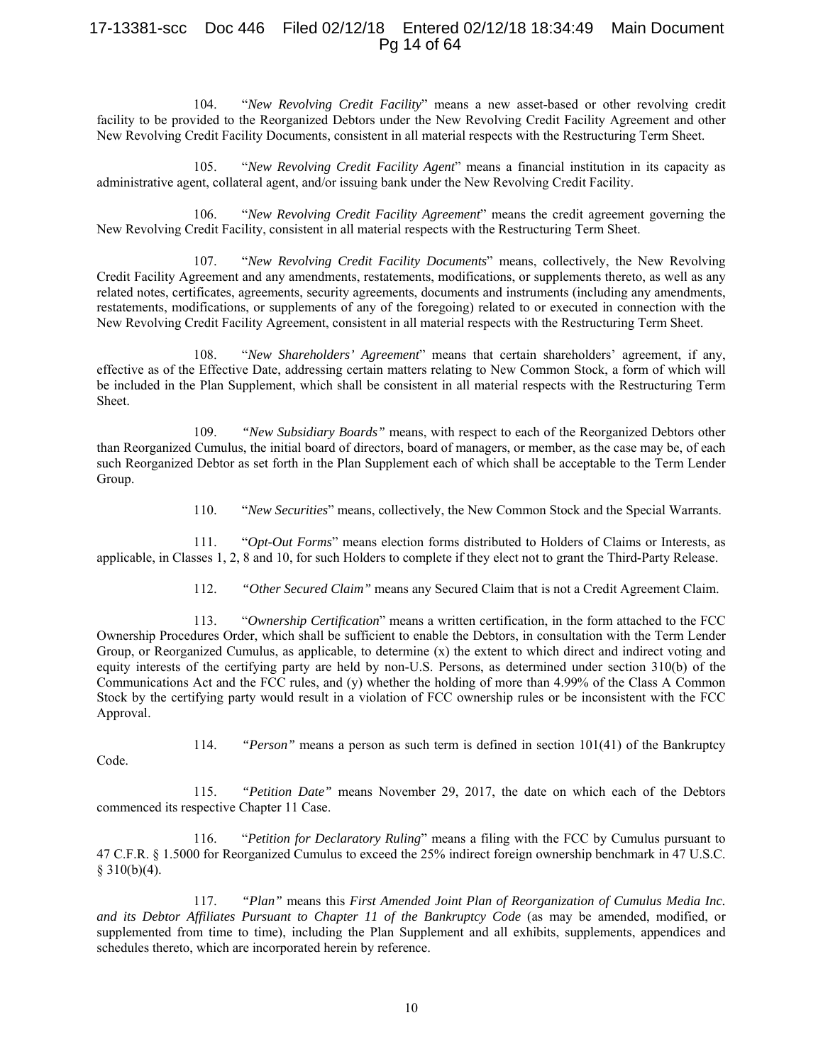104. "*New Revolving Credit Facility*" means a new asset-based or other revolving credit facility to be provided to the Reorganized Debtors under the New Revolving Credit Facility Agreement and other New Revolving Credit Facility Documents, consistent in all material respects with the Restructuring Term Sheet.

105. "*New Revolving Credit Facility Agent*" means a financial institution in its capacity as administrative agent, collateral agent, and/or issuing bank under the New Revolving Credit Facility.

106. "*New Revolving Credit Facility Agreement*" means the credit agreement governing the New Revolving Credit Facility, consistent in all material respects with the Restructuring Term Sheet.

107. "*New Revolving Credit Facility Documents*" means, collectively, the New Revolving Credit Facility Agreement and any amendments, restatements, modifications, or supplements thereto, as well as any related notes, certificates, agreements, security agreements, documents and instruments (including any amendments, restatements, modifications, or supplements of any of the foregoing) related to or executed in connection with the New Revolving Credit Facility Agreement, consistent in all material respects with the Restructuring Term Sheet.

108. "*New Shareholders' Agreement*" means that certain shareholders' agreement, if any, effective as of the Effective Date, addressing certain matters relating to New Common Stock, a form of which will be included in the Plan Supplement, which shall be consistent in all material respects with the Restructuring Term Sheet.

109. *"New Subsidiary Boards"* means, with respect to each of the Reorganized Debtors other than Reorganized Cumulus, the initial board of directors, board of managers, or member, as the case may be, of each such Reorganized Debtor as set forth in the Plan Supplement each of which shall be acceptable to the Term Lender Group.

110. "*New Securities*" means, collectively, the New Common Stock and the Special Warrants.

111. "*Opt-Out Forms*" means election forms distributed to Holders of Claims or Interests, as applicable, in Classes 1, 2, 8 and 10, for such Holders to complete if they elect not to grant the Third-Party Release.

112. *"Other Secured Claim"* means any Secured Claim that is not a Credit Agreement Claim.

113. "*Ownership Certification*" means a written certification, in the form attached to the FCC Ownership Procedures Order, which shall be sufficient to enable the Debtors, in consultation with the Term Lender Group, or Reorganized Cumulus, as applicable, to determine (x) the extent to which direct and indirect voting and equity interests of the certifying party are held by non-U.S. Persons, as determined under section 310(b) of the Communications Act and the FCC rules, and (y) whether the holding of more than 4.99% of the Class A Common Stock by the certifying party would result in a violation of FCC ownership rules or be inconsistent with the FCC Approval.

114. *"Person"* means a person as such term is defined in section 101(41) of the Bankruptcy Code.

115. *"Petition Date"* means November 29, 2017, the date on which each of the Debtors commenced its respective Chapter 11 Case.

116. "*Petition for Declaratory Ruling*" means a filing with the FCC by Cumulus pursuant to 47 C.F.R. § 1.5000 for Reorganized Cumulus to exceed the 25% indirect foreign ownership benchmark in 47 U.S.C. § 310(b)(4).

117. *"Plan"* means this *First Amended Joint Plan of Reorganization of Cumulus Media Inc. and its Debtor Affiliates Pursuant to Chapter 11 of the Bankruptcy Code* (as may be amended, modified, or supplemented from time to time), including the Plan Supplement and all exhibits, supplements, appendices and schedules thereto, which are incorporated herein by reference.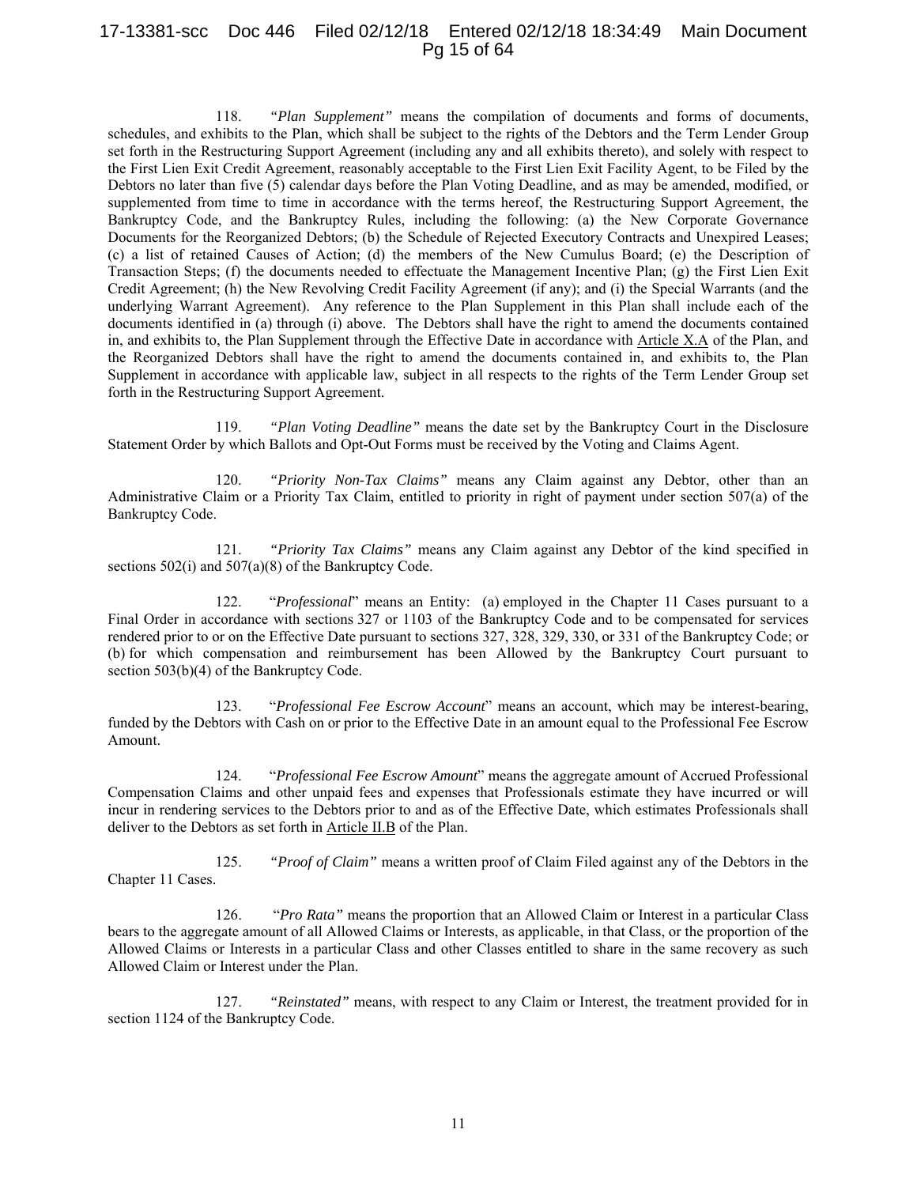118. *"Plan Supplement"* means the compilation of documents and forms of documents, schedules, and exhibits to the Plan, which shall be subject to the rights of the Debtors and the Term Lender Group set forth in the Restructuring Support Agreement (including any and all exhibits thereto), and solely with respect to the First Lien Exit Credit Agreement, reasonably acceptable to the First Lien Exit Facility Agent, to be Filed by the Debtors no later than five (5) calendar days before the Plan Voting Deadline, and as may be amended, modified, or supplemented from time to time in accordance with the terms hereof, the Restructuring Support Agreement, the Bankruptcy Code, and the Bankruptcy Rules, including the following: (a) the New Corporate Governance Documents for the Reorganized Debtors; (b) the Schedule of Rejected Executory Contracts and Unexpired Leases; (c) a list of retained Causes of Action; (d) the members of the New Cumulus Board; (e) the Description of Transaction Steps; (f) the documents needed to effectuate the Management Incentive Plan; (g) the First Lien Exit Credit Agreement; (h) the New Revolving Credit Facility Agreement (if any); and (i) the Special Warrants (and the underlying Warrant Agreement). Any reference to the Plan Supplement in this Plan shall include each of the documents identified in (a) through (i) above. The Debtors shall have the right to amend the documents contained in, and exhibits to, the Plan Supplement through the Effective Date in accordance with Article X.A of the Plan, and the Reorganized Debtors shall have the right to amend the documents contained in, and exhibits to, the Plan Supplement in accordance with applicable law, subject in all respects to the rights of the Term Lender Group set forth in the Restructuring Support Agreement.

119. *"Plan Voting Deadline"* means the date set by the Bankruptcy Court in the Disclosure Statement Order by which Ballots and Opt-Out Forms must be received by the Voting and Claims Agent.

120. *"Priority Non-Tax Claims"* means any Claim against any Debtor, other than an Administrative Claim or a Priority Tax Claim, entitled to priority in right of payment under section 507(a) of the Bankruptcy Code.

121. *"Priority Tax Claims"* means any Claim against any Debtor of the kind specified in sections 502(i) and 507(a)(8) of the Bankruptcy Code.

122. "*Professional*" means an Entity: (a) employed in the Chapter 11 Cases pursuant to a Final Order in accordance with sections 327 or 1103 of the Bankruptcy Code and to be compensated for services rendered prior to or on the Effective Date pursuant to sections 327, 328, 329, 330, or 331 of the Bankruptcy Code; or (b) for which compensation and reimbursement has been Allowed by the Bankruptcy Court pursuant to section 503(b)(4) of the Bankruptcy Code.

123. "*Professional Fee Escrow Account*" means an account, which may be interest-bearing, funded by the Debtors with Cash on or prior to the Effective Date in an amount equal to the Professional Fee Escrow Amount.

124. "*Professional Fee Escrow Amount*" means the aggregate amount of Accrued Professional Compensation Claims and other unpaid fees and expenses that Professionals estimate they have incurred or will incur in rendering services to the Debtors prior to and as of the Effective Date, which estimates Professionals shall deliver to the Debtors as set forth in Article II.B of the Plan.

125. *"Proof of Claim"* means a written proof of Claim Filed against any of the Debtors in the Chapter 11 Cases.

126. *"Pro Rata"* means the proportion that an Allowed Claim or Interest in a particular Class bears to the aggregate amount of all Allowed Claims or Interests, as applicable, in that Class, or the proportion of the Allowed Claims or Interests in a particular Class and other Classes entitled to share in the same recovery as such Allowed Claim or Interest under the Plan.

127. *"Reinstated"* means, with respect to any Claim or Interest, the treatment provided for in section 1124 of the Bankruptcy Code.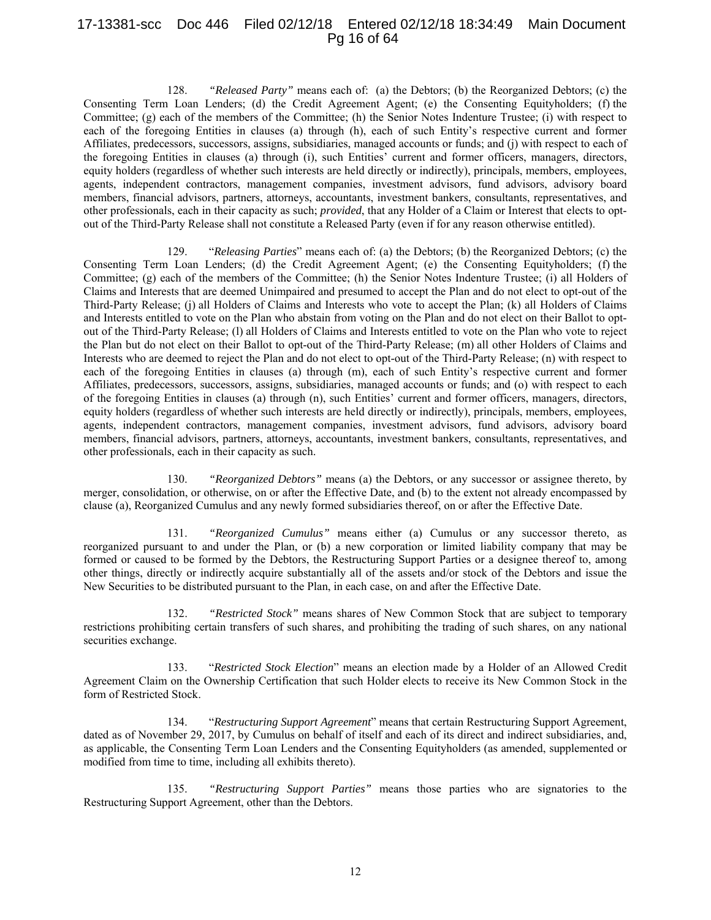128. *"Released Party"* means each of: (a) the Debtors; (b) the Reorganized Debtors; (c) the Consenting Term Loan Lenders; (d) the Credit Agreement Agent; (e) the Consenting Equityholders; (f) the Committee; (g) each of the members of the Committee; (h) the Senior Notes Indenture Trustee; (i) with respect to each of the foregoing Entities in clauses (a) through (h), each of such Entity's respective current and former Affiliates, predecessors, successors, assigns, subsidiaries, managed accounts or funds; and (j) with respect to each of the foregoing Entities in clauses (a) through (i), such Entities' current and former officers, managers, directors, equity holders (regardless of whether such interests are held directly or indirectly), principals, members, employees, agents, independent contractors, management companies, investment advisors, fund advisors, advisory board members, financial advisors, partners, attorneys, accountants, investment bankers, consultants, representatives, and other professionals, each in their capacity as such; *provided*, that any Holder of a Claim or Interest that elects to opt-out of the Third-Party Release shall not constitute a Released Party (even if for any reason otherwise entitled).

129. "*Releasing Parties*" means each of: (a) the Debtors; (b) the Reorganized Debtors; (c) the Consenting Term Loan Lenders; (d) the Credit Agreement Agent; (e) the Consenting Equityholders; (f) the Committee; (g) each of the members of the Committee; (h) the Senior Notes Indenture Trustee; (i) all Holders of Claims and Interests that are deemed Unimpaired and presumed to accept the Plan and do not elect to opt-out of the Third-Party Release; (j) all Holders of Claims and Interests who vote to accept the Plan; (k) all Holders of Claims and Interests entitled to vote on the Plan who abstain from voting on the Plan and do not elect on their Ballot to opt-out of the Third-Party Release; (l) all Holders of Claims and Interests entitled to vote on the Plan who vote to reject the Plan but do not elect on their Ballot to opt-out of the Third-Party Release; (m) all other Holders of Claims and Interests who are deemed to reject the Plan and do not elect to opt-out of the Third-Party Release; (n) with respect to each of the foregoing Entities in clauses (a) through (m), each of such Entity's respective current and former Affiliates, predecessors, successors, assigns, subsidiaries, managed accounts or funds; and (o) with respect to each of the foregoing Entities in clauses (a) through (n), such Entities' current and former officers, managers, directors, equity holders (regardless of whether such interests are held directly or indirectly), principals, members, employees, agents, independent contractors, management companies, investment advisors, fund advisors, advisory board members, financial advisors, partners, attorneys, accountants, investment bankers, consultants, representatives, and other professionals, each in their capacity as such.

130. *"Reorganized Debtors"* means (a) the Debtors, or any successor or assignee thereto, by merger, consolidation, or otherwise, on or after the Effective Date, and (b) to the extent not already encompassed by clause (a), Reorganized Cumulus and any newly formed subsidiaries thereof, on or after the Effective Date.

131. *"Reorganized Cumulus"* means either (a) Cumulus or any successor thereto, as reorganized pursuant to and under the Plan, or (b) a new corporation or limited liability company that may be formed or caused to be formed by the Debtors, the Restructuring Support Parties or a designee thereof to, among other things, directly or indirectly acquire substantially all of the assets and/or stock of the Debtors and issue the New Securities to be distributed pursuant to the Plan, in each case, on and after the Effective Date.

132. *"Restricted Stock"* means shares of New Common Stock that are subject to temporary restrictions prohibiting certain transfers of such shares, and prohibiting the trading of such shares, on any national securities exchange.

133. "*Restricted Stock Election*" means an election made by a Holder of an Allowed Credit Agreement Claim on the Ownership Certification that such Holder elects to receive its New Common Stock in the form of Restricted Stock.

134. "*Restructuring Support Agreement*" means that certain Restructuring Support Agreement, dated as of November 29, 2017, by Cumulus on behalf of itself and each of its direct and indirect subsidiaries, and, as applicable, the Consenting Term Loan Lenders and the Consenting Equityholders (as amended, supplemented or modified from time to time, including all exhibits thereto).

135. *"Restructuring Support Parties"* means those parties who are signatories to the Restructuring Support Agreement, other than the Debtors.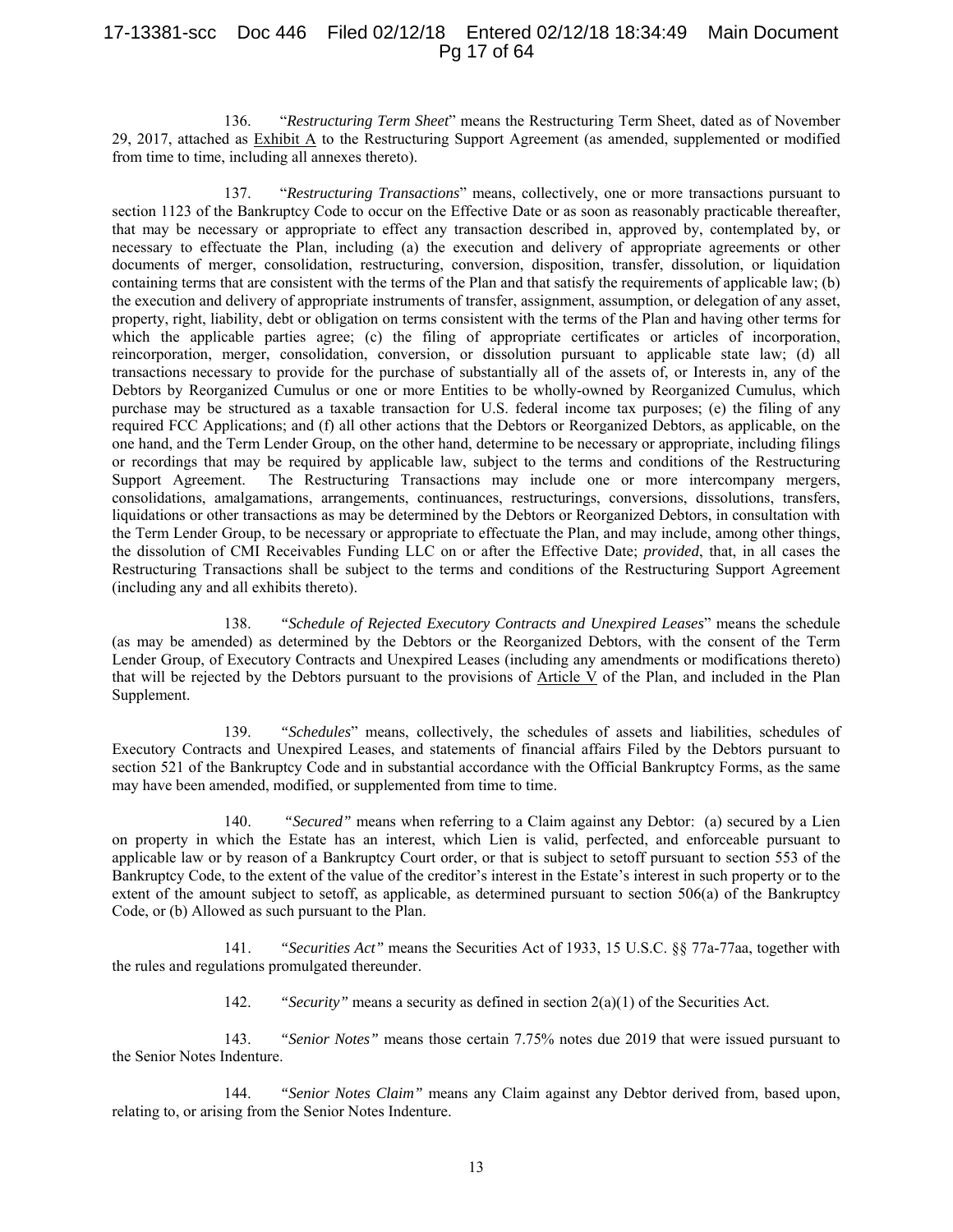136. "*Restructuring Term Sheet*" means the Restructuring Term Sheet, dated as of November 29, 2017, attached as Exhibit A to the Restructuring Support Agreement (as amended, supplemented or modified from time to time, including all annexes thereto).

137. "*Restructuring Transactions*" means, collectively, one or more transactions pursuant to section 1123 of the Bankruptcy Code to occur on the Effective Date or as soon as reasonably practicable thereafter, that may be necessary or appropriate to effect any transaction described in, approved by, contemplated by, or necessary to effectuate the Plan, including (a) the execution and delivery of appropriate agreements or other documents of merger, consolidation, restructuring, conversion, disposition, transfer, dissolution, or liquidation containing terms that are consistent with the terms of the Plan and that satisfy the requirements of applicable law; (b) the execution and delivery of appropriate instruments of transfer, assignment, assumption, or delegation of any asset, property, right, liability, debt or obligation on terms consistent with the terms of the Plan and having other terms for which the applicable parties agree; (c) the filing of appropriate certificates or articles of incorporation, reincorporation, merger, consolidation, conversion, or dissolution pursuant to applicable state law; (d) all transactions necessary to provide for the purchase of substantially all of the assets of, or Interests in, any of the Debtors by Reorganized Cumulus or one or more Entities to be wholly-owned by Reorganized Cumulus, which purchase may be structured as a taxable transaction for U.S. federal income tax purposes; (e) the filing of any required FCC Applications; and (f) all other actions that the Debtors or Reorganized Debtors, as applicable, on the one hand, and the Term Lender Group, on the other hand, determine to be necessary or appropriate, including filings or recordings that may be required by applicable law, subject to the terms and conditions of the Restructuring Support Agreement. The Restructuring Transactions may include one or more intercompany mergers, consolidations, amalgamations, arrangements, continuances, restructurings, conversions, dissolutions, transfers, liquidations or other transactions as may be determined by the Debtors or Reorganized Debtors, in consultation with the Term Lender Group, to be necessary or appropriate to effectuate the Plan, and may include, among other things, the dissolution of CMI Receivables Funding LLC on or after the Effective Date; *provided*, that, in all cases the Restructuring Transactions shall be subject to the terms and conditions of the Restructuring Support Agreement (including any and all exhibits thereto).

138. "*Schedule of Rejected Executory Contracts and Unexpired Leases*" means the schedule (as may be amended) as determined by the Debtors or the Reorganized Debtors, with the consent of the Term Lender Group, of Executory Contracts and Unexpired Leases (including any amendments or modifications thereto) that will be rejected by the Debtors pursuant to the provisions of Article V of the Plan, and included in the Plan Supplement.

139. "*Schedules*" means, collectively, the schedules of assets and liabilities, schedules of Executory Contracts and Unexpired Leases, and statements of financial affairs Filed by the Debtors pursuant to section 521 of the Bankruptcy Code and in substantial accordance with the Official Bankruptcy Forms, as the same may have been amended, modified, or supplemented from time to time.

140. "*Secured*" means when referring to a Claim against any Debtor: (a) secured by a Lien on property in which the Estate has an interest, which Lien is valid, perfected, and enforceable pursuant to applicable law or by reason of a Bankruptcy Court order, or that is subject to setoff pursuant to section 553 of the Bankruptcy Code, to the extent of the value of the creditor's interest in the Estate's interest in such property or to the extent of the amount subject to setoff, as applicable, as determined pursuant to section 506(a) of the Bankruptcy Code, or (b) Allowed as such pursuant to the Plan.

141. "*Securities Act*" means the Securities Act of 1933, 15 U.S.C. §§ 77a-77aa, together with the rules and regulations promulgated thereunder.

142. "*Security*" means a security as defined in section 2(a)(1) of the Securities Act.

143. "*Senior Notes*" means those certain 7.75% notes due 2019 that were issued pursuant to the Senior Notes Indenture.

144. "*Senior Notes Claim*" means any Claim against any Debtor derived from, based upon, relating to, or arising from the Senior Notes Indenture.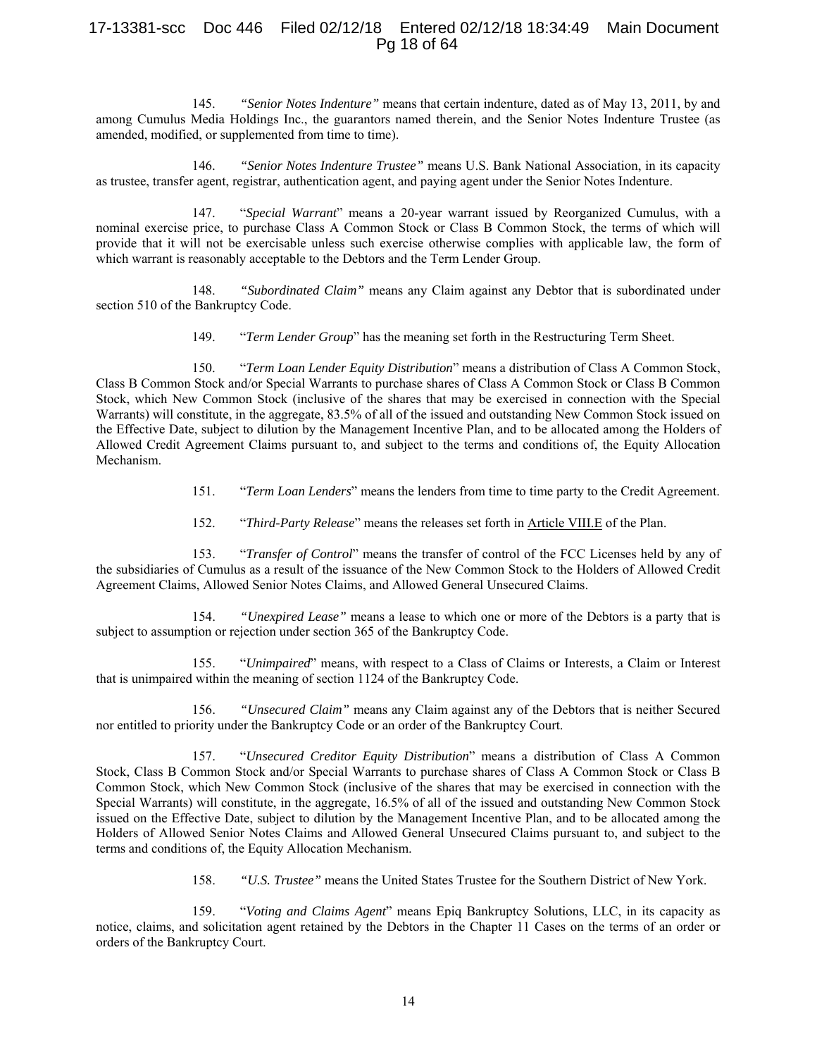145. *"Senior Notes Indenture"* means that certain indenture, dated as of May 13, 2011, by and among Cumulus Media Holdings Inc., the guarantors named therein, and the Senior Notes Indenture Trustee (as amended, modified, or supplemented from time to time).

146. *"Senior Notes Indenture Trustee"* means U.S. Bank National Association, in its capacity as trustee, transfer agent, registrar, authentication agent, and paying agent under the Senior Notes Indenture.

147. "*Special Warrant*" means a 20-year warrant issued by Reorganized Cumulus, with a nominal exercise price, to purchase Class A Common Stock or Class B Common Stock, the terms of which will provide that it will not be exercisable unless such exercise otherwise complies with applicable law, the form of which warrant is reasonably acceptable to the Debtors and the Term Lender Group.

148. *"Subordinated Claim"* means any Claim against any Debtor that is subordinated under section 510 of the Bankruptcy Code.

149. "*Term Lender Group*" has the meaning set forth in the Restructuring Term Sheet.

150. "*Term Loan Lender Equity Distribution*" means a distribution of Class A Common Stock, Class B Common Stock and/or Special Warrants to purchase shares of Class A Common Stock or Class B Common Stock, which New Common Stock (inclusive of the shares that may be exercised in connection with the Special Warrants) will constitute, in the aggregate, 83.5% of all of the issued and outstanding New Common Stock issued on the Effective Date, subject to dilution by the Management Incentive Plan, and to be allocated among the Holders of Allowed Credit Agreement Claims pursuant to, and subject to the terms and conditions of, the Equity Allocation Mechanism.

151. "*Term Loan Lenders*" means the lenders from time to time party to the Credit Agreement.

152. "*Third-Party Release*" means the releases set forth in Article VIII.E of the Plan.

153. "*Transfer of Control*" means the transfer of control of the FCC Licenses held by any of the subsidiaries of Cumulus as a result of the issuance of the New Common Stock to the Holders of Allowed Credit Agreement Claims, Allowed Senior Notes Claims, and Allowed General Unsecured Claims.

154. *"Unexpired Lease"* means a lease to which one or more of the Debtors is a party that is subject to assumption or rejection under section 365 of the Bankruptcy Code.

155. "*Unimpaired*" means, with respect to a Class of Claims or Interests, a Claim or Interest that is unimpaired within the meaning of section 1124 of the Bankruptcy Code.

156. *"Unsecured Claim"* means any Claim against any of the Debtors that is neither Secured nor entitled to priority under the Bankruptcy Code or an order of the Bankruptcy Court.

157. "*Unsecured Creditor Equity Distribution*" means a distribution of Class A Common Stock, Class B Common Stock and/or Special Warrants to purchase shares of Class A Common Stock or Class B Common Stock, which New Common Stock (inclusive of the shares that may be exercised in connection with the Special Warrants) will constitute, in the aggregate, 16.5% of all of the issued and outstanding New Common Stock issued on the Effective Date, subject to dilution by the Management Incentive Plan, and to be allocated among the Holders of Allowed Senior Notes Claims and Allowed General Unsecured Claims pursuant to, and subject to the terms and conditions of, the Equity Allocation Mechanism.

158. *"U.S. Trustee"* means the United States Trustee for the Southern District of New York.

159. "*Voting and Claims Agent*" means Epiq Bankruptcy Solutions, LLC, in its capacity as notice, claims, and solicitation agent retained by the Debtors in the Chapter 11 Cases on the terms of an order or orders of the Bankruptcy Court.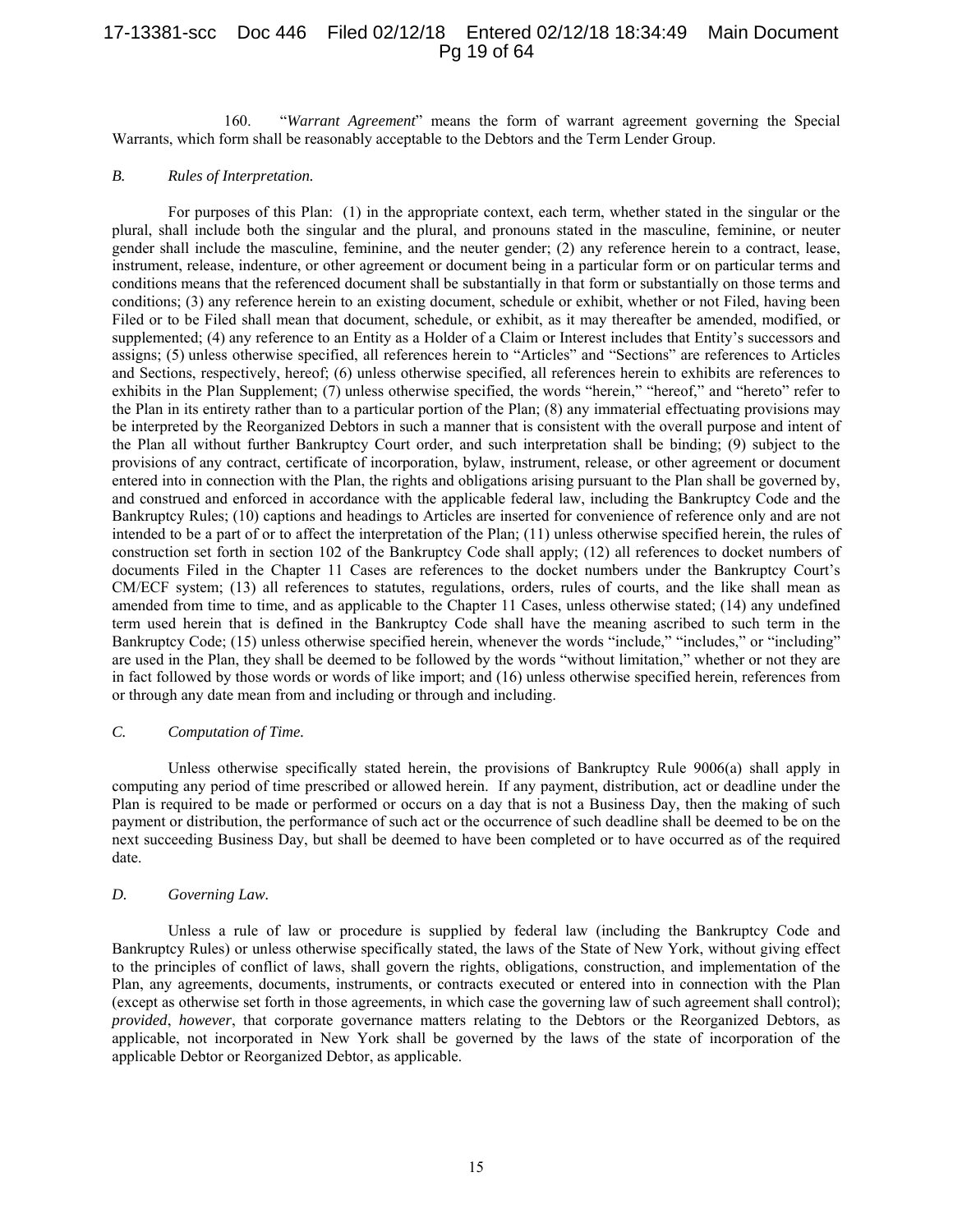160. "*Warrant Agreement*" means the form of warrant agreement governing the Special Warrants, which form shall be reasonably acceptable to the Debtors and the Term Lender Group.

### *B. Rules of Interpretation.*

For purposes of this Plan: (1) in the appropriate context, each term, whether stated in the singular or the plural, shall include both the singular and the plural, and pronouns stated in the masculine, feminine, or neuter gender shall include the masculine, feminine, and the neuter gender; (2) any reference herein to a contract, lease, instrument, release, indenture, or other agreement or document being in a particular form or on particular terms and conditions means that the referenced document shall be substantially in that form or substantially on those terms and conditions; (3) any reference herein to an existing document, schedule or exhibit, whether or not Filed, having been Filed or to be Filed shall mean that document, schedule, or exhibit, as it may thereafter be amended, modified, or supplemented; (4) any reference to an Entity as a Holder of a Claim or Interest includes that Entity's successors and assigns; (5) unless otherwise specified, all references herein to "Articles" and "Sections" are references to Articles and Sections, respectively, hereof; (6) unless otherwise specified, all references herein to exhibits are references to exhibits in the Plan Supplement; (7) unless otherwise specified, the words "herein," "hereof," and "hereto" refer to the Plan in its entirety rather than to a particular portion of the Plan; (8) any immaterial effectuating provisions may be interpreted by the Reorganized Debtors in such a manner that is consistent with the overall purpose and intent of the Plan all without further Bankruptcy Court order, and such interpretation shall be binding; (9) subject to the provisions of any contract, certificate of incorporation, bylaw, instrument, release, or other agreement or document entered into in connection with the Plan, the rights and obligations arising pursuant to the Plan shall be governed by, and construed and enforced in accordance with the applicable federal law, including the Bankruptcy Code and the Bankruptcy Rules; (10) captions and headings to Articles are inserted for convenience of reference only and are not intended to be a part of or to affect the interpretation of the Plan; (11) unless otherwise specified herein, the rules of construction set forth in section 102 of the Bankruptcy Code shall apply; (12) all references to docket numbers of documents Filed in the Chapter 11 Cases are references to the docket numbers under the Bankruptcy Court's CM/ECF system; (13) all references to statutes, regulations, orders, rules of courts, and the like shall mean as amended from time to time, and as applicable to the Chapter 11 Cases, unless otherwise stated; (14) any undefined term used herein that is defined in the Bankruptcy Code shall have the meaning ascribed to such term in the Bankruptcy Code; (15) unless otherwise specified herein, whenever the words "include," "includes," or "including" are used in the Plan, they shall be deemed to be followed by the words "without limitation," whether or not they are in fact followed by those words or words of like import; and (16) unless otherwise specified herein, references from or through any date mean from and including or through and including.

### *C. Computation of Time.*

Unless otherwise specifically stated herein, the provisions of Bankruptcy Rule 9006(a) shall apply in computing any period of time prescribed or allowed herein. If any payment, distribution, act or deadline under the Plan is required to be made or performed or occurs on a day that is not a Business Day, then the making of such payment or distribution, the performance of such act or the occurrence of such deadline shall be deemed to be on the next succeeding Business Day, but shall be deemed to have been completed or to have occurred as of the required date.

### *D. Governing Law.*

Unless a rule of law or procedure is supplied by federal law (including the Bankruptcy Code and Bankruptcy Rules) or unless otherwise specifically stated, the laws of the State of New York, without giving effect to the principles of conflict of laws, shall govern the rights, obligations, construction, and implementation of the Plan, any agreements, documents, instruments, or contracts executed or entered into in connection with the Plan (except as otherwise set forth in those agreements, in which case the governing law of such agreement shall control); *provided*, *however*, that corporate governance matters relating to the Debtors or the Reorganized Debtors, as applicable, not incorporated in New York shall be governed by the laws of the state of incorporation of the applicable Debtor or Reorganized Debtor, as applicable.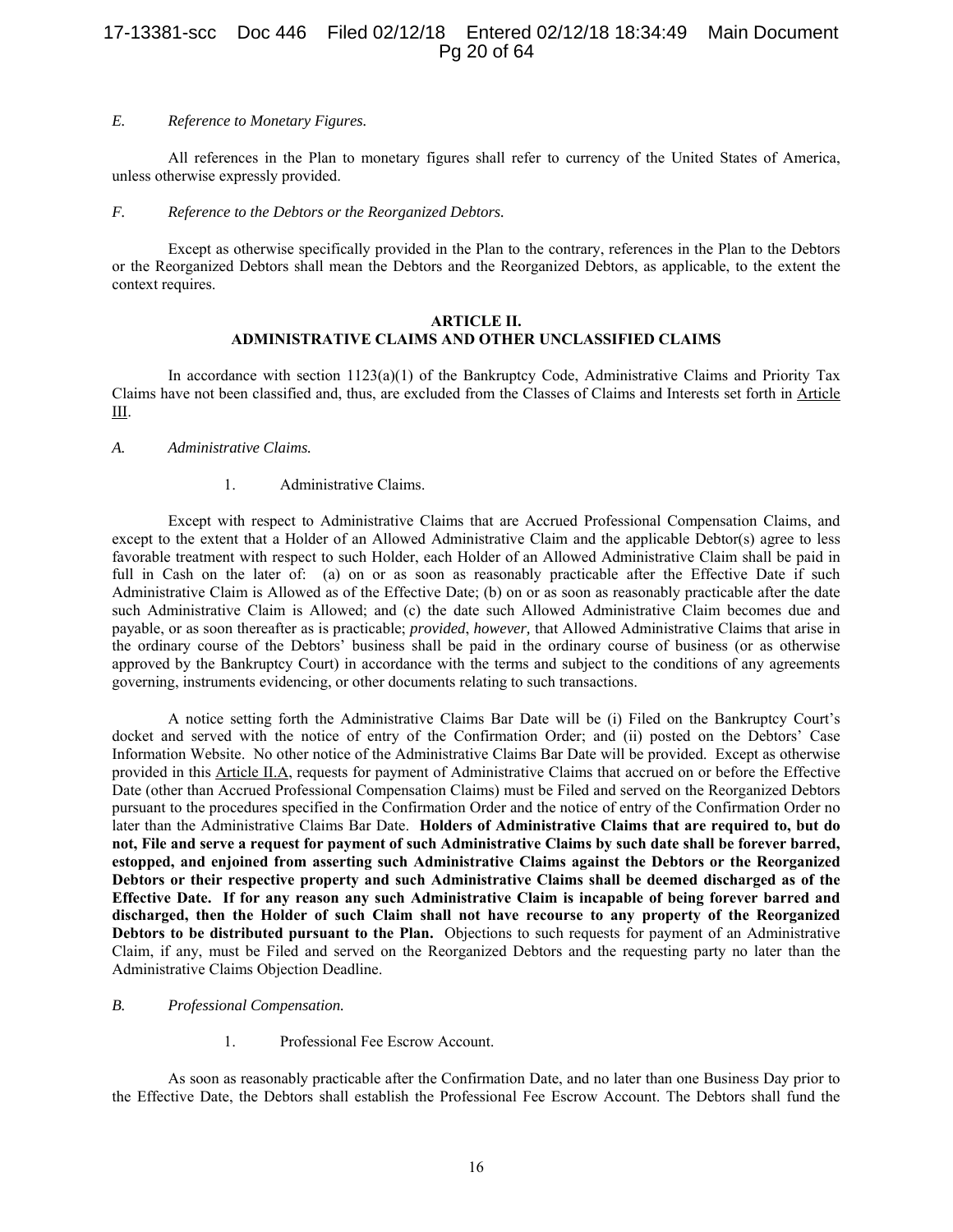*E. Reference to Monetary Figures.*

All references in the Plan to monetary figures shall refer to currency of the United States of America, unless otherwise expressly provided.

*F. Reference to the Debtors or the Reorganized Debtors.*

Except as otherwise specifically provided in the Plan to the contrary, references in the Plan to the Debtors or the Reorganized Debtors shall mean the Debtors and the Reorganized Debtors, as applicable, to the extent the context requires.

## ARTICLE II.
## ADMINISTRATIVE CLAIMS AND OTHER UNCLASSIFIED CLAIMS

In accordance with section 1123(a)(1) of the Bankruptcy Code, Administrative Claims and Priority Tax Claims have not been classified and, thus, are excluded from the Classes of Claims and Interests set forth in Article III.

*A. Administrative Claims.*

1. Administrative Claims.

Except with respect to Administrative Claims that are Accrued Professional Compensation Claims, and except to the extent that a Holder of an Allowed Administrative Claim and the applicable Debtor(s) agree to less favorable treatment with respect to such Holder, each Holder of an Allowed Administrative Claim shall be paid in full in Cash on the later of: (a) on or as soon as reasonably practicable after the Effective Date if such Administrative Claim is Allowed as of the Effective Date; (b) on or as soon as reasonably practicable after the date such Administrative Claim is Allowed; and (c) the date such Allowed Administrative Claim becomes due and payable, or as soon thereafter as is practicable; *provided*, *however,* that Allowed Administrative Claims that arise in the ordinary course of the Debtors' business shall be paid in the ordinary course of business (or as otherwise approved by the Bankruptcy Court) in accordance with the terms and subject to the conditions of any agreements governing, instruments evidencing, or other documents relating to such transactions.

A notice setting forth the Administrative Claims Bar Date will be (i) Filed on the Bankruptcy Court's docket and served with the notice of entry of the Confirmation Order; and (ii) posted on the Debtors' Case Information Website. No other notice of the Administrative Claims Bar Date will be provided. Except as otherwise provided in this Article II.A, requests for payment of Administrative Claims that accrued on or before the Effective Date (other than Accrued Professional Compensation Claims) must be Filed and served on the Reorganized Debtors pursuant to the procedures specified in the Confirmation Order and the notice of entry of the Confirmation Order no later than the Administrative Claims Bar Date. **Holders of Administrative Claims that are required to, but do not, File and serve a request for payment of such Administrative Claims by such date shall be forever barred, estopped, and enjoined from asserting such Administrative Claims against the Debtors or the Reorganized Debtors or their respective property and such Administrative Claims shall be deemed discharged as of the Effective Date. If for any reason any such Administrative Claim is incapable of being forever barred and discharged, then the Holder of such Claim shall not have recourse to any property of the Reorganized Debtors to be distributed pursuant to the Plan.** Objections to such requests for payment of an Administrative Claim, if any, must be Filed and served on the Reorganized Debtors and the requesting party no later than the Administrative Claims Objection Deadline.

*B. Professional Compensation.*

1. Professional Fee Escrow Account.

As soon as reasonably practicable after the Confirmation Date, and no later than one Business Day prior to the Effective Date, the Debtors shall establish the Professional Fee Escrow Account. The Debtors shall fund the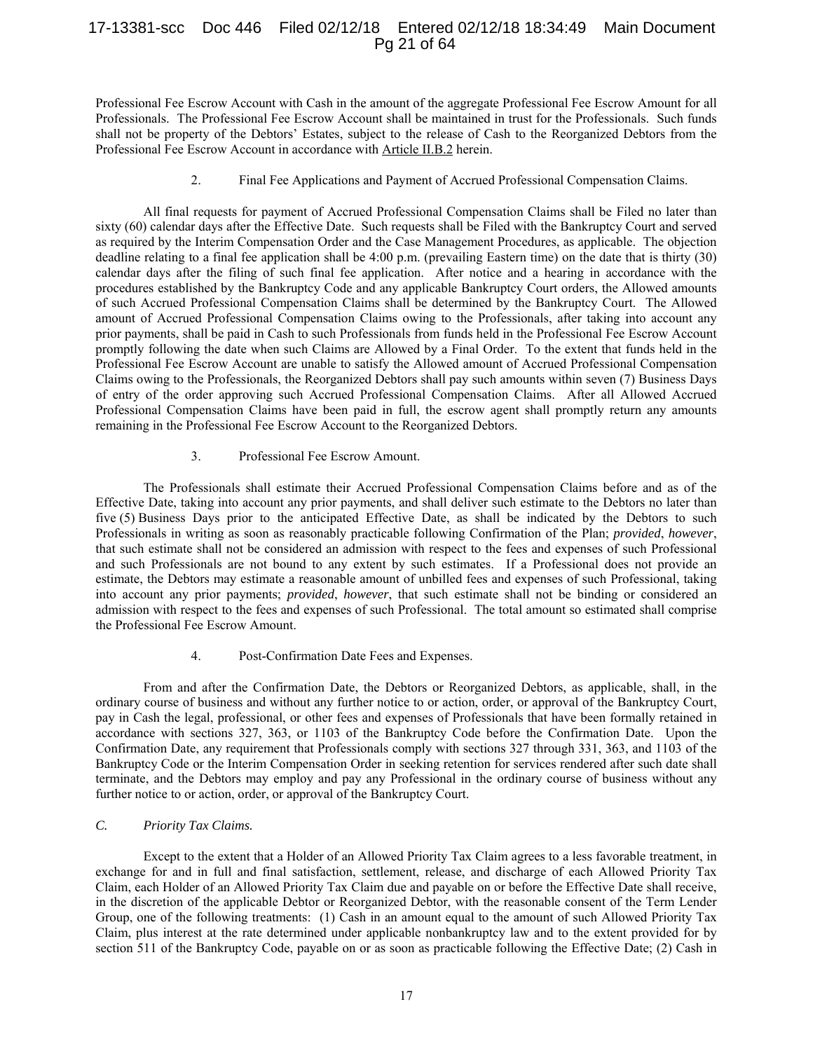Professional Fee Escrow Account with Cash in the amount of the aggregate Professional Fee Escrow Amount for all Professionals. The Professional Fee Escrow Account shall be maintained in trust for the Professionals. Such funds shall not be property of the Debtors' Estates, subject to the release of Cash to the Reorganized Debtors from the Professional Fee Escrow Account in accordance with Article II.B.2 herein.

2. Final Fee Applications and Payment of Accrued Professional Compensation Claims.

All final requests for payment of Accrued Professional Compensation Claims shall be Filed no later than sixty (60) calendar days after the Effective Date. Such requests shall be Filed with the Bankruptcy Court and served as required by the Interim Compensation Order and the Case Management Procedures, as applicable. The objection deadline relating to a final fee application shall be 4:00 p.m. (prevailing Eastern time) on the date that is thirty (30) calendar days after the filing of such final fee application. After notice and a hearing in accordance with the procedures established by the Bankruptcy Code and any applicable Bankruptcy Court orders, the Allowed amounts of such Accrued Professional Compensation Claims shall be determined by the Bankruptcy Court. The Allowed amount of Accrued Professional Compensation Claims owing to the Professionals, after taking into account any prior payments, shall be paid in Cash to such Professionals from funds held in the Professional Fee Escrow Account promptly following the date when such Claims are Allowed by a Final Order. To the extent that funds held in the Professional Fee Escrow Account are unable to satisfy the Allowed amount of Accrued Professional Compensation Claims owing to the Professionals, the Reorganized Debtors shall pay such amounts within seven (7) Business Days of entry of the order approving such Accrued Professional Compensation Claims. After all Allowed Accrued Professional Compensation Claims have been paid in full, the escrow agent shall promptly return any amounts remaining in the Professional Fee Escrow Account to the Reorganized Debtors.

3. Professional Fee Escrow Amount.

The Professionals shall estimate their Accrued Professional Compensation Claims before and as of the Effective Date, taking into account any prior payments, and shall deliver such estimate to the Debtors no later than five (5) Business Days prior to the anticipated Effective Date, as shall be indicated by the Debtors to such Professionals in writing as soon as reasonably practicable following Confirmation of the Plan; *provided*, *however*, that such estimate shall not be considered an admission with respect to the fees and expenses of such Professional and such Professionals are not bound to any extent by such estimates. If a Professional does not provide an estimate, the Debtors may estimate a reasonable amount of unbilled fees and expenses of such Professional, taking into account any prior payments; *provided*, *however*, that such estimate shall not be binding or considered an admission with respect to the fees and expenses of such Professional. The total amount so estimated shall comprise the Professional Fee Escrow Amount.

4. Post-Confirmation Date Fees and Expenses.

From and after the Confirmation Date, the Debtors or Reorganized Debtors, as applicable, shall, in the ordinary course of business and without any further notice to or action, order, or approval of the Bankruptcy Court, pay in Cash the legal, professional, or other fees and expenses of Professionals that have been formally retained in accordance with sections 327, 363, or 1103 of the Bankruptcy Code before the Confirmation Date. Upon the Confirmation Date, any requirement that Professionals comply with sections 327 through 331, 363, and 1103 of the Bankruptcy Code or the Interim Compensation Order in seeking retention for services rendered after such date shall terminate, and the Debtors may employ and pay any Professional in the ordinary course of business without any further notice to or action, order, or approval of the Bankruptcy Court.

*C. Priority Tax Claims.*

Except to the extent that a Holder of an Allowed Priority Tax Claim agrees to a less favorable treatment, in exchange for and in full and final satisfaction, settlement, release, and discharge of each Allowed Priority Tax Claim, each Holder of an Allowed Priority Tax Claim due and payable on or before the Effective Date shall receive, in the discretion of the applicable Debtor or Reorganized Debtor, with the reasonable consent of the Term Lender Group, one of the following treatments: (1) Cash in an amount equal to the amount of such Allowed Priority Tax Claim, plus interest at the rate determined under applicable nonbankruptcy law and to the extent provided for by section 511 of the Bankruptcy Code, payable on or as soon as practicable following the Effective Date; (2) Cash in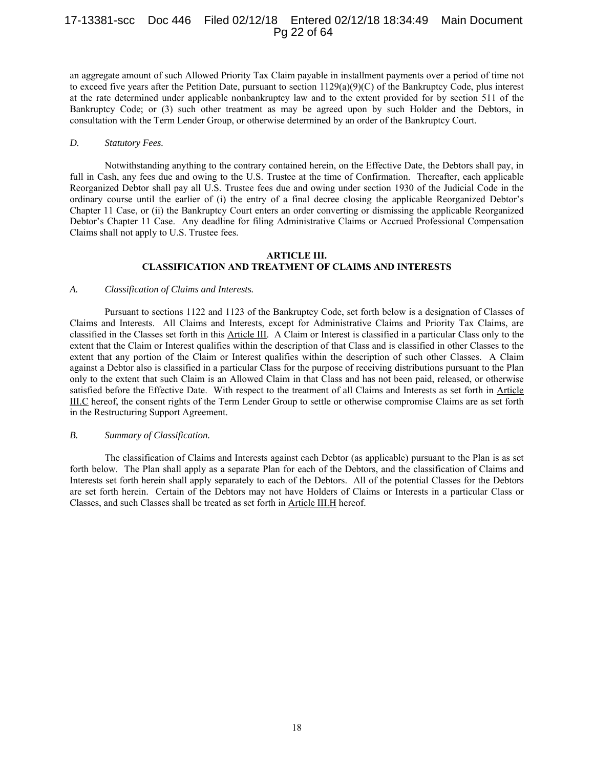an aggregate amount of such Allowed Priority Tax Claim payable in installment payments over a period of time not to exceed five years after the Petition Date, pursuant to section 1129(a)(9)(C) of the Bankruptcy Code, plus interest at the rate determined under applicable nonbankruptcy law and to the extent provided for by section 511 of the Bankruptcy Code; or (3) such other treatment as may be agreed upon by such Holder and the Debtors, in consultation with the Term Lender Group, or otherwise determined by an order of the Bankruptcy Court.

*D. Statutory Fees.*

Notwithstanding anything to the contrary contained herein, on the Effective Date, the Debtors shall pay, in full in Cash, any fees due and owing to the U.S. Trustee at the time of Confirmation. Thereafter, each applicable Reorganized Debtor shall pay all U.S. Trustee fees due and owing under section 1930 of the Judicial Code in the ordinary course until the earlier of (i) the entry of a final decree closing the applicable Reorganized Debtor's Chapter 11 Case, or (ii) the Bankruptcy Court enters an order converting or dismissing the applicable Reorganized Debtor's Chapter 11 Case. Any deadline for filing Administrative Claims or Accrued Professional Compensation Claims shall not apply to U.S. Trustee fees.

## ARTICLE III.
## CLASSIFICATION AND TREATMENT OF CLAIMS AND INTERESTS

*A. Classification of Claims and Interests.*

Pursuant to sections 1122 and 1123 of the Bankruptcy Code, set forth below is a designation of Classes of Claims and Interests. All Claims and Interests, except for Administrative Claims and Priority Tax Claims, are classified in the Classes set forth in this Article III. A Claim or Interest is classified in a particular Class only to the extent that the Claim or Interest qualifies within the description of that Class and is classified in other Classes to the extent that any portion of the Claim or Interest qualifies within the description of such other Classes. A Claim against a Debtor also is classified in a particular Class for the purpose of receiving distributions pursuant to the Plan only to the extent that such Claim is an Allowed Claim in that Class and has not been paid, released, or otherwise satisfied before the Effective Date. With respect to the treatment of all Claims and Interests as set forth in Article III.C hereof, the consent rights of the Term Lender Group to settle or otherwise compromise Claims are as set forth in the Restructuring Support Agreement.

*B. Summary of Classification.*

The classification of Claims and Interests against each Debtor (as applicable) pursuant to the Plan is as set forth below. The Plan shall apply as a separate Plan for each of the Debtors, and the classification of Claims and Interests set forth herein shall apply separately to each of the Debtors. All of the potential Classes for the Debtors are set forth herein. Certain of the Debtors may not have Holders of Claims or Interests in a particular Class or Classes, and such Classes shall be treated as set forth in Article III.H hereof.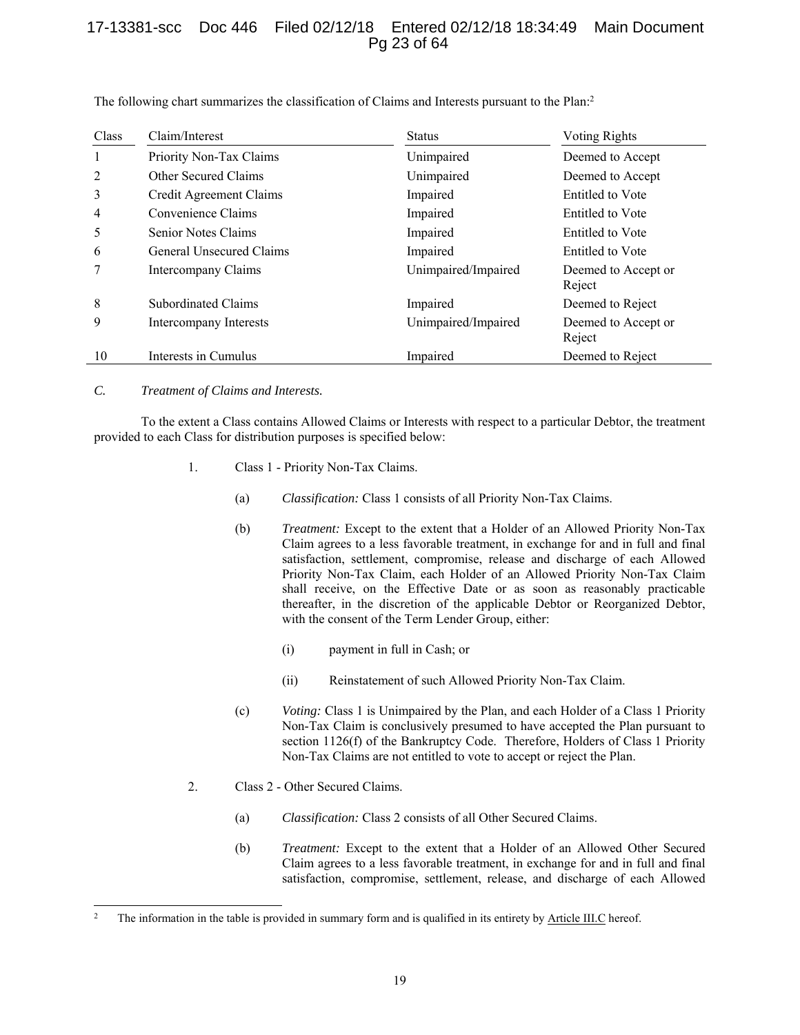The following chart summarizes the classification of Claims and Interests pursuant to the Plan:[2]

| Class | Claim/Interest | Status | Voting Rights |
|---|---|---|---|
| 1 | Priority Non-Tax Claims | Unimpaired | Deemed to Accept |
| 2 | Other Secured Claims | Unimpaired | Deemed to Accept |
| 3 | Credit Agreement Claims | Impaired | Entitled to Vote |
| 4 | Convenience Claims | Impaired | Entitled to Vote |
| 5 | Senior Notes Claims | Impaired | Entitled to Vote |
| 6 | General Unsecured Claims | Impaired | Entitled to Vote |
| 7 | Intercompany Claims | Unimpaired/Impaired | Deemed to Accept or Reject |
| 8 | Subordinated Claims | Impaired | Deemed to Reject |
| 9 | Intercompany Interests | Unimpaired/Impaired | Deemed to Accept or Reject |
| 10 | Interests in Cumulus | Impaired | Deemed to Reject |

*C. Treatment of Claims and Interests.*

To the extent a Class contains Allowed Claims or Interests with respect to a particular Debtor, the treatment provided to each Class for distribution purposes is specified below:

1. Class 1 - Priority Non-Tax Claims.

   (a) *Classification:* Class 1 consists of all Priority Non-Tax Claims.

   (b) *Treatment:* Except to the extent that a Holder of an Allowed Priority Non-Tax Claim agrees to a less favorable treatment, in exchange for and in full and final satisfaction, settlement, compromise, release and discharge of each Allowed Priority Non-Tax Claim, each Holder of an Allowed Priority Non-Tax Claim shall receive, on the Effective Date or as soon as reasonably practicable thereafter, in the discretion of the applicable Debtor or Reorganized Debtor, with the consent of the Term Lender Group, either:

      (i) payment in full in Cash; or

      (ii) Reinstatement of such Allowed Priority Non-Tax Claim.

   (c) *Voting:* Class 1 is Unimpaired by the Plan, and each Holder of a Class 1 Priority Non-Tax Claim is conclusively presumed to have accepted the Plan pursuant to section 1126(f) of the Bankruptcy Code. Therefore, Holders of Class 1 Priority Non-Tax Claims are not entitled to vote to accept or reject the Plan.

2. Class 2 - Other Secured Claims.

   (a) *Classification:* Class 2 consists of all Other Secured Claims.

   (b) *Treatment:* Except to the extent that a Holder of an Allowed Other Secured Claim agrees to a less favorable treatment, in exchange for and in full and final satisfaction, compromise, settlement, release, and discharge of each Allowed

[2] The information in the table is provided in summary form and is qualified in its entirety by Article III.C hereof.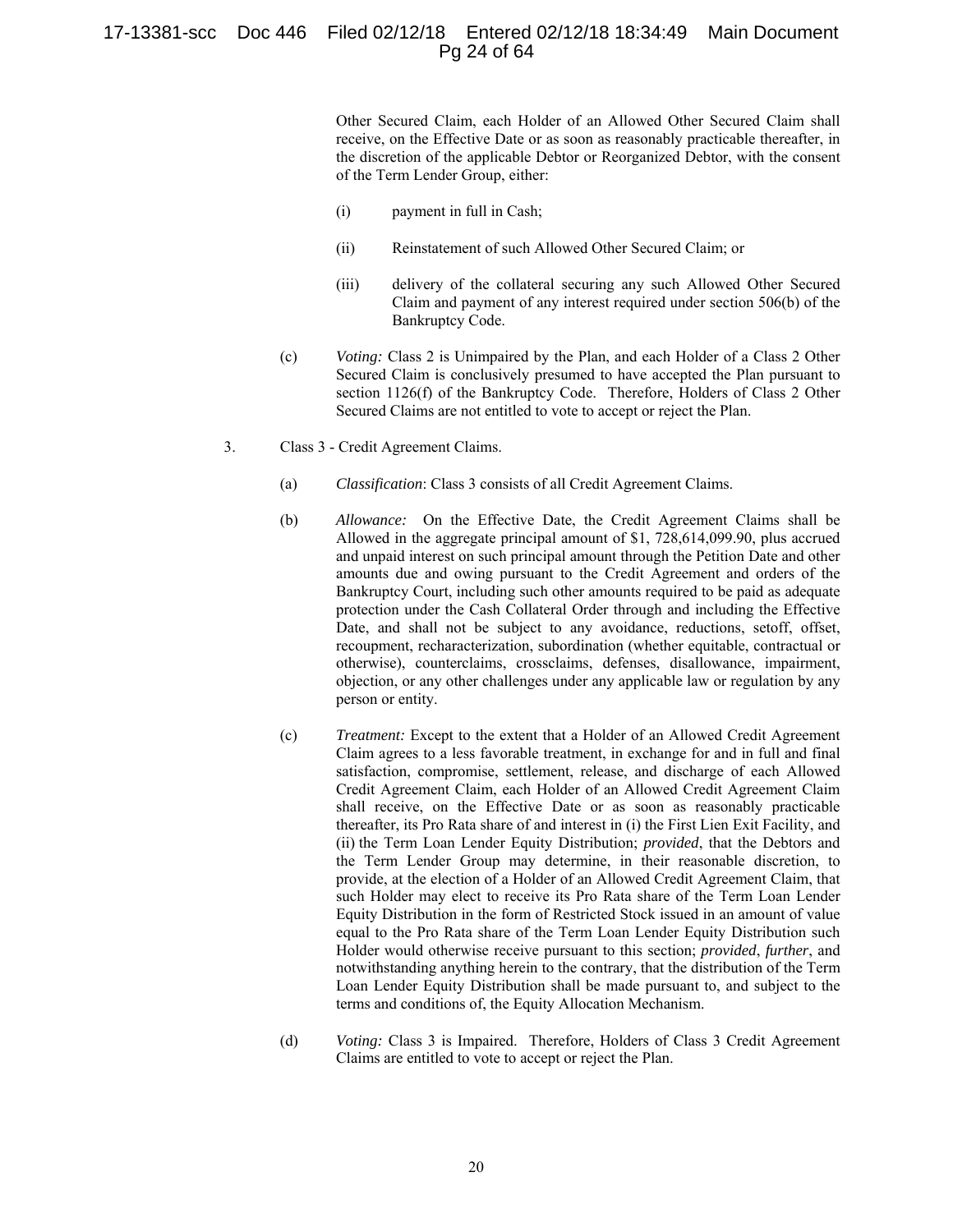Other Secured Claim, each Holder of an Allowed Other Secured Claim shall receive, on the Effective Date or as soon as reasonably practicable thereafter, in the discretion of the applicable Debtor or Reorganized Debtor, with the consent of the Term Lender Group, either:

(i) payment in full in Cash;

(ii) Reinstatement of such Allowed Other Secured Claim; or

(iii) delivery of the collateral securing any such Allowed Other Secured Claim and payment of any interest required under section 506(b) of the Bankruptcy Code.

(c) *Voting:* Class 2 is Unimpaired by the Plan, and each Holder of a Class 2 Other Secured Claim is conclusively presumed to have accepted the Plan pursuant to section 1126(f) of the Bankruptcy Code. Therefore, Holders of Class 2 Other Secured Claims are not entitled to vote to accept or reject the Plan.

3. Class 3 - Credit Agreement Claims.

(a) *Classification*: Class 3 consists of all Credit Agreement Claims.

(b) *Allowance:* On the Effective Date, the Credit Agreement Claims shall be Allowed in the aggregate principal amount of $1, 728,614,099.90, plus accrued and unpaid interest on such principal amount through the Petition Date and other amounts due and owing pursuant to the Credit Agreement and orders of the Bankruptcy Court, including such other amounts required to be paid as adequate protection under the Cash Collateral Order through and including the Effective Date, and shall not be subject to any avoidance, reductions, setoff, offset, recoupment, recharacterization, subordination (whether equitable, contractual or otherwise), counterclaims, crossclaims, defenses, disallowance, impairment, objection, or any other challenges under any applicable law or regulation by any person or entity.

(c) *Treatment:* Except to the extent that a Holder of an Allowed Credit Agreement Claim agrees to a less favorable treatment, in exchange for and in full and final satisfaction, compromise, settlement, release, and discharge of each Allowed Credit Agreement Claim, each Holder of an Allowed Credit Agreement Claim shall receive, on the Effective Date or as soon as reasonably practicable thereafter, its Pro Rata share of and interest in (i) the First Lien Exit Facility, and (ii) the Term Loan Lender Equity Distribution; *provided*, that the Debtors and the Term Lender Group may determine, in their reasonable discretion, to provide, at the election of a Holder of an Allowed Credit Agreement Claim, that such Holder may elect to receive its Pro Rata share of the Term Loan Lender Equity Distribution in the form of Restricted Stock issued in an amount of value equal to the Pro Rata share of the Term Loan Lender Equity Distribution such Holder would otherwise receive pursuant to this section; *provided*, *further*, and notwithstanding anything herein to the contrary, that the distribution of the Term Loan Lender Equity Distribution shall be made pursuant to, and subject to the terms and conditions of, the Equity Allocation Mechanism.

(d) *Voting:* Class 3 is Impaired. Therefore, Holders of Class 3 Credit Agreement Claims are entitled to vote to accept or reject the Plan.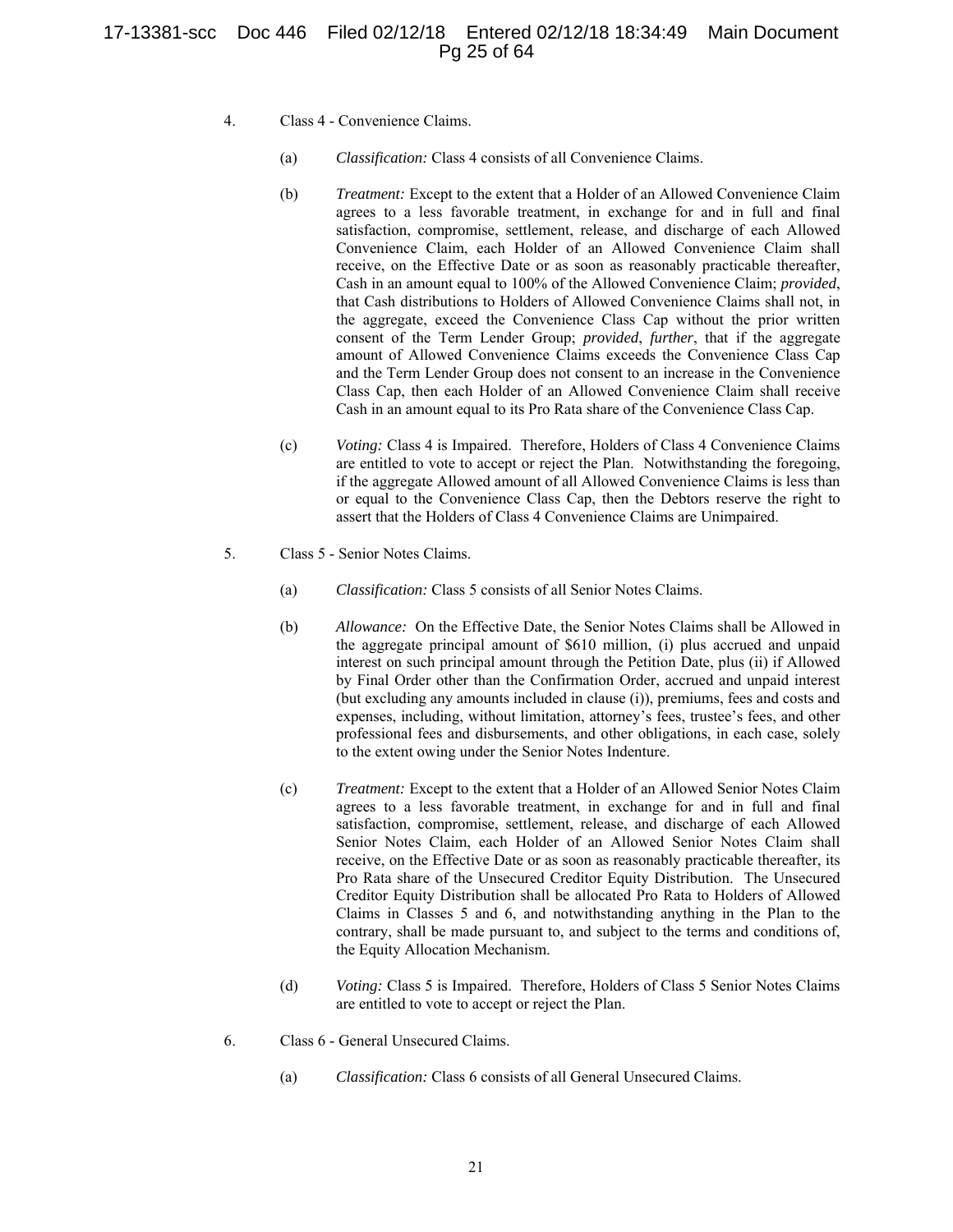4. Class 4 - Convenience Claims.

   (a) *Classification:* Class 4 consists of all Convenience Claims.

   (b) *Treatment:* Except to the extent that a Holder of an Allowed Convenience Claim agrees to a less favorable treatment, in exchange for and in full and final satisfaction, compromise, settlement, release, and discharge of each Allowed Convenience Claim, each Holder of an Allowed Convenience Claim shall receive, on the Effective Date or as soon as reasonably practicable thereafter, Cash in an amount equal to 100% of the Allowed Convenience Claim; *provided*, that Cash distributions to Holders of Allowed Convenience Claims shall not, in the aggregate, exceed the Convenience Class Cap without the prior written consent of the Term Lender Group; *provided*, *further*, that if the aggregate amount of Allowed Convenience Claims exceeds the Convenience Class Cap and the Term Lender Group does not consent to an increase in the Convenience Class Cap, then each Holder of an Allowed Convenience Claim shall receive Cash in an amount equal to its Pro Rata share of the Convenience Class Cap.

   (c) *Voting:* Class 4 is Impaired. Therefore, Holders of Class 4 Convenience Claims are entitled to vote to accept or reject the Plan. Notwithstanding the foregoing, if the aggregate Allowed amount of all Allowed Convenience Claims is less than or equal to the Convenience Class Cap, then the Debtors reserve the right to assert that the Holders of Class 4 Convenience Claims are Unimpaired.

5. Class 5 - Senior Notes Claims.

   (a) *Classification:* Class 5 consists of all Senior Notes Claims.

   (b) *Allowance:* On the Effective Date, the Senior Notes Claims shall be Allowed in the aggregate principal amount of $610 million, (i) plus accrued and unpaid interest on such principal amount through the Petition Date, plus (ii) if Allowed by Final Order other than the Confirmation Order, accrued and unpaid interest (but excluding any amounts included in clause (i)), premiums, fees and costs and expenses, including, without limitation, attorney's fees, trustee's fees, and other professional fees and disbursements, and other obligations, in each case, solely to the extent owing under the Senior Notes Indenture.

   (c) *Treatment:* Except to the extent that a Holder of an Allowed Senior Notes Claim agrees to a less favorable treatment, in exchange for and in full and final satisfaction, compromise, settlement, release, and discharge of each Allowed Senior Notes Claim, each Holder of an Allowed Senior Notes Claim shall receive, on the Effective Date or as soon as reasonably practicable thereafter, its Pro Rata share of the Unsecured Creditor Equity Distribution. The Unsecured Creditor Equity Distribution shall be allocated Pro Rata to Holders of Allowed Claims in Classes 5 and 6, and notwithstanding anything in the Plan to the contrary, shall be made pursuant to, and subject to the terms and conditions of, the Equity Allocation Mechanism.

   (d) *Voting:* Class 5 is Impaired. Therefore, Holders of Class 5 Senior Notes Claims are entitled to vote to accept or reject the Plan.

6. Class 6 - General Unsecured Claims.

   (a) *Classification:* Class 6 consists of all General Unsecured Claims.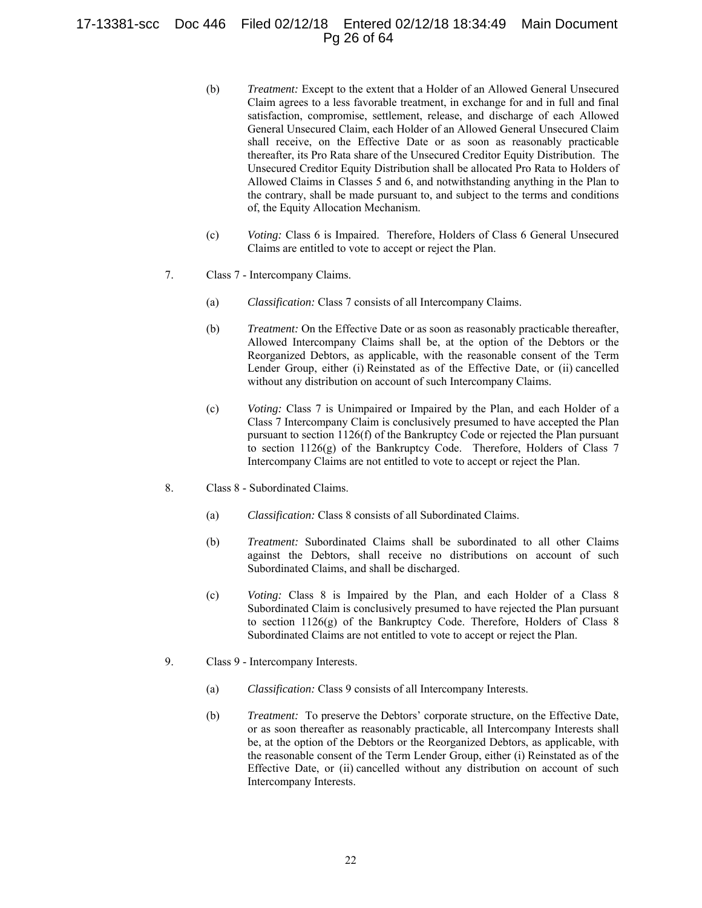(b) *Treatment:* Except to the extent that a Holder of an Allowed General Unsecured Claim agrees to a less favorable treatment, in exchange for and in full and final satisfaction, compromise, settlement, release, and discharge of each Allowed General Unsecured Claim, each Holder of an Allowed General Unsecured Claim shall receive, on the Effective Date or as soon as reasonably practicable thereafter, its Pro Rata share of the Unsecured Creditor Equity Distribution. The Unsecured Creditor Equity Distribution shall be allocated Pro Rata to Holders of Allowed Claims in Classes 5 and 6, and notwithstanding anything in the Plan to the contrary, shall be made pursuant to, and subject to the terms and conditions of, the Equity Allocation Mechanism.

(c) *Voting:* Class 6 is Impaired. Therefore, Holders of Class 6 General Unsecured Claims are entitled to vote to accept or reject the Plan.

7. Class 7 - Intercompany Claims.

(a) *Classification:* Class 7 consists of all Intercompany Claims.

(b) *Treatment:* On the Effective Date or as soon as reasonably practicable thereafter, Allowed Intercompany Claims shall be, at the option of the Debtors or the Reorganized Debtors, as applicable, with the reasonable consent of the Term Lender Group, either (i) Reinstated as of the Effective Date, or (ii) cancelled without any distribution on account of such Intercompany Claims.

(c) *Voting:* Class 7 is Unimpaired or Impaired by the Plan, and each Holder of a Class 7 Intercompany Claim is conclusively presumed to have accepted the Plan pursuant to section 1126(f) of the Bankruptcy Code or rejected the Plan pursuant to section 1126(g) of the Bankruptcy Code. Therefore, Holders of Class 7 Intercompany Claims are not entitled to vote to accept or reject the Plan.

8. Class 8 - Subordinated Claims.

(a) *Classification:* Class 8 consists of all Subordinated Claims.

(b) *Treatment:* Subordinated Claims shall be subordinated to all other Claims against the Debtors, shall receive no distributions on account of such Subordinated Claims, and shall be discharged.

(c) *Voting:* Class 8 is Impaired by the Plan, and each Holder of a Class 8 Subordinated Claim is conclusively presumed to have rejected the Plan pursuant to section 1126(g) of the Bankruptcy Code. Therefore, Holders of Class 8 Subordinated Claims are not entitled to vote to accept or reject the Plan.

9. Class 9 - Intercompany Interests.

(a) *Classification:* Class 9 consists of all Intercompany Interests.

(b) *Treatment:* To preserve the Debtors' corporate structure, on the Effective Date, or as soon thereafter as reasonably practicable, all Intercompany Interests shall be, at the option of the Debtors or the Reorganized Debtors, as applicable, with the reasonable consent of the Term Lender Group, either (i) Reinstated as of the Effective Date, or (ii) cancelled without any distribution on account of such Intercompany Interests.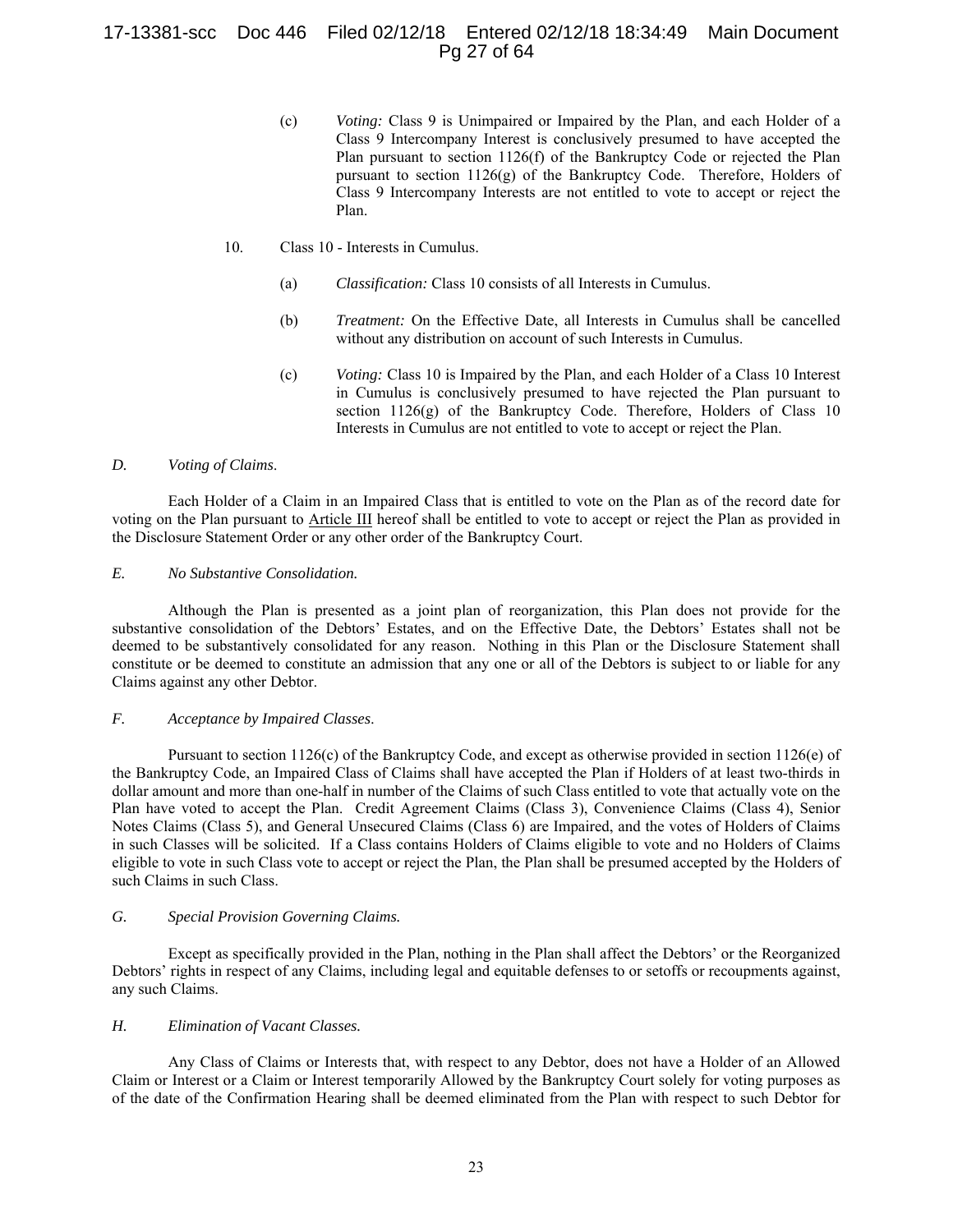(c) *Voting:* Class 9 is Unimpaired or Impaired by the Plan, and each Holder of a Class 9 Intercompany Interest is conclusively presumed to have accepted the Plan pursuant to section 1126(f) of the Bankruptcy Code or rejected the Plan pursuant to section 1126(g) of the Bankruptcy Code. Therefore, Holders of Class 9 Intercompany Interests are not entitled to vote to accept or reject the Plan.

10. Class 10 - Interests in Cumulus.

(a) *Classification:* Class 10 consists of all Interests in Cumulus.

(b) *Treatment:* On the Effective Date, all Interests in Cumulus shall be cancelled without any distribution on account of such Interests in Cumulus.

(c) *Voting:* Class 10 is Impaired by the Plan, and each Holder of a Class 10 Interest in Cumulus is conclusively presumed to have rejected the Plan pursuant to section 1126(g) of the Bankruptcy Code. Therefore, Holders of Class 10 Interests in Cumulus are not entitled to vote to accept or reject the Plan.

*D. Voting of Claims.*

Each Holder of a Claim in an Impaired Class that is entitled to vote on the Plan as of the record date for voting on the Plan pursuant to Article III hereof shall be entitled to vote to accept or reject the Plan as provided in the Disclosure Statement Order or any other order of the Bankruptcy Court.

*E. No Substantive Consolidation.*

Although the Plan is presented as a joint plan of reorganization, this Plan does not provide for the substantive consolidation of the Debtors' Estates, and on the Effective Date, the Debtors' Estates shall not be deemed to be substantively consolidated for any reason. Nothing in this Plan or the Disclosure Statement shall constitute or be deemed to constitute an admission that any one or all of the Debtors is subject to or liable for any Claims against any other Debtor.

*F. Acceptance by Impaired Classes.*

Pursuant to section 1126(c) of the Bankruptcy Code, and except as otherwise provided in section 1126(e) of the Bankruptcy Code, an Impaired Class of Claims shall have accepted the Plan if Holders of at least two-thirds in dollar amount and more than one-half in number of the Claims of such Class entitled to vote that actually vote on the Plan have voted to accept the Plan. Credit Agreement Claims (Class 3), Convenience Claims (Class 4), Senior Notes Claims (Class 5), and General Unsecured Claims (Class 6) are Impaired, and the votes of Holders of Claims in such Classes will be solicited. If a Class contains Holders of Claims eligible to vote and no Holders of Claims eligible to vote in such Class vote to accept or reject the Plan, the Plan shall be presumed accepted by the Holders of such Claims in such Class.

*G. Special Provision Governing Claims.*

Except as specifically provided in the Plan, nothing in the Plan shall affect the Debtors' or the Reorganized Debtors' rights in respect of any Claims, including legal and equitable defenses to or setoffs or recoupments against, any such Claims.

*H. Elimination of Vacant Classes.*

Any Class of Claims or Interests that, with respect to any Debtor, does not have a Holder of an Allowed Claim or Interest or a Claim or Interest temporarily Allowed by the Bankruptcy Court solely for voting purposes as of the date of the Confirmation Hearing shall be deemed eliminated from the Plan with respect to such Debtor for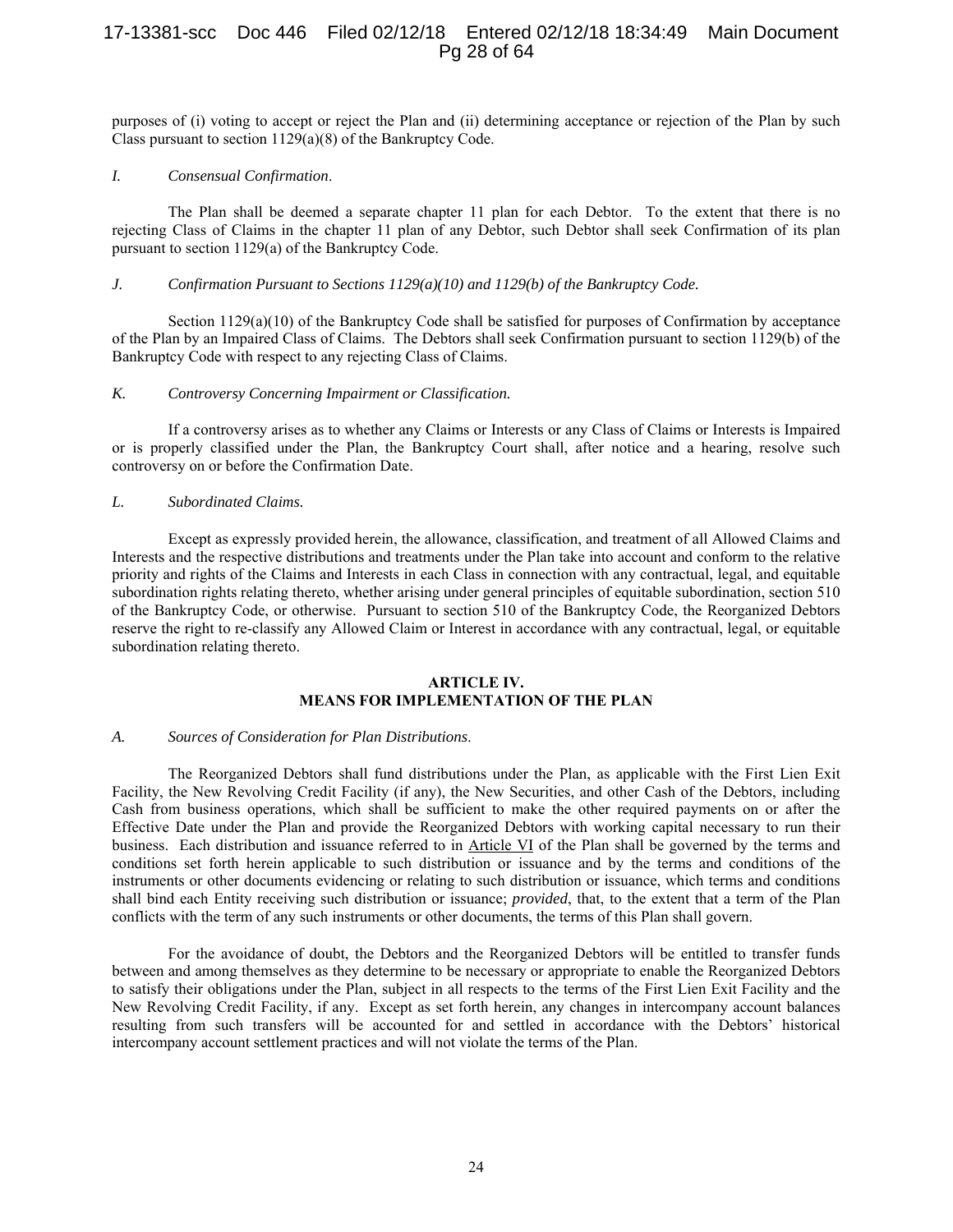purposes of (i) voting to accept or reject the Plan and (ii) determining acceptance or rejection of the Plan by such Class pursuant to section 1129(a)(8) of the Bankruptcy Code.

*I. Consensual Confirmation.*

The Plan shall be deemed a separate chapter 11 plan for each Debtor. To the extent that there is no rejecting Class of Claims in the chapter 11 plan of any Debtor, such Debtor shall seek Confirmation of its plan pursuant to section 1129(a) of the Bankruptcy Code.

*J. Confirmation Pursuant to Sections 1129(a)(10) and 1129(b) of the Bankruptcy Code.*

Section 1129(a)(10) of the Bankruptcy Code shall be satisfied for purposes of Confirmation by acceptance of the Plan by an Impaired Class of Claims. The Debtors shall seek Confirmation pursuant to section 1129(b) of the Bankruptcy Code with respect to any rejecting Class of Claims.

*K. Controversy Concerning Impairment or Classification.*

If a controversy arises as to whether any Claims or Interests or any Class of Claims or Interests is Impaired or is properly classified under the Plan, the Bankruptcy Court shall, after notice and a hearing, resolve such controversy on or before the Confirmation Date.

*L. Subordinated Claims.*

Except as expressly provided herein, the allowance, classification, and treatment of all Allowed Claims and Interests and the respective distributions and treatments under the Plan take into account and conform to the relative priority and rights of the Claims and Interests in each Class in connection with any contractual, legal, and equitable subordination rights relating thereto, whether arising under general principles of equitable subordination, section 510 of the Bankruptcy Code, or otherwise. Pursuant to section 510 of the Bankruptcy Code, the Reorganized Debtors reserve the right to re-classify any Allowed Claim or Interest in accordance with any contractual, legal, or equitable subordination relating thereto.

## ARTICLE IV.
## MEANS FOR IMPLEMENTATION OF THE PLAN

*A. Sources of Consideration for Plan Distributions.*

The Reorganized Debtors shall fund distributions under the Plan, as applicable with the First Lien Exit Facility, the New Revolving Credit Facility (if any), the New Securities, and other Cash of the Debtors, including Cash from business operations, which shall be sufficient to make the other required payments on or after the Effective Date under the Plan and provide the Reorganized Debtors with working capital necessary to run their business. Each distribution and issuance referred to in Article VI of the Plan shall be governed by the terms and conditions set forth herein applicable to such distribution or issuance and by the terms and conditions of the instruments or other documents evidencing or relating to such distribution or issuance, which terms and conditions shall bind each Entity receiving such distribution or issuance; *provided*, that, to the extent that a term of the Plan conflicts with the term of any such instruments or other documents, the terms of this Plan shall govern.

For the avoidance of doubt, the Debtors and the Reorganized Debtors will be entitled to transfer funds between and among themselves as they determine to be necessary or appropriate to enable the Reorganized Debtors to satisfy their obligations under the Plan, subject in all respects to the terms of the First Lien Exit Facility and the New Revolving Credit Facility, if any. Except as set forth herein, any changes in intercompany account balances resulting from such transfers will be accounted for and settled in accordance with the Debtors' historical intercompany account settlement practices and will not violate the terms of the Plan.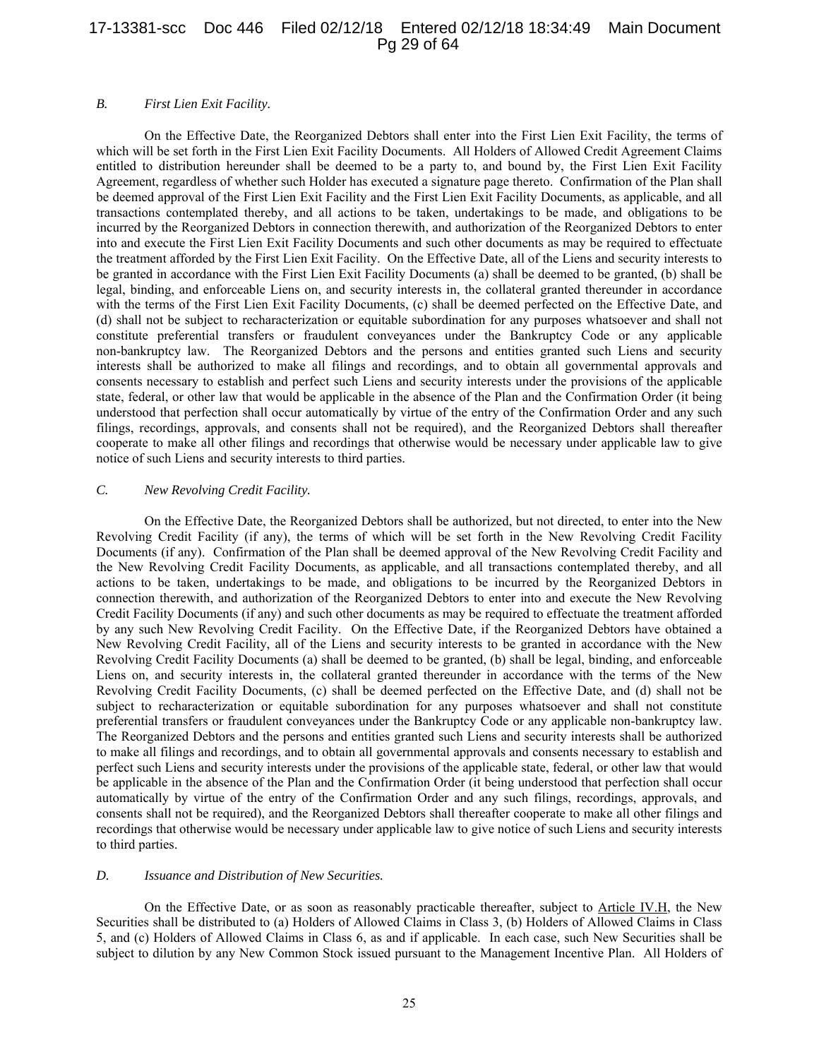### *B. First Lien Exit Facility.*

On the Effective Date, the Reorganized Debtors shall enter into the First Lien Exit Facility, the terms of which will be set forth in the First Lien Exit Facility Documents. All Holders of Allowed Credit Agreement Claims entitled to distribution hereunder shall be deemed to be a party to, and bound by, the First Lien Exit Facility Agreement, regardless of whether such Holder has executed a signature page thereto. Confirmation of the Plan shall be deemed approval of the First Lien Exit Facility and the First Lien Exit Facility Documents, as applicable, and all transactions contemplated thereby, and all actions to be taken, undertakings to be made, and obligations to be incurred by the Reorganized Debtors in connection therewith, and authorization of the Reorganized Debtors to enter into and execute the First Lien Exit Facility Documents and such other documents as may be required to effectuate the treatment afforded by the First Lien Exit Facility. On the Effective Date, all of the Liens and security interests to be granted in accordance with the First Lien Exit Facility Documents (a) shall be deemed to be granted, (b) shall be legal, binding, and enforceable Liens on, and security interests in, the collateral granted thereunder in accordance with the terms of the First Lien Exit Facility Documents, (c) shall be deemed perfected on the Effective Date, and (d) shall not be subject to recharacterization or equitable subordination for any purposes whatsoever and shall not constitute preferential transfers or fraudulent conveyances under the Bankruptcy Code or any applicable non-bankruptcy law. The Reorganized Debtors and the persons and entities granted such Liens and security interests shall be authorized to make all filings and recordings, and to obtain all governmental approvals and consents necessary to establish and perfect such Liens and security interests under the provisions of the applicable state, federal, or other law that would be applicable in the absence of the Plan and the Confirmation Order (it being understood that perfection shall occur automatically by virtue of the entry of the Confirmation Order and any such filings, recordings, approvals, and consents shall not be required), and the Reorganized Debtors shall thereafter cooperate to make all other filings and recordings that otherwise would be necessary under applicable law to give notice of such Liens and security interests to third parties.

### *C. New Revolving Credit Facility.*

On the Effective Date, the Reorganized Debtors shall be authorized, but not directed, to enter into the New Revolving Credit Facility (if any), the terms of which will be set forth in the New Revolving Credit Facility Documents (if any). Confirmation of the Plan shall be deemed approval of the New Revolving Credit Facility and the New Revolving Credit Facility Documents, as applicable, and all transactions contemplated thereby, and all actions to be taken, undertakings to be made, and obligations to be incurred by the Reorganized Debtors in connection therewith, and authorization of the Reorganized Debtors to enter into and execute the New Revolving Credit Facility Documents (if any) and such other documents as may be required to effectuate the treatment afforded by any such New Revolving Credit Facility. On the Effective Date, if the Reorganized Debtors have obtained a New Revolving Credit Facility, all of the Liens and security interests to be granted in accordance with the New Revolving Credit Facility Documents (a) shall be deemed to be granted, (b) shall be legal, binding, and enforceable Liens on, and security interests in, the collateral granted thereunder in accordance with the terms of the New Revolving Credit Facility Documents, (c) shall be deemed perfected on the Effective Date, and (d) shall not be subject to recharacterization or equitable subordination for any purposes whatsoever and shall not constitute preferential transfers or fraudulent conveyances under the Bankruptcy Code or any applicable non-bankruptcy law. The Reorganized Debtors and the persons and entities granted such Liens and security interests shall be authorized to make all filings and recordings, and to obtain all governmental approvals and consents necessary to establish and perfect such Liens and security interests under the provisions of the applicable state, federal, or other law that would be applicable in the absence of the Plan and the Confirmation Order (it being understood that perfection shall occur automatically by virtue of the entry of the Confirmation Order and any such filings, recordings, approvals, and consents shall not be required), and the Reorganized Debtors shall thereafter cooperate to make all other filings and recordings that otherwise would be necessary under applicable law to give notice of such Liens and security interests to third parties.

### *D. Issuance and Distribution of New Securities.*

On the Effective Date, or as soon as reasonably practicable thereafter, subject to Article IV.H, the New Securities shall be distributed to (a) Holders of Allowed Claims in Class 3, (b) Holders of Allowed Claims in Class 5, and (c) Holders of Allowed Claims in Class 6, as and if applicable. In each case, such New Securities shall be subject to dilution by any New Common Stock issued pursuant to the Management Incentive Plan. All Holders of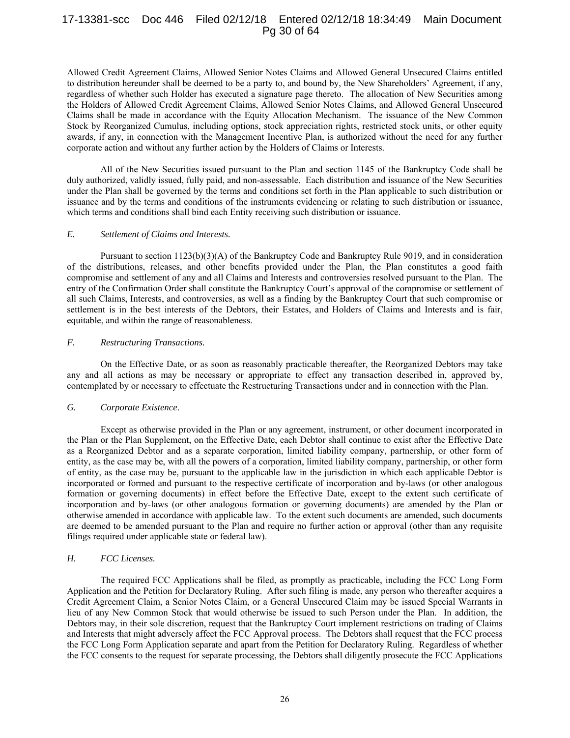Allowed Credit Agreement Claims, Allowed Senior Notes Claims and Allowed General Unsecured Claims entitled to distribution hereunder shall be deemed to be a party to, and bound by, the New Shareholders' Agreement, if any, regardless of whether such Holder has executed a signature page thereto. The allocation of New Securities among the Holders of Allowed Credit Agreement Claims, Allowed Senior Notes Claims, and Allowed General Unsecured Claims shall be made in accordance with the Equity Allocation Mechanism. The issuance of the New Common Stock by Reorganized Cumulus, including options, stock appreciation rights, restricted stock units, or other equity awards, if any, in connection with the Management Incentive Plan, is authorized without the need for any further corporate action and without any further action by the Holders of Claims or Interests.

All of the New Securities issued pursuant to the Plan and section 1145 of the Bankruptcy Code shall be duly authorized, validly issued, fully paid, and non-assessable. Each distribution and issuance of the New Securities under the Plan shall be governed by the terms and conditions set forth in the Plan applicable to such distribution or issuance and by the terms and conditions of the instruments evidencing or relating to such distribution or issuance, which terms and conditions shall bind each Entity receiving such distribution or issuance.

*E. Settlement of Claims and Interests.*

Pursuant to section 1123(b)(3)(A) of the Bankruptcy Code and Bankruptcy Rule 9019, and in consideration of the distributions, releases, and other benefits provided under the Plan, the Plan constitutes a good faith compromise and settlement of any and all Claims and Interests and controversies resolved pursuant to the Plan. The entry of the Confirmation Order shall constitute the Bankruptcy Court's approval of the compromise or settlement of all such Claims, Interests, and controversies, as well as a finding by the Bankruptcy Court that such compromise or settlement is in the best interests of the Debtors, their Estates, and Holders of Claims and Interests and is fair, equitable, and within the range of reasonableness.

*F. Restructuring Transactions.*

On the Effective Date, or as soon as reasonably practicable thereafter, the Reorganized Debtors may take any and all actions as may be necessary or appropriate to effect any transaction described in, approved by, contemplated by or necessary to effectuate the Restructuring Transactions under and in connection with the Plan.

*G. Corporate Existence*.

Except as otherwise provided in the Plan or any agreement, instrument, or other document incorporated in the Plan or the Plan Supplement, on the Effective Date, each Debtor shall continue to exist after the Effective Date as a Reorganized Debtor and as a separate corporation, limited liability company, partnership, or other form of entity, as the case may be, with all the powers of a corporation, limited liability company, partnership, or other form of entity, as the case may be, pursuant to the applicable law in the jurisdiction in which each applicable Debtor is incorporated or formed and pursuant to the respective certificate of incorporation and by-laws (or other analogous formation or governing documents) in effect before the Effective Date, except to the extent such certificate of incorporation and by-laws (or other analogous formation or governing documents) are amended by the Plan or otherwise amended in accordance with applicable law. To the extent such documents are amended, such documents are deemed to be amended pursuant to the Plan and require no further action or approval (other than any requisite filings required under applicable state or federal law).

*H. FCC Licenses.*

The required FCC Applications shall be filed, as promptly as practicable, including the FCC Long Form Application and the Petition for Declaratory Ruling. After such filing is made, any person who thereafter acquires a Credit Agreement Claim, a Senior Notes Claim, or a General Unsecured Claim may be issued Special Warrants in lieu of any New Common Stock that would otherwise be issued to such Person under the Plan. In addition, the Debtors may, in their sole discretion, request that the Bankruptcy Court implement restrictions on trading of Claims and Interests that might adversely affect the FCC Approval process. The Debtors shall request that the FCC process the FCC Long Form Application separate and apart from the Petition for Declaratory Ruling. Regardless of whether the FCC consents to the request for separate processing, the Debtors shall diligently prosecute the FCC Applications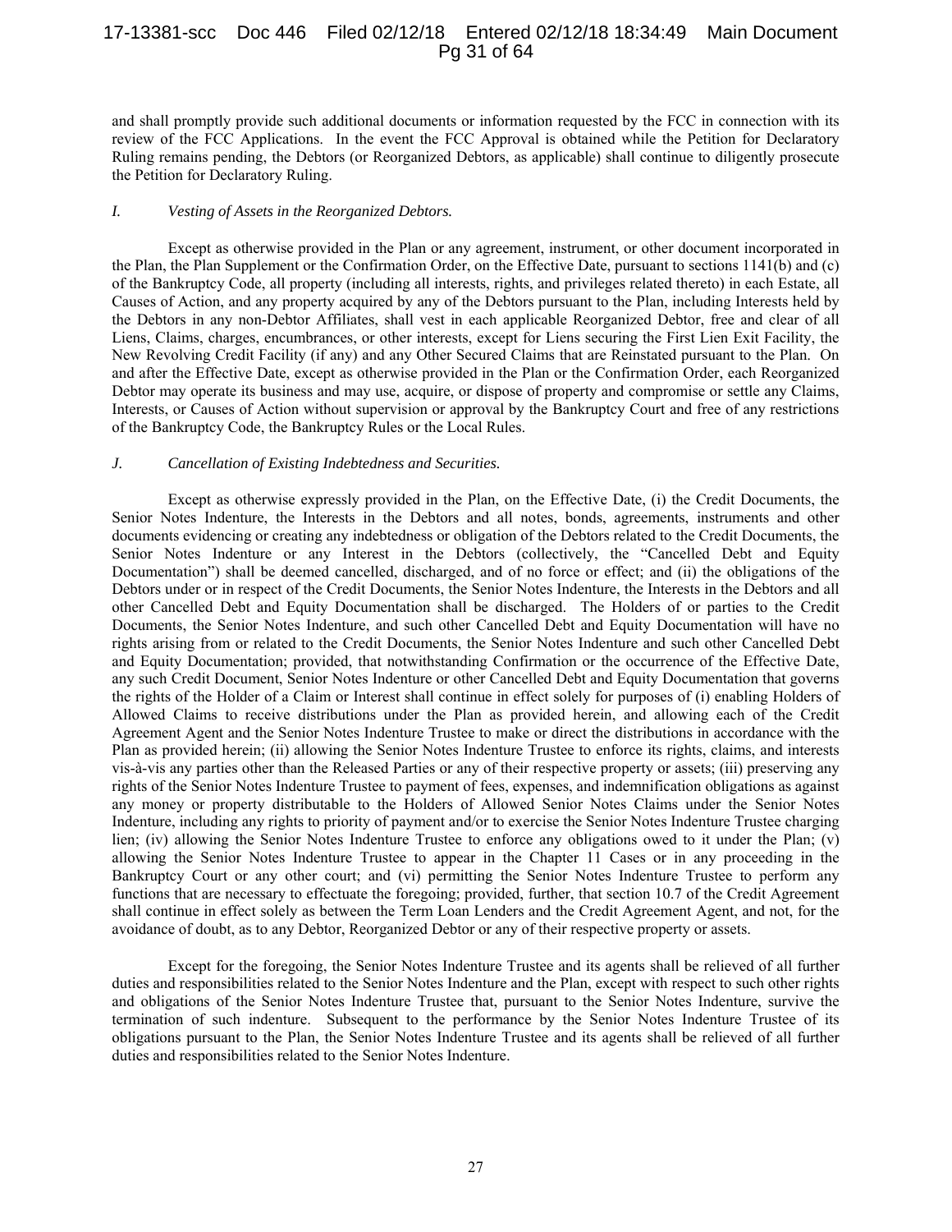and shall promptly provide such additional documents or information requested by the FCC in connection with its review of the FCC Applications. In the event the FCC Approval is obtained while the Petition for Declaratory Ruling remains pending, the Debtors (or Reorganized Debtors, as applicable) shall continue to diligently prosecute the Petition for Declaratory Ruling.

### *I. Vesting of Assets in the Reorganized Debtors.*

Except as otherwise provided in the Plan or any agreement, instrument, or other document incorporated in the Plan, the Plan Supplement or the Confirmation Order, on the Effective Date, pursuant to sections 1141(b) and (c) of the Bankruptcy Code, all property (including all interests, rights, and privileges related thereto) in each Estate, all Causes of Action, and any property acquired by any of the Debtors pursuant to the Plan, including Interests held by the Debtors in any non-Debtor Affiliates, shall vest in each applicable Reorganized Debtor, free and clear of all Liens, Claims, charges, encumbrances, or other interests, except for Liens securing the First Lien Exit Facility, the New Revolving Credit Facility (if any) and any Other Secured Claims that are Reinstated pursuant to the Plan. On and after the Effective Date, except as otherwise provided in the Plan or the Confirmation Order, each Reorganized Debtor may operate its business and may use, acquire, or dispose of property and compromise or settle any Claims, Interests, or Causes of Action without supervision or approval by the Bankruptcy Court and free of any restrictions of the Bankruptcy Code, the Bankruptcy Rules or the Local Rules.

### *J. Cancellation of Existing Indebtedness and Securities.*

Except as otherwise expressly provided in the Plan, on the Effective Date, (i) the Credit Documents, the Senior Notes Indenture, the Interests in the Debtors and all notes, bonds, agreements, instruments and other documents evidencing or creating any indebtedness or obligation of the Debtors related to the Credit Documents, the Senior Notes Indenture or any Interest in the Debtors (collectively, the "Cancelled Debt and Equity Documentation") shall be deemed cancelled, discharged, and of no force or effect; and (ii) the obligations of the Debtors under or in respect of the Credit Documents, the Senior Notes Indenture, the Interests in the Debtors and all other Cancelled Debt and Equity Documentation shall be discharged. The Holders of or parties to the Credit Documents, the Senior Notes Indenture, and such other Cancelled Debt and Equity Documentation will have no rights arising from or related to the Credit Documents, the Senior Notes Indenture and such other Cancelled Debt and Equity Documentation; provided, that notwithstanding Confirmation or the occurrence of the Effective Date, any such Credit Document, Senior Notes Indenture or other Cancelled Debt and Equity Documentation that governs the rights of the Holder of a Claim or Interest shall continue in effect solely for purposes of (i) enabling Holders of Allowed Claims to receive distributions under the Plan as provided herein, and allowing each of the Credit Agreement Agent and the Senior Notes Indenture Trustee to make or direct the distributions in accordance with the Plan as provided herein; (ii) allowing the Senior Notes Indenture Trustee to enforce its rights, claims, and interests vis-à-vis any parties other than the Released Parties or any of their respective property or assets; (iii) preserving any rights of the Senior Notes Indenture Trustee to payment of fees, expenses, and indemnification obligations as against any money or property distributable to the Holders of Allowed Senior Notes Claims under the Senior Notes Indenture, including any rights to priority of payment and/or to exercise the Senior Notes Indenture Trustee charging lien; (iv) allowing the Senior Notes Indenture Trustee to enforce any obligations owed to it under the Plan; (v) allowing the Senior Notes Indenture Trustee to appear in the Chapter 11 Cases or in any proceeding in the Bankruptcy Court or any other court; and (vi) permitting the Senior Notes Indenture Trustee to perform any functions that are necessary to effectuate the foregoing; provided, further, that section 10.7 of the Credit Agreement shall continue in effect solely as between the Term Loan Lenders and the Credit Agreement Agent, and not, for the avoidance of doubt, as to any Debtor, Reorganized Debtor or any of their respective property or assets.

Except for the foregoing, the Senior Notes Indenture Trustee and its agents shall be relieved of all further duties and responsibilities related to the Senior Notes Indenture and the Plan, except with respect to such other rights and obligations of the Senior Notes Indenture Trustee that, pursuant to the Senior Notes Indenture, survive the termination of such indenture. Subsequent to the performance by the Senior Notes Indenture Trustee of its obligations pursuant to the Plan, the Senior Notes Indenture Trustee and its agents shall be relieved of all further duties and responsibilities related to the Senior Notes Indenture.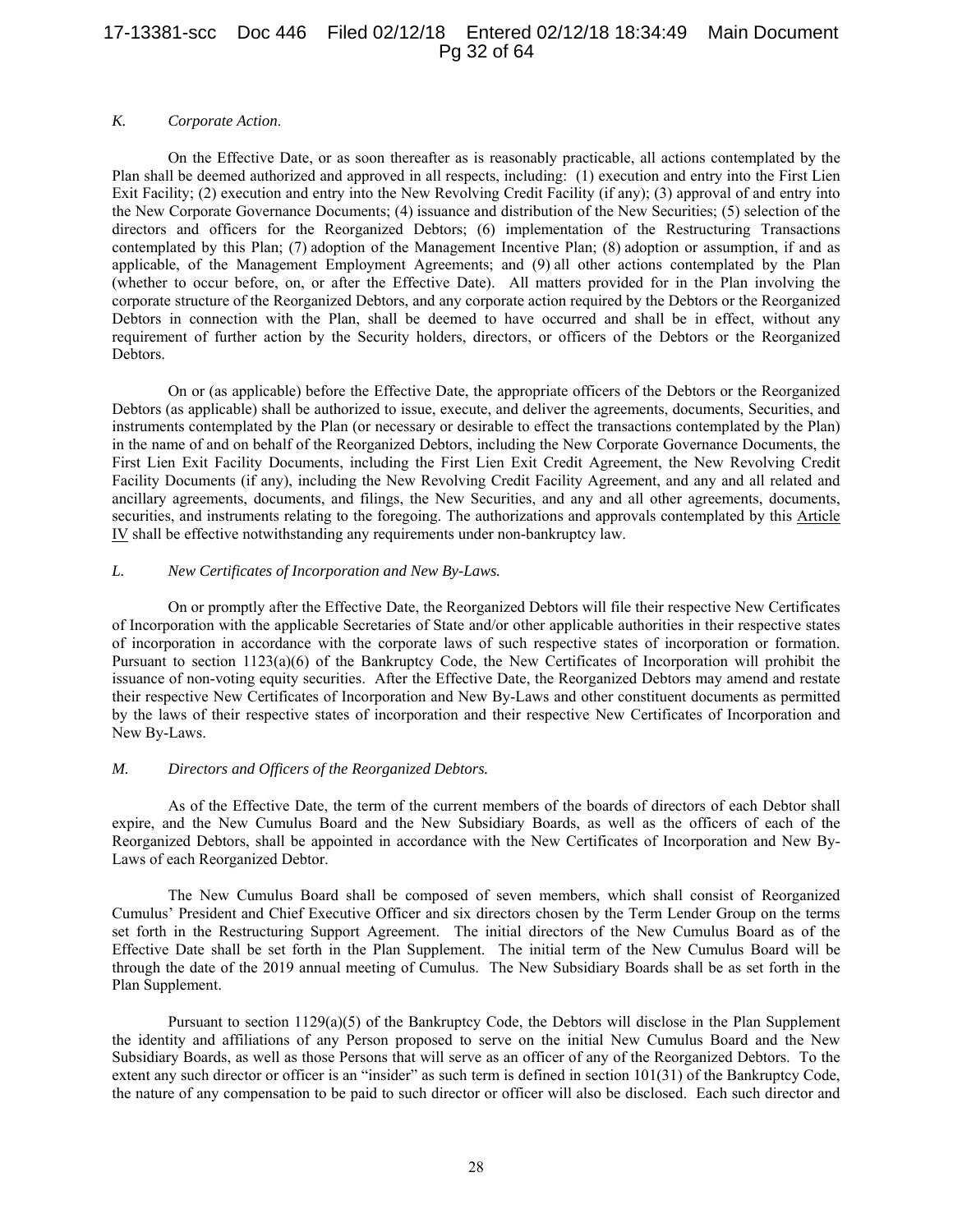*K. Corporate Action.*

On the Effective Date, or as soon thereafter as is reasonably practicable, all actions contemplated by the Plan shall be deemed authorized and approved in all respects, including: (1) execution and entry into the First Lien Exit Facility; (2) execution and entry into the New Revolving Credit Facility (if any); (3) approval of and entry into the New Corporate Governance Documents; (4) issuance and distribution of the New Securities; (5) selection of the directors and officers for the Reorganized Debtors; (6) implementation of the Restructuring Transactions contemplated by this Plan; (7) adoption of the Management Incentive Plan; (8) adoption or assumption, if and as applicable, of the Management Employment Agreements; and (9) all other actions contemplated by the Plan (whether to occur before, on, or after the Effective Date). All matters provided for in the Plan involving the corporate structure of the Reorganized Debtors, and any corporate action required by the Debtors or the Reorganized Debtors in connection with the Plan, shall be deemed to have occurred and shall be in effect, without any requirement of further action by the Security holders, directors, or officers of the Debtors or the Reorganized Debtors.

On or (as applicable) before the Effective Date, the appropriate officers of the Debtors or the Reorganized Debtors (as applicable) shall be authorized to issue, execute, and deliver the agreements, documents, Securities, and instruments contemplated by the Plan (or necessary or desirable to effect the transactions contemplated by the Plan) in the name of and on behalf of the Reorganized Debtors, including the New Corporate Governance Documents, the First Lien Exit Facility Documents, including the First Lien Exit Credit Agreement, the New Revolving Credit Facility Documents (if any), including the New Revolving Credit Facility Agreement, and any and all related and ancillary agreements, documents, and filings, the New Securities, and any and all other agreements, documents, securities, and instruments relating to the foregoing. The authorizations and approvals contemplated by this Article IV shall be effective notwithstanding any requirements under non-bankruptcy law.

*L. New Certificates of Incorporation and New By-Laws.*

On or promptly after the Effective Date, the Reorganized Debtors will file their respective New Certificates of Incorporation with the applicable Secretaries of State and/or other applicable authorities in their respective states of incorporation in accordance with the corporate laws of such respective states of incorporation or formation. Pursuant to section 1123(a)(6) of the Bankruptcy Code, the New Certificates of Incorporation will prohibit the issuance of non-voting equity securities. After the Effective Date, the Reorganized Debtors may amend and restate their respective New Certificates of Incorporation and New By-Laws and other constituent documents as permitted by the laws of their respective states of incorporation and their respective New Certificates of Incorporation and New By-Laws.

*M. Directors and Officers of the Reorganized Debtors.*

As of the Effective Date, the term of the current members of the boards of directors of each Debtor shall expire, and the New Cumulus Board and the New Subsidiary Boards, as well as the officers of each of the Reorganized Debtors, shall be appointed in accordance with the New Certificates of Incorporation and New By-Laws of each Reorganized Debtor.

The New Cumulus Board shall be composed of seven members, which shall consist of Reorganized Cumulus' President and Chief Executive Officer and six directors chosen by the Term Lender Group on the terms set forth in the Restructuring Support Agreement. The initial directors of the New Cumulus Board as of the Effective Date shall be set forth in the Plan Supplement. The initial term of the New Cumulus Board will be through the date of the 2019 annual meeting of Cumulus. The New Subsidiary Boards shall be as set forth in the Plan Supplement.

Pursuant to section 1129(a)(5) of the Bankruptcy Code, the Debtors will disclose in the Plan Supplement the identity and affiliations of any Person proposed to serve on the initial New Cumulus Board and the New Subsidiary Boards, as well as those Persons that will serve as an officer of any of the Reorganized Debtors. To the extent any such director or officer is an "insider" as such term is defined in section 101(31) of the Bankruptcy Code, the nature of any compensation to be paid to such director or officer will also be disclosed. Each such director and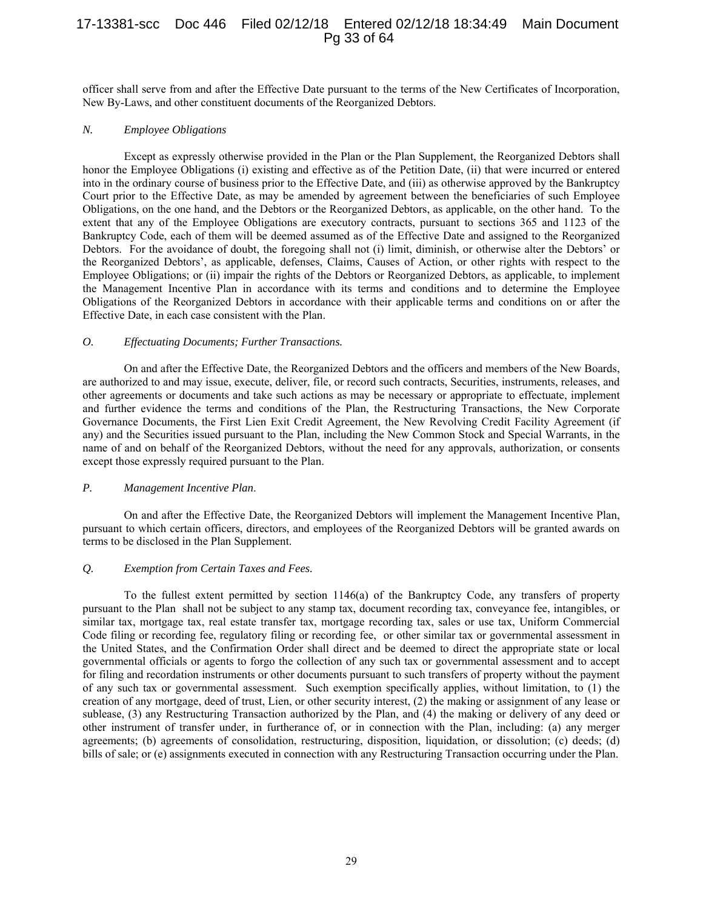officer shall serve from and after the Effective Date pursuant to the terms of the New Certificates of Incorporation, New By-Laws, and other constituent documents of the Reorganized Debtors.

### *N. Employee Obligations*

Except as expressly otherwise provided in the Plan or the Plan Supplement, the Reorganized Debtors shall honor the Employee Obligations (i) existing and effective as of the Petition Date, (ii) that were incurred or entered into in the ordinary course of business prior to the Effective Date, and (iii) as otherwise approved by the Bankruptcy Court prior to the Effective Date, as may be amended by agreement between the beneficiaries of such Employee Obligations, on the one hand, and the Debtors or the Reorganized Debtors, as applicable, on the other hand. To the extent that any of the Employee Obligations are executory contracts, pursuant to sections 365 and 1123 of the Bankruptcy Code, each of them will be deemed assumed as of the Effective Date and assigned to the Reorganized Debtors. For the avoidance of doubt, the foregoing shall not (i) limit, diminish, or otherwise alter the Debtors' or the Reorganized Debtors', as applicable, defenses, Claims, Causes of Action, or other rights with respect to the Employee Obligations; or (ii) impair the rights of the Debtors or Reorganized Debtors, as applicable, to implement the Management Incentive Plan in accordance with its terms and conditions and to determine the Employee Obligations of the Reorganized Debtors in accordance with their applicable terms and conditions on or after the Effective Date, in each case consistent with the Plan.

### *O. Effectuating Documents; Further Transactions.*

On and after the Effective Date, the Reorganized Debtors and the officers and members of the New Boards, are authorized to and may issue, execute, deliver, file, or record such contracts, Securities, instruments, releases, and other agreements or documents and take such actions as may be necessary or appropriate to effectuate, implement and further evidence the terms and conditions of the Plan, the Restructuring Transactions, the New Corporate Governance Documents, the First Lien Exit Credit Agreement, the New Revolving Credit Facility Agreement (if any) and the Securities issued pursuant to the Plan, including the New Common Stock and Special Warrants, in the name of and on behalf of the Reorganized Debtors, without the need for any approvals, authorization, or consents except those expressly required pursuant to the Plan.

### *P. Management Incentive Plan.*

On and after the Effective Date, the Reorganized Debtors will implement the Management Incentive Plan, pursuant to which certain officers, directors, and employees of the Reorganized Debtors will be granted awards on terms to be disclosed in the Plan Supplement.

### *Q. Exemption from Certain Taxes and Fees.*

To the fullest extent permitted by section 1146(a) of the Bankruptcy Code, any transfers of property pursuant to the Plan shall not be subject to any stamp tax, document recording tax, conveyance fee, intangibles, or similar tax, mortgage tax, real estate transfer tax, mortgage recording tax, sales or use tax, Uniform Commercial Code filing or recording fee, regulatory filing or recording fee, or other similar tax or governmental assessment in the United States, and the Confirmation Order shall direct and be deemed to direct the appropriate state or local governmental officials or agents to forgo the collection of any such tax or governmental assessment and to accept for filing and recordation instruments or other documents pursuant to such transfers of property without the payment of any such tax or governmental assessment. Such exemption specifically applies, without limitation, to (1) the creation of any mortgage, deed of trust, Lien, or other security interest, (2) the making or assignment of any lease or sublease, (3) any Restructuring Transaction authorized by the Plan, and (4) the making or delivery of any deed or other instrument of transfer under, in furtherance of, or in connection with the Plan, including: (a) any merger agreements; (b) agreements of consolidation, restructuring, disposition, liquidation, or dissolution; (c) deeds; (d) bills of sale; or (e) assignments executed in connection with any Restructuring Transaction occurring under the Plan.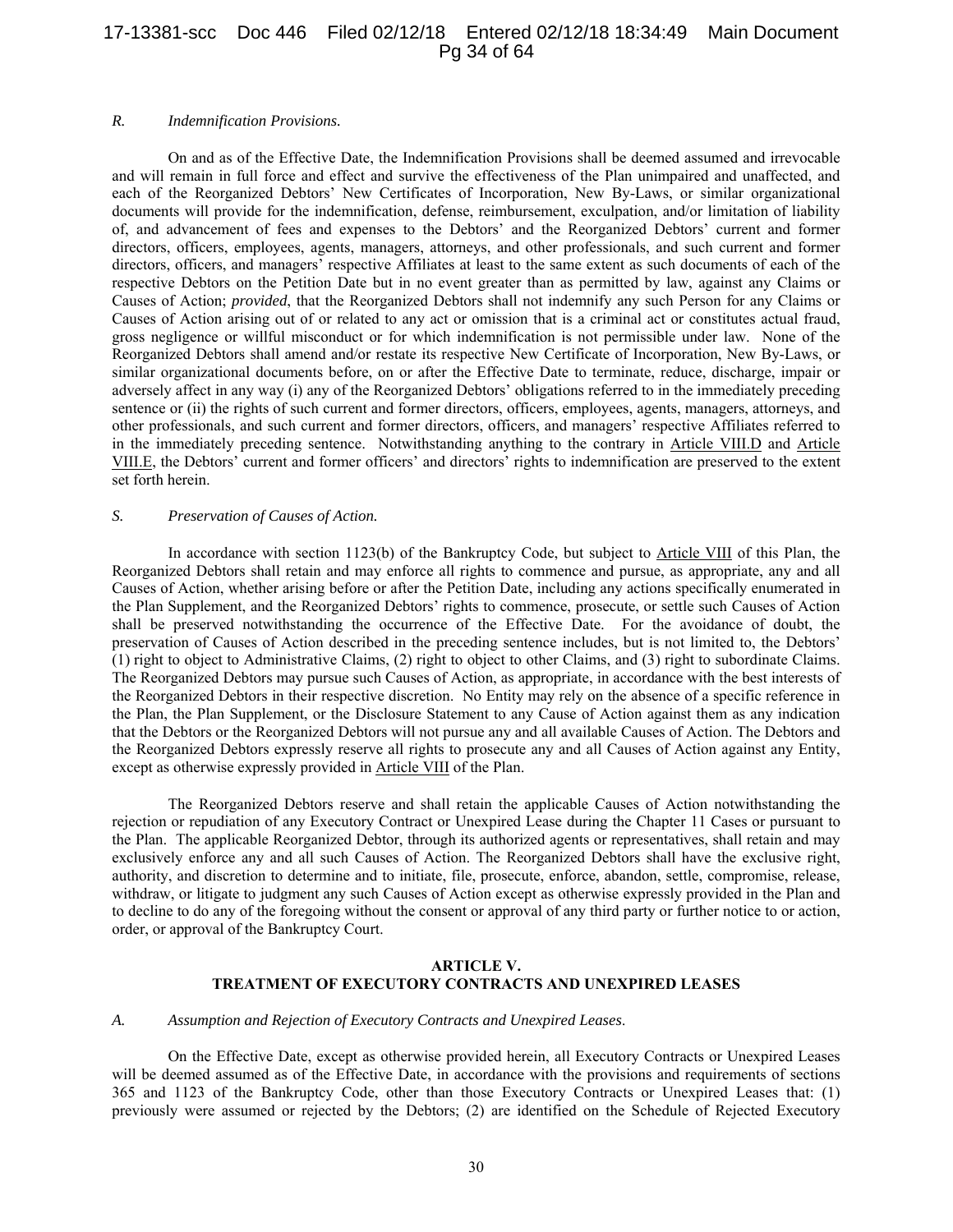### *R. Indemnification Provisions.*

On and as of the Effective Date, the Indemnification Provisions shall be deemed assumed and irrevocable and will remain in full force and effect and survive the effectiveness of the Plan unimpaired and unaffected, and each of the Reorganized Debtors' New Certificates of Incorporation, New By-Laws, or similar organizational documents will provide for the indemnification, defense, reimbursement, exculpation, and/or limitation of liability of, and advancement of fees and expenses to the Debtors' and the Reorganized Debtors' current and former directors, officers, employees, agents, managers, attorneys, and other professionals, and such current and former directors, officers, and managers' respective Affiliates at least to the same extent as such documents of each of the respective Debtors on the Petition Date but in no event greater than as permitted by law, against any Claims or Causes of Action; *provided*, that the Reorganized Debtors shall not indemnify any such Person for any Claims or Causes of Action arising out of or related to any act or omission that is a criminal act or constitutes actual fraud, gross negligence or willful misconduct or for which indemnification is not permissible under law. None of the Reorganized Debtors shall amend and/or restate its respective New Certificate of Incorporation, New By-Laws, or similar organizational documents before, on or after the Effective Date to terminate, reduce, discharge, impair or adversely affect in any way (i) any of the Reorganized Debtors' obligations referred to in the immediately preceding sentence or (ii) the rights of such current and former directors, officers, employees, agents, managers, attorneys, and other professionals, and such current and former directors, officers, and managers' respective Affiliates referred to in the immediately preceding sentence. Notwithstanding anything to the contrary in Article VIII.D and Article VIII.E, the Debtors' current and former officers' and directors' rights to indemnification are preserved to the extent set forth herein.

### *S. Preservation of Causes of Action.*

In accordance with section 1123(b) of the Bankruptcy Code, but subject to Article VIII of this Plan, the Reorganized Debtors shall retain and may enforce all rights to commence and pursue, as appropriate, any and all Causes of Action, whether arising before or after the Petition Date, including any actions specifically enumerated in the Plan Supplement, and the Reorganized Debtors' rights to commence, prosecute, or settle such Causes of Action shall be preserved notwithstanding the occurrence of the Effective Date. For the avoidance of doubt, the preservation of Causes of Action described in the preceding sentence includes, but is not limited to, the Debtors' (1) right to object to Administrative Claims, (2) right to object to other Claims, and (3) right to subordinate Claims. The Reorganized Debtors may pursue such Causes of Action, as appropriate, in accordance with the best interests of the Reorganized Debtors in their respective discretion. No Entity may rely on the absence of a specific reference in the Plan, the Plan Supplement, or the Disclosure Statement to any Cause of Action against them as any indication that the Debtors or the Reorganized Debtors will not pursue any and all available Causes of Action. The Debtors and the Reorganized Debtors expressly reserve all rights to prosecute any and all Causes of Action against any Entity, except as otherwise expressly provided in Article VIII of the Plan.

The Reorganized Debtors reserve and shall retain the applicable Causes of Action notwithstanding the rejection or repudiation of any Executory Contract or Unexpired Lease during the Chapter 11 Cases or pursuant to the Plan. The applicable Reorganized Debtor, through its authorized agents or representatives, shall retain and may exclusively enforce any and all such Causes of Action. The Reorganized Debtors shall have the exclusive right, authority, and discretion to determine and to initiate, file, prosecute, enforce, abandon, settle, compromise, release, withdraw, or litigate to judgment any such Causes of Action except as otherwise expressly provided in the Plan and to decline to do any of the foregoing without the consent or approval of any third party or further notice to or action, order, or approval of the Bankruptcy Court.

## ARTICLE V. TREATMENT OF EXECUTORY CONTRACTS AND UNEXPIRED LEASES

### *A. Assumption and Rejection of Executory Contracts and Unexpired Leases.*

On the Effective Date, except as otherwise provided herein, all Executory Contracts or Unexpired Leases will be deemed assumed as of the Effective Date, in accordance with the provisions and requirements of sections 365 and 1123 of the Bankruptcy Code, other than those Executory Contracts or Unexpired Leases that: (1) previously were assumed or rejected by the Debtors; (2) are identified on the Schedule of Rejected Executory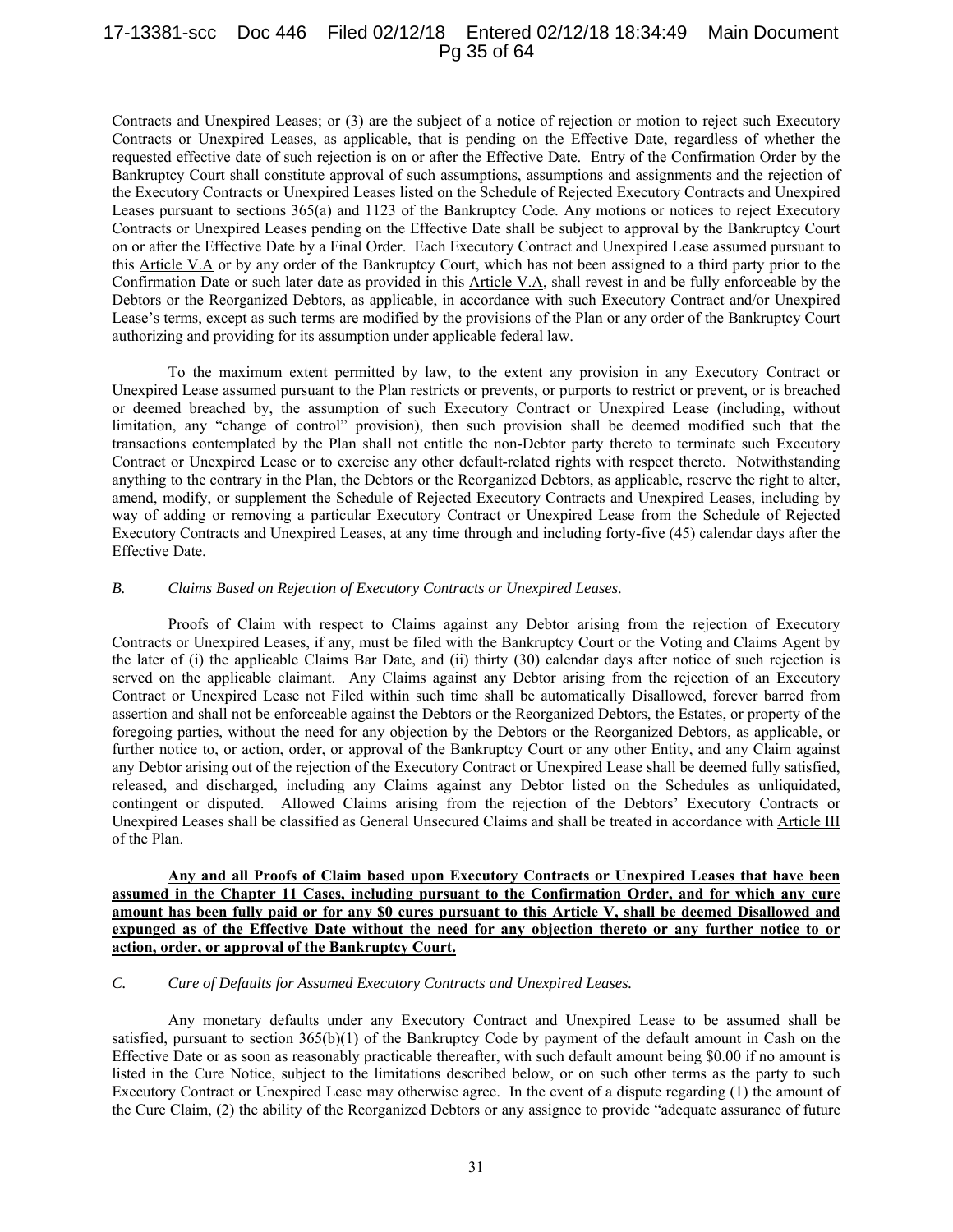Contracts and Unexpired Leases; or (3) are the subject of a notice of rejection or motion to reject such Executory Contracts or Unexpired Leases, as applicable, that is pending on the Effective Date, regardless of whether the requested effective date of such rejection is on or after the Effective Date. Entry of the Confirmation Order by the Bankruptcy Court shall constitute approval of such assumptions, assumptions and assignments and the rejection of the Executory Contracts or Unexpired Leases listed on the Schedule of Rejected Executory Contracts and Unexpired Leases pursuant to sections 365(a) and 1123 of the Bankruptcy Code. Any motions or notices to reject Executory Contracts or Unexpired Leases pending on the Effective Date shall be subject to approval by the Bankruptcy Court on or after the Effective Date by a Final Order. Each Executory Contract and Unexpired Lease assumed pursuant to this Article V.A or by any order of the Bankruptcy Court, which has not been assigned to a third party prior to the Confirmation Date or such later date as provided in this Article V.A, shall revest in and be fully enforceable by the Debtors or the Reorganized Debtors, as applicable, in accordance with such Executory Contract and/or Unexpired Lease's terms, except as such terms are modified by the provisions of the Plan or any order of the Bankruptcy Court authorizing and providing for its assumption under applicable federal law.

To the maximum extent permitted by law, to the extent any provision in any Executory Contract or Unexpired Lease assumed pursuant to the Plan restricts or prevents, or purports to restrict or prevent, or is breached or deemed breached by, the assumption of such Executory Contract or Unexpired Lease (including, without limitation, any "change of control" provision), then such provision shall be deemed modified such that the transactions contemplated by the Plan shall not entitle the non-Debtor party thereto to terminate such Executory Contract or Unexpired Lease or to exercise any other default-related rights with respect thereto. Notwithstanding anything to the contrary in the Plan, the Debtors or the Reorganized Debtors, as applicable, reserve the right to alter, amend, modify, or supplement the Schedule of Rejected Executory Contracts and Unexpired Leases, including by way of adding or removing a particular Executory Contract or Unexpired Lease from the Schedule of Rejected Executory Contracts and Unexpired Leases, at any time through and including forty-five (45) calendar days after the Effective Date.

*B. Claims Based on Rejection of Executory Contracts or Unexpired Leases.*

Proofs of Claim with respect to Claims against any Debtor arising from the rejection of Executory Contracts or Unexpired Leases, if any, must be filed with the Bankruptcy Court or the Voting and Claims Agent by the later of (i) the applicable Claims Bar Date, and (ii) thirty (30) calendar days after notice of such rejection is served on the applicable claimant. Any Claims against any Debtor arising from the rejection of an Executory Contract or Unexpired Lease not Filed within such time shall be automatically Disallowed, forever barred from assertion and shall not be enforceable against the Debtors or the Reorganized Debtors, the Estates, or property of the foregoing parties, without the need for any objection by the Debtors or the Reorganized Debtors, as applicable, or further notice to, or action, order, or approval of the Bankruptcy Court or any other Entity, and any Claim against any Debtor arising out of the rejection of the Executory Contract or Unexpired Lease shall be deemed fully satisfied, released, and discharged, including any Claims against any Debtor listed on the Schedules as unliquidated, contingent or disputed. Allowed Claims arising from the rejection of the Debtors' Executory Contracts or Unexpired Leases shall be classified as General Unsecured Claims and shall be treated in accordance with Article III of the Plan.

**Any and all Proofs of Claim based upon Executory Contracts or Unexpired Leases that have been assumed in the Chapter 11 Cases, including pursuant to the Confirmation Order, and for which any cure amount has been fully paid or for any $0 cures pursuant to this Article V, shall be deemed Disallowed and expunged as of the Effective Date without the need for any objection thereto or any further notice to or action, order, or approval of the Bankruptcy Court.**

*C. Cure of Defaults for Assumed Executory Contracts and Unexpired Leases.*

Any monetary defaults under any Executory Contract and Unexpired Lease to be assumed shall be satisfied, pursuant to section 365(b)(1) of the Bankruptcy Code by payment of the default amount in Cash on the Effective Date or as soon as reasonably practicable thereafter, with such default amount being $0.00 if no amount is listed in the Cure Notice, subject to the limitations described below, or on such other terms as the party to such Executory Contract or Unexpired Lease may otherwise agree. In the event of a dispute regarding (1) the amount of the Cure Claim, (2) the ability of the Reorganized Debtors or any assignee to provide "adequate assurance of future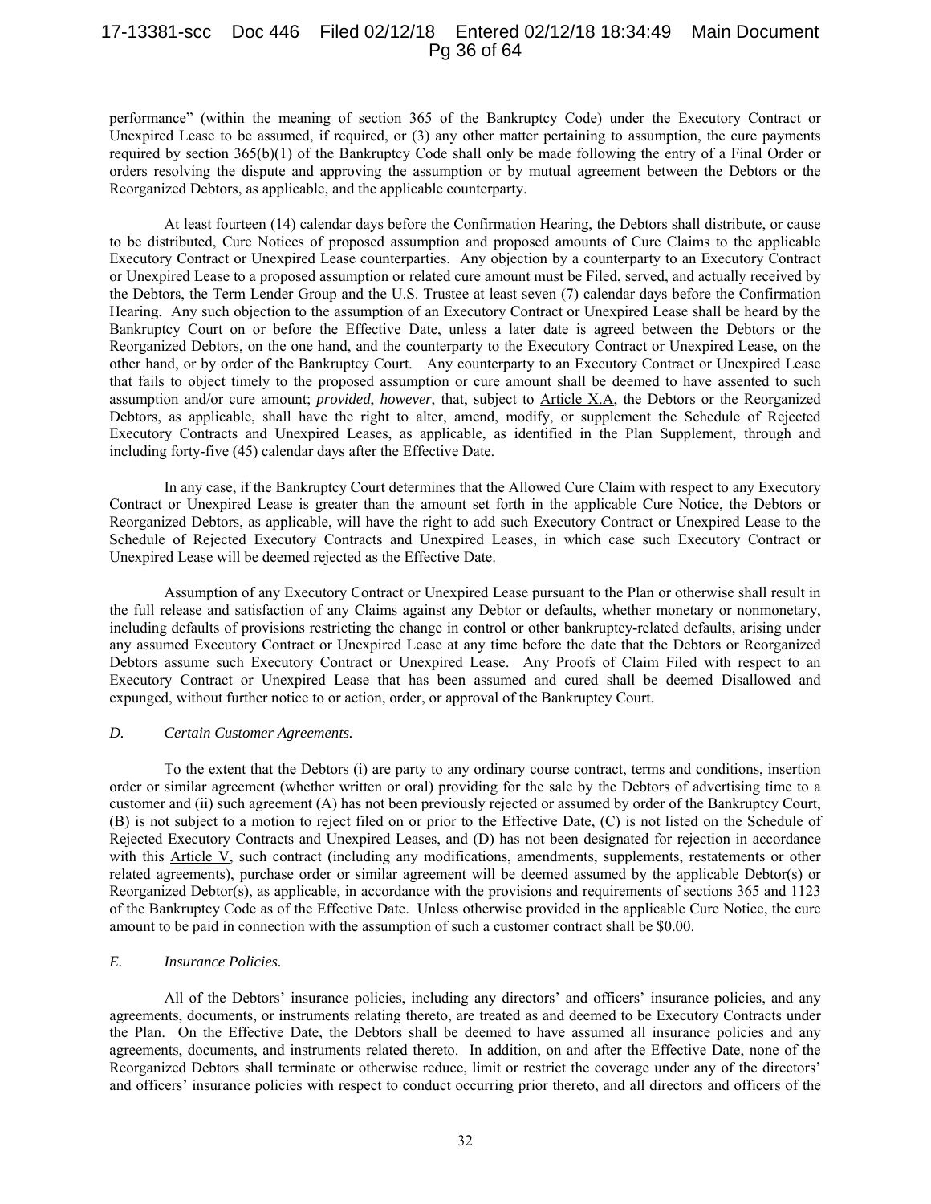performance" (within the meaning of section 365 of the Bankruptcy Code) under the Executory Contract or Unexpired Lease to be assumed, if required, or (3) any other matter pertaining to assumption, the cure payments required by section 365(b)(1) of the Bankruptcy Code shall only be made following the entry of a Final Order or orders resolving the dispute and approving the assumption or by mutual agreement between the Debtors or the Reorganized Debtors, as applicable, and the applicable counterparty.

At least fourteen (14) calendar days before the Confirmation Hearing, the Debtors shall distribute, or cause to be distributed, Cure Notices of proposed assumption and proposed amounts of Cure Claims to the applicable Executory Contract or Unexpired Lease counterparties. Any objection by a counterparty to an Executory Contract or Unexpired Lease to a proposed assumption or related cure amount must be Filed, served, and actually received by the Debtors, the Term Lender Group and the U.S. Trustee at least seven (7) calendar days before the Confirmation Hearing. Any such objection to the assumption of an Executory Contract or Unexpired Lease shall be heard by the Bankruptcy Court on or before the Effective Date, unless a later date is agreed between the Debtors or the Reorganized Debtors, on the one hand, and the counterparty to the Executory Contract or Unexpired Lease, on the other hand, or by order of the Bankruptcy Court. Any counterparty to an Executory Contract or Unexpired Lease that fails to object timely to the proposed assumption or cure amount shall be deemed to have assented to such assumption and/or cure amount; *provided*, *however*, that, subject to Article X.A, the Debtors or the Reorganized Debtors, as applicable, shall have the right to alter, amend, modify, or supplement the Schedule of Rejected Executory Contracts and Unexpired Leases, as applicable, as identified in the Plan Supplement, through and including forty-five (45) calendar days after the Effective Date.

In any case, if the Bankruptcy Court determines that the Allowed Cure Claim with respect to any Executory Contract or Unexpired Lease is greater than the amount set forth in the applicable Cure Notice, the Debtors or Reorganized Debtors, as applicable, will have the right to add such Executory Contract or Unexpired Lease to the Schedule of Rejected Executory Contracts and Unexpired Leases, in which case such Executory Contract or Unexpired Lease will be deemed rejected as the Effective Date.

Assumption of any Executory Contract or Unexpired Lease pursuant to the Plan or otherwise shall result in the full release and satisfaction of any Claims against any Debtor or defaults, whether monetary or nonmonetary, including defaults of provisions restricting the change in control or other bankruptcy-related defaults, arising under any assumed Executory Contract or Unexpired Lease at any time before the date that the Debtors or Reorganized Debtors assume such Executory Contract or Unexpired Lease. Any Proofs of Claim Filed with respect to an Executory Contract or Unexpired Lease that has been assumed and cured shall be deemed Disallowed and expunged, without further notice to or action, order, or approval of the Bankruptcy Court.

### *D. Certain Customer Agreements.*

To the extent that the Debtors (i) are party to any ordinary course contract, terms and conditions, insertion order or similar agreement (whether written or oral) providing for the sale by the Debtors of advertising time to a customer and (ii) such agreement (A) has not been previously rejected or assumed by order of the Bankruptcy Court, (B) is not subject to a motion to reject filed on or prior to the Effective Date, (C) is not listed on the Schedule of Rejected Executory Contracts and Unexpired Leases, and (D) has not been designated for rejection in accordance with this Article V, such contract (including any modifications, amendments, supplements, restatements or other related agreements), purchase order or similar agreement will be deemed assumed by the applicable Debtor(s) or Reorganized Debtor(s), as applicable, in accordance with the provisions and requirements of sections 365 and 1123 of the Bankruptcy Code as of the Effective Date. Unless otherwise provided in the applicable Cure Notice, the cure amount to be paid in connection with the assumption of such a customer contract shall be $0.00.

### *E. Insurance Policies.*

All of the Debtors' insurance policies, including any directors' and officers' insurance policies, and any agreements, documents, or instruments relating thereto, are treated as and deemed to be Executory Contracts under the Plan. On the Effective Date, the Debtors shall be deemed to have assumed all insurance policies and any agreements, documents, and instruments related thereto. In addition, on and after the Effective Date, none of the Reorganized Debtors shall terminate or otherwise reduce, limit or restrict the coverage under any of the directors' and officers' insurance policies with respect to conduct occurring prior thereto, and all directors and officers of the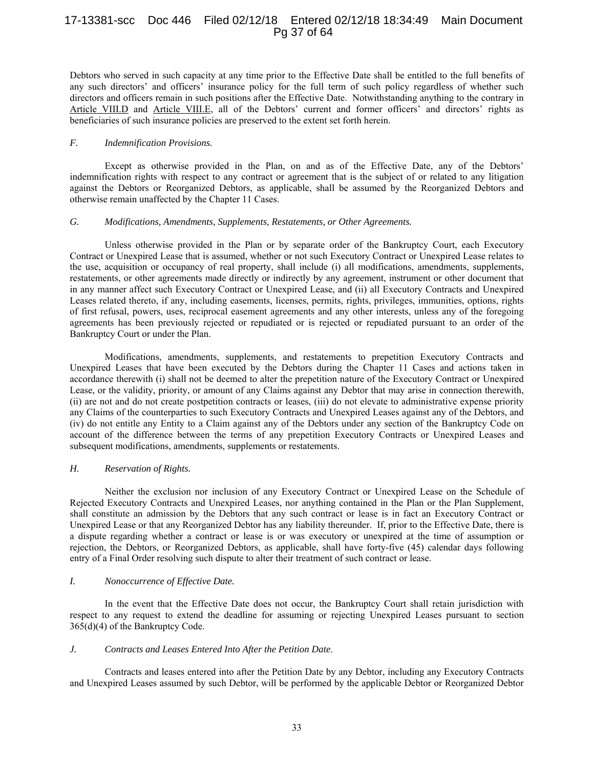Debtors who served in such capacity at any time prior to the Effective Date shall be entitled to the full benefits of any such directors' and officers' insurance policy for the full term of such policy regardless of whether such directors and officers remain in such positions after the Effective Date. Notwithstanding anything to the contrary in Article VIII.D and Article VIII.E, all of the Debtors' current and former officers' and directors' rights as beneficiaries of such insurance policies are preserved to the extent set forth herein.

### *F. Indemnification Provisions.*

Except as otherwise provided in the Plan, on and as of the Effective Date, any of the Debtors' indemnification rights with respect to any contract or agreement that is the subject of or related to any litigation against the Debtors or Reorganized Debtors, as applicable, shall be assumed by the Reorganized Debtors and otherwise remain unaffected by the Chapter 11 Cases.

### *G. Modifications, Amendments, Supplements, Restatements, or Other Agreements.*

Unless otherwise provided in the Plan or by separate order of the Bankruptcy Court, each Executory Contract or Unexpired Lease that is assumed, whether or not such Executory Contract or Unexpired Lease relates to the use, acquisition or occupancy of real property, shall include (i) all modifications, amendments, supplements, restatements, or other agreements made directly or indirectly by any agreement, instrument or other document that in any manner affect such Executory Contract or Unexpired Lease, and (ii) all Executory Contracts and Unexpired Leases related thereto, if any, including easements, licenses, permits, rights, privileges, immunities, options, rights of first refusal, powers, uses, reciprocal easement agreements and any other interests, unless any of the foregoing agreements has been previously rejected or repudiated or is rejected or repudiated pursuant to an order of the Bankruptcy Court or under the Plan.

Modifications, amendments, supplements, and restatements to prepetition Executory Contracts and Unexpired Leases that have been executed by the Debtors during the Chapter 11 Cases and actions taken in accordance therewith (i) shall not be deemed to alter the prepetition nature of the Executory Contract or Unexpired Lease, or the validity, priority, or amount of any Claims against any Debtor that may arise in connection therewith, (ii) are not and do not create postpetition contracts or leases, (iii) do not elevate to administrative expense priority any Claims of the counterparties to such Executory Contracts and Unexpired Leases against any of the Debtors, and (iv) do not entitle any Entity to a Claim against any of the Debtors under any section of the Bankruptcy Code on account of the difference between the terms of any prepetition Executory Contracts or Unexpired Leases and subsequent modifications, amendments, supplements or restatements.

### *H. Reservation of Rights.*

Neither the exclusion nor inclusion of any Executory Contract or Unexpired Lease on the Schedule of Rejected Executory Contracts and Unexpired Leases, nor anything contained in the Plan or the Plan Supplement, shall constitute an admission by the Debtors that any such contract or lease is in fact an Executory Contract or Unexpired Lease or that any Reorganized Debtor has any liability thereunder. If, prior to the Effective Date, there is a dispute regarding whether a contract or lease is or was executory or unexpired at the time of assumption or rejection, the Debtors, or Reorganized Debtors, as applicable, shall have forty-five (45) calendar days following entry of a Final Order resolving such dispute to alter their treatment of such contract or lease.

### *I. Nonoccurrence of Effective Date.*

In the event that the Effective Date does not occur, the Bankruptcy Court shall retain jurisdiction with respect to any request to extend the deadline for assuming or rejecting Unexpired Leases pursuant to section 365(d)(4) of the Bankruptcy Code.

### *J. Contracts and Leases Entered Into After the Petition Date.*

Contracts and leases entered into after the Petition Date by any Debtor, including any Executory Contracts and Unexpired Leases assumed by such Debtor, will be performed by the applicable Debtor or Reorganized Debtor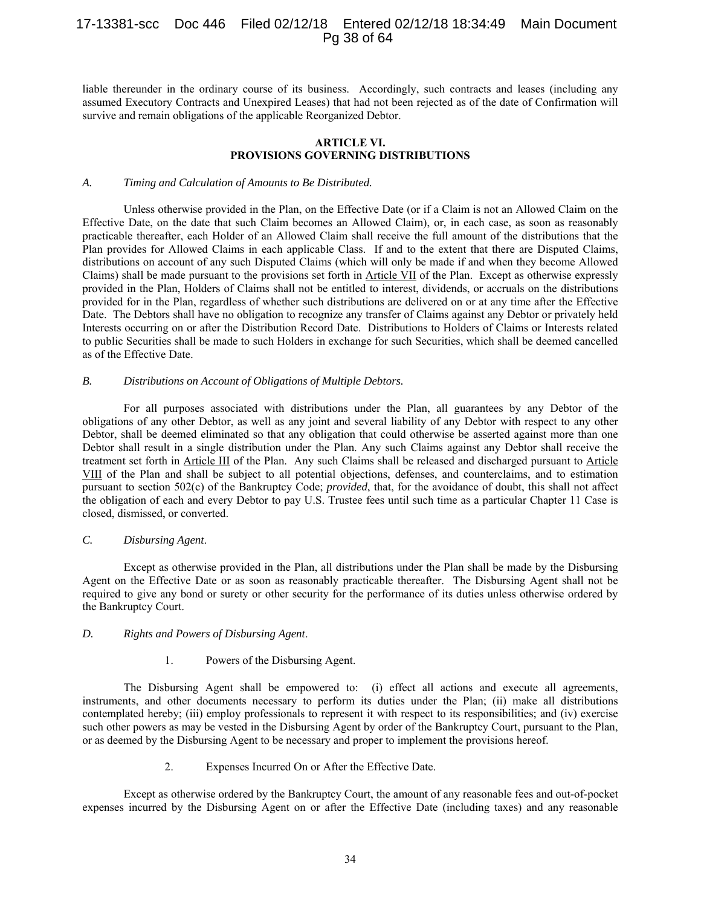liable thereunder in the ordinary course of its business. Accordingly, such contracts and leases (including any assumed Executory Contracts and Unexpired Leases) that had not been rejected as of the date of Confirmation will survive and remain obligations of the applicable Reorganized Debtor.

## ARTICLE VI.
## PROVISIONS GOVERNING DISTRIBUTIONS

### *A. Timing and Calculation of Amounts to Be Distributed.*

Unless otherwise provided in the Plan, on the Effective Date (or if a Claim is not an Allowed Claim on the Effective Date, on the date that such Claim becomes an Allowed Claim), or, in each case, as soon as reasonably practicable thereafter, each Holder of an Allowed Claim shall receive the full amount of the distributions that the Plan provides for Allowed Claims in each applicable Class. If and to the extent that there are Disputed Claims, distributions on account of any such Disputed Claims (which will only be made if and when they become Allowed Claims) shall be made pursuant to the provisions set forth in Article VII of the Plan. Except as otherwise expressly provided in the Plan, Holders of Claims shall not be entitled to interest, dividends, or accruals on the distributions provided for in the Plan, regardless of whether such distributions are delivered on or at any time after the Effective Date. The Debtors shall have no obligation to recognize any transfer of Claims against any Debtor or privately held Interests occurring on or after the Distribution Record Date. Distributions to Holders of Claims or Interests related to public Securities shall be made to such Holders in exchange for such Securities, which shall be deemed cancelled as of the Effective Date.

### *B. Distributions on Account of Obligations of Multiple Debtors.*

For all purposes associated with distributions under the Plan, all guarantees by any Debtor of the obligations of any other Debtor, as well as any joint and several liability of any Debtor with respect to any other Debtor, shall be deemed eliminated so that any obligation that could otherwise be asserted against more than one Debtor shall result in a single distribution under the Plan. Any such Claims against any Debtor shall receive the treatment set forth in Article III of the Plan. Any such Claims shall be released and discharged pursuant to Article VIII of the Plan and shall be subject to all potential objections, defenses, and counterclaims, and to estimation pursuant to section 502(c) of the Bankruptcy Code; *provided*, that, for the avoidance of doubt, this shall not affect the obligation of each and every Debtor to pay U.S. Trustee fees until such time as a particular Chapter 11 Case is closed, dismissed, or converted.

### *C. Disbursing Agent.*

Except as otherwise provided in the Plan, all distributions under the Plan shall be made by the Disbursing Agent on the Effective Date or as soon as reasonably practicable thereafter. The Disbursing Agent shall not be required to give any bond or surety or other security for the performance of its duties unless otherwise ordered by the Bankruptcy Court.

### *D. Rights and Powers of Disbursing Agent.*

#### 1. Powers of the Disbursing Agent.

The Disbursing Agent shall be empowered to: (i) effect all actions and execute all agreements, instruments, and other documents necessary to perform its duties under the Plan; (ii) make all distributions contemplated hereby; (iii) employ professionals to represent it with respect to its responsibilities; and (iv) exercise such other powers as may be vested in the Disbursing Agent by order of the Bankruptcy Court, pursuant to the Plan, or as deemed by the Disbursing Agent to be necessary and proper to implement the provisions hereof.

#### 2. Expenses Incurred On or After the Effective Date.

Except as otherwise ordered by the Bankruptcy Court, the amount of any reasonable fees and out-of-pocket expenses incurred by the Disbursing Agent on or after the Effective Date (including taxes) and any reasonable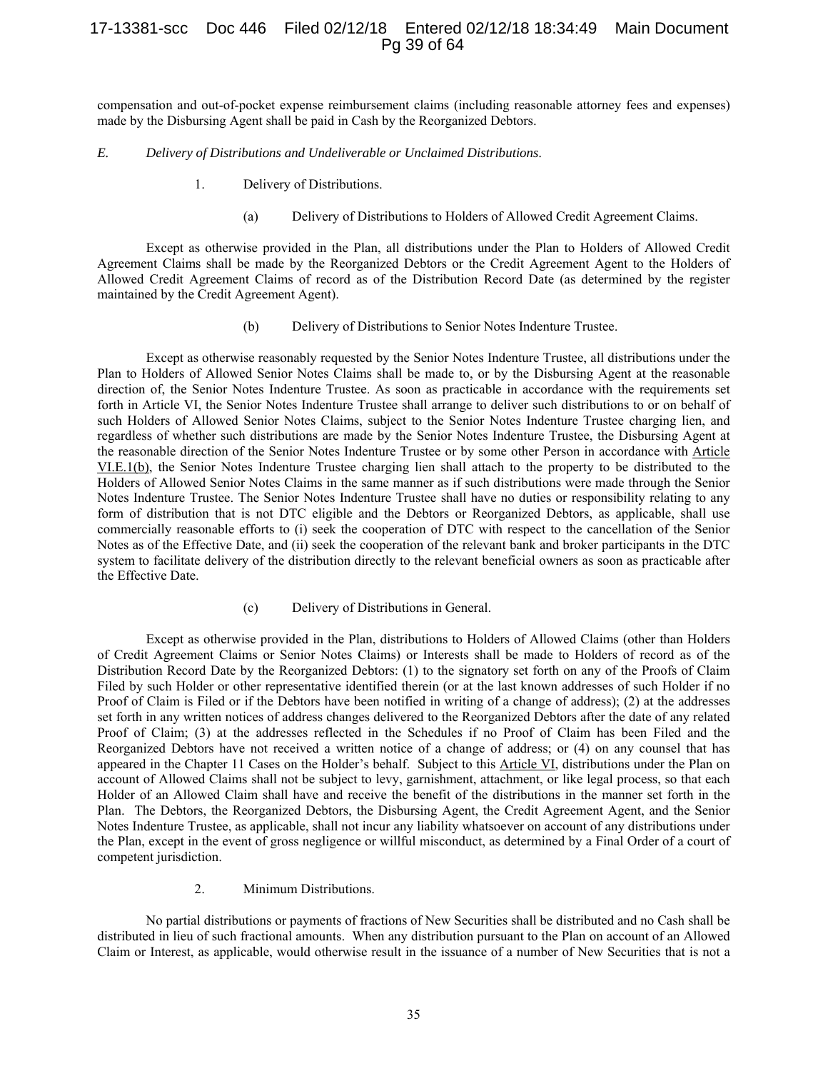compensation and out-of-pocket expense reimbursement claims (including reasonable attorney fees and expenses) made by the Disbursing Agent shall be paid in Cash by the Reorganized Debtors.

*E. Delivery of Distributions and Undeliverable or Unclaimed Distributions.*

1. Delivery of Distributions.

(a) Delivery of Distributions to Holders of Allowed Credit Agreement Claims.

Except as otherwise provided in the Plan, all distributions under the Plan to Holders of Allowed Credit Agreement Claims shall be made by the Reorganized Debtors or the Credit Agreement Agent to the Holders of Allowed Credit Agreement Claims of record as of the Distribution Record Date (as determined by the register maintained by the Credit Agreement Agent).

(b) Delivery of Distributions to Senior Notes Indenture Trustee.

Except as otherwise reasonably requested by the Senior Notes Indenture Trustee, all distributions under the Plan to Holders of Allowed Senior Notes Claims shall be made to, or by the Disbursing Agent at the reasonable direction of, the Senior Notes Indenture Trustee. As soon as practicable in accordance with the requirements set forth in Article VI, the Senior Notes Indenture Trustee shall arrange to deliver such distributions to or on behalf of such Holders of Allowed Senior Notes Claims, subject to the Senior Notes Indenture Trustee charging lien, and regardless of whether such distributions are made by the Senior Notes Indenture Trustee, the Disbursing Agent at the reasonable direction of the Senior Notes Indenture Trustee or by some other Person in accordance with Article VI.E.1(b), the Senior Notes Indenture Trustee charging lien shall attach to the property to be distributed to the Holders of Allowed Senior Notes Claims in the same manner as if such distributions were made through the Senior Notes Indenture Trustee. The Senior Notes Indenture Trustee shall have no duties or responsibility relating to any form of distribution that is not DTC eligible and the Debtors or Reorganized Debtors, as applicable, shall use commercially reasonable efforts to (i) seek the cooperation of DTC with respect to the cancellation of the Senior Notes as of the Effective Date, and (ii) seek the cooperation of the relevant bank and broker participants in the DTC system to facilitate delivery of the distribution directly to the relevant beneficial owners as soon as practicable after the Effective Date.

(c) Delivery of Distributions in General.

Except as otherwise provided in the Plan, distributions to Holders of Allowed Claims (other than Holders of Credit Agreement Claims or Senior Notes Claims) or Interests shall be made to Holders of record as of the Distribution Record Date by the Reorganized Debtors: (1) to the signatory set forth on any of the Proofs of Claim Filed by such Holder or other representative identified therein (or at the last known addresses of such Holder if no Proof of Claim is Filed or if the Debtors have been notified in writing of a change of address); (2) at the addresses set forth in any written notices of address changes delivered to the Reorganized Debtors after the date of any related Proof of Claim; (3) at the addresses reflected in the Schedules if no Proof of Claim has been Filed and the Reorganized Debtors have not received a written notice of a change of address; or (4) on any counsel that has appeared in the Chapter 11 Cases on the Holder's behalf. Subject to this Article VI, distributions under the Plan on account of Allowed Claims shall not be subject to levy, garnishment, attachment, or like legal process, so that each Holder of an Allowed Claim shall have and receive the benefit of the distributions in the manner set forth in the Plan. The Debtors, the Reorganized Debtors, the Disbursing Agent, the Credit Agreement Agent, and the Senior Notes Indenture Trustee, as applicable, shall not incur any liability whatsoever on account of any distributions under the Plan, except in the event of gross negligence or willful misconduct, as determined by a Final Order of a court of competent jurisdiction.

2. Minimum Distributions.

No partial distributions or payments of fractions of New Securities shall be distributed and no Cash shall be distributed in lieu of such fractional amounts. When any distribution pursuant to the Plan on account of an Allowed Claim or Interest, as applicable, would otherwise result in the issuance of a number of New Securities that is not a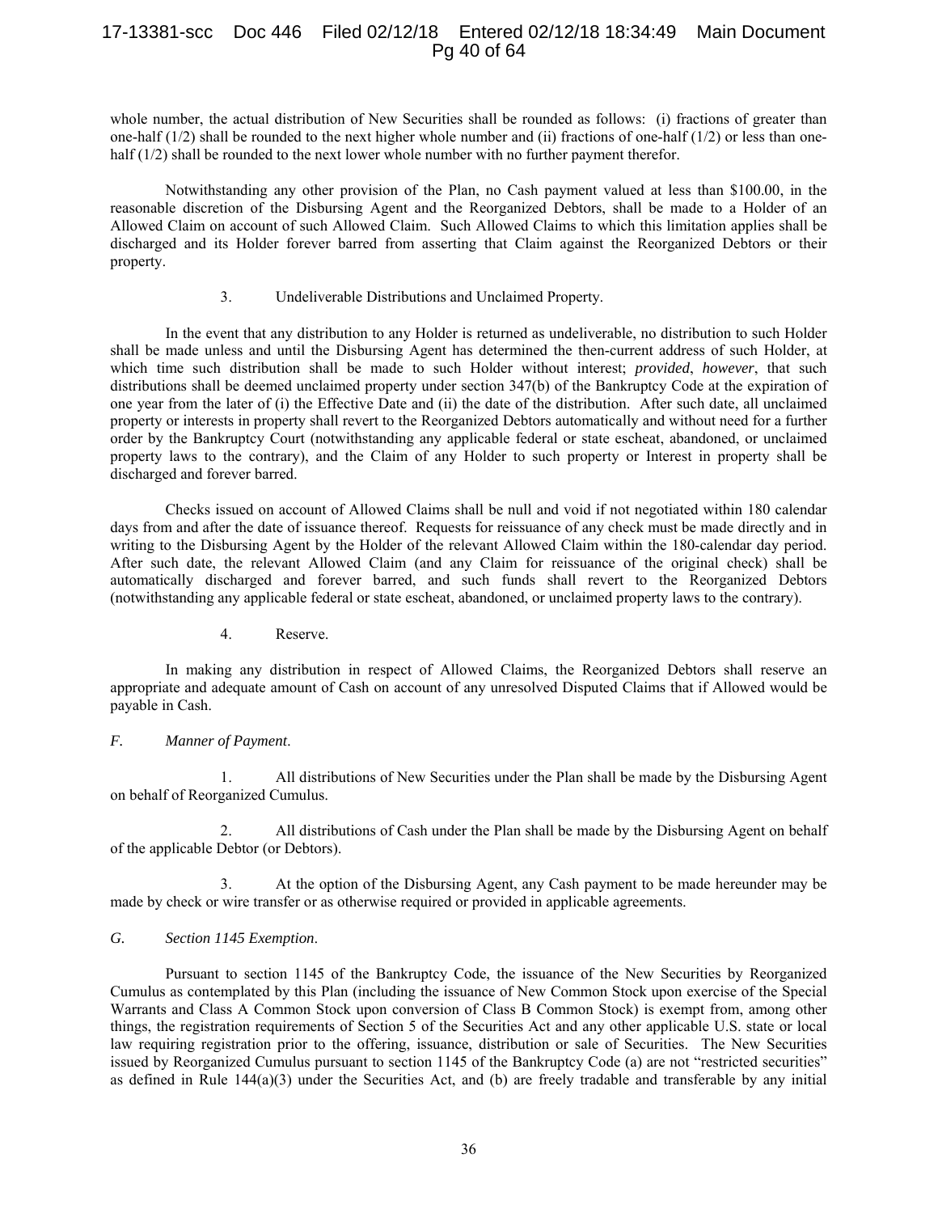whole number, the actual distribution of New Securities shall be rounded as follows: (i) fractions of greater than one-half (1/2) shall be rounded to the next higher whole number and (ii) fractions of one-half (1/2) or less than one-half (1/2) shall be rounded to the next lower whole number with no further payment therefor.

Notwithstanding any other provision of the Plan, no Cash payment valued at less than \$100.00, in the reasonable discretion of the Disbursing Agent and the Reorganized Debtors, shall be made to a Holder of an Allowed Claim on account of such Allowed Claim. Such Allowed Claims to which this limitation applies shall be discharged and its Holder forever barred from asserting that Claim against the Reorganized Debtors or their property.

3. Undeliverable Distributions and Unclaimed Property.

In the event that any distribution to any Holder is returned as undeliverable, no distribution to such Holder shall be made unless and until the Disbursing Agent has determined the then-current address of such Holder, at which time such distribution shall be made to such Holder without interest; *provided*, *however*, that such distributions shall be deemed unclaimed property under section 347(b) of the Bankruptcy Code at the expiration of one year from the later of (i) the Effective Date and (ii) the date of the distribution. After such date, all unclaimed property or interests in property shall revert to the Reorganized Debtors automatically and without need for a further order by the Bankruptcy Court (notwithstanding any applicable federal or state escheat, abandoned, or unclaimed property laws to the contrary), and the Claim of any Holder to such property or Interest in property shall be discharged and forever barred.

Checks issued on account of Allowed Claims shall be null and void if not negotiated within 180 calendar days from and after the date of issuance thereof. Requests for reissuance of any check must be made directly and in writing to the Disbursing Agent by the Holder of the relevant Allowed Claim within the 180-calendar day period. After such date, the relevant Allowed Claim (and any Claim for reissuance of the original check) shall be automatically discharged and forever barred, and such funds shall revert to the Reorganized Debtors (notwithstanding any applicable federal or state escheat, abandoned, or unclaimed property laws to the contrary).

4. Reserve.

In making any distribution in respect of Allowed Claims, the Reorganized Debtors shall reserve an appropriate and adequate amount of Cash on account of any unresolved Disputed Claims that if Allowed would be payable in Cash.

*F. Manner of Payment*.

1. All distributions of New Securities under the Plan shall be made by the Disbursing Agent on behalf of Reorganized Cumulus.

2. All distributions of Cash under the Plan shall be made by the Disbursing Agent on behalf of the applicable Debtor (or Debtors).

3. At the option of the Disbursing Agent, any Cash payment to be made hereunder may be made by check or wire transfer or as otherwise required or provided in applicable agreements.

*G. Section 1145 Exemption*.

Pursuant to section 1145 of the Bankruptcy Code, the issuance of the New Securities by Reorganized Cumulus as contemplated by this Plan (including the issuance of New Common Stock upon exercise of the Special Warrants and Class A Common Stock upon conversion of Class B Common Stock) is exempt from, among other things, the registration requirements of Section 5 of the Securities Act and any other applicable U.S. state or local law requiring registration prior to the offering, issuance, distribution or sale of Securities. The New Securities issued by Reorganized Cumulus pursuant to section 1145 of the Bankruptcy Code (a) are not "restricted securities" as defined in Rule 144(a)(3) under the Securities Act, and (b) are freely tradable and transferable by any initial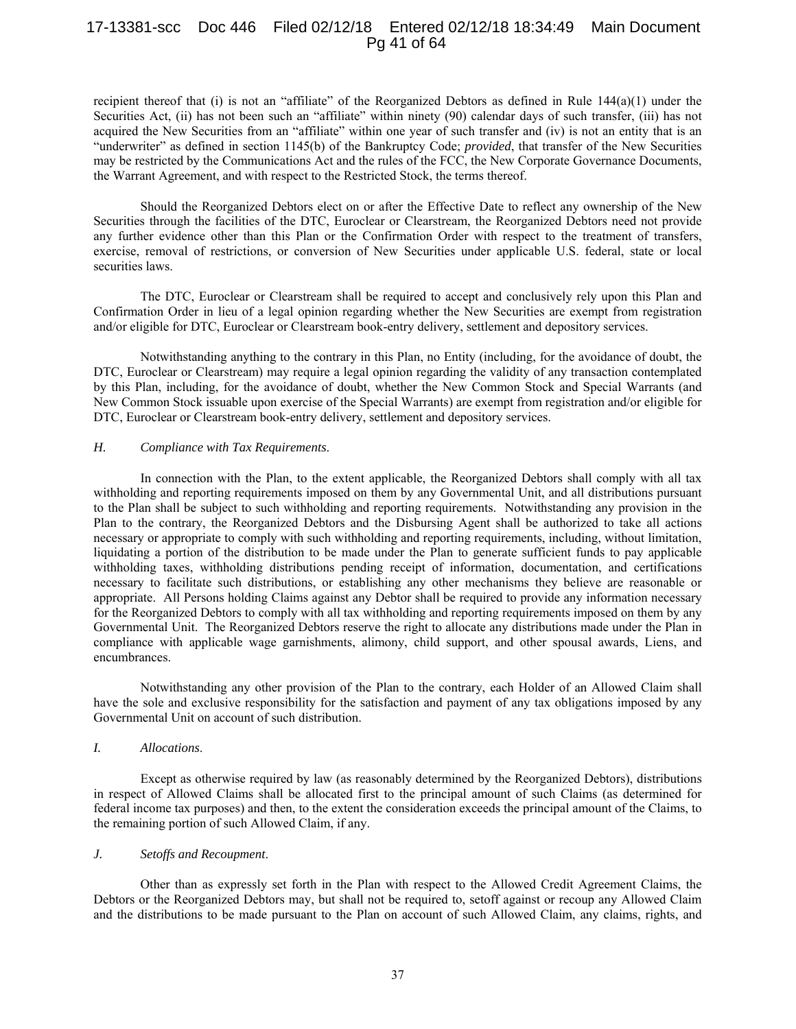recipient thereof that (i) is not an "affiliate" of the Reorganized Debtors as defined in Rule 144(a)(1) under the Securities Act, (ii) has not been such an "affiliate" within ninety (90) calendar days of such transfer, (iii) has not acquired the New Securities from an "affiliate" within one year of such transfer and (iv) is not an entity that is an "underwriter" as defined in section 1145(b) of the Bankruptcy Code; *provided*, that transfer of the New Securities may be restricted by the Communications Act and the rules of the FCC, the New Corporate Governance Documents, the Warrant Agreement, and with respect to the Restricted Stock, the terms thereof.

Should the Reorganized Debtors elect on or after the Effective Date to reflect any ownership of the New Securities through the facilities of the DTC, Euroclear or Clearstream, the Reorganized Debtors need not provide any further evidence other than this Plan or the Confirmation Order with respect to the treatment of transfers, exercise, removal of restrictions, or conversion of New Securities under applicable U.S. federal, state or local securities laws.

The DTC, Euroclear or Clearstream shall be required to accept and conclusively rely upon this Plan and Confirmation Order in lieu of a legal opinion regarding whether the New Securities are exempt from registration and/or eligible for DTC, Euroclear or Clearstream book-entry delivery, settlement and depository services.

Notwithstanding anything to the contrary in this Plan, no Entity (including, for the avoidance of doubt, the DTC, Euroclear or Clearstream) may require a legal opinion regarding the validity of any transaction contemplated by this Plan, including, for the avoidance of doubt, whether the New Common Stock and Special Warrants (and New Common Stock issuable upon exercise of the Special Warrants) are exempt from registration and/or eligible for DTC, Euroclear or Clearstream book-entry delivery, settlement and depository services.

### *H. Compliance with Tax Requirements.*

In connection with the Plan, to the extent applicable, the Reorganized Debtors shall comply with all tax withholding and reporting requirements imposed on them by any Governmental Unit, and all distributions pursuant to the Plan shall be subject to such withholding and reporting requirements. Notwithstanding any provision in the Plan to the contrary, the Reorganized Debtors and the Disbursing Agent shall be authorized to take all actions necessary or appropriate to comply with such withholding and reporting requirements, including, without limitation, liquidating a portion of the distribution to be made under the Plan to generate sufficient funds to pay applicable withholding taxes, withholding distributions pending receipt of information, documentation, and certifications necessary to facilitate such distributions, or establishing any other mechanisms they believe are reasonable or appropriate. All Persons holding Claims against any Debtor shall be required to provide any information necessary for the Reorganized Debtors to comply with all tax withholding and reporting requirements imposed on them by any Governmental Unit. The Reorganized Debtors reserve the right to allocate any distributions made under the Plan in compliance with applicable wage garnishments, alimony, child support, and other spousal awards, Liens, and encumbrances.

Notwithstanding any other provision of the Plan to the contrary, each Holder of an Allowed Claim shall have the sole and exclusive responsibility for the satisfaction and payment of any tax obligations imposed by any Governmental Unit on account of such distribution.

### *I. Allocations.*

Except as otherwise required by law (as reasonably determined by the Reorganized Debtors), distributions in respect of Allowed Claims shall be allocated first to the principal amount of such Claims (as determined for federal income tax purposes) and then, to the extent the consideration exceeds the principal amount of the Claims, to the remaining portion of such Allowed Claim, if any.

### *J. Setoffs and Recoupment.*

Other than as expressly set forth in the Plan with respect to the Allowed Credit Agreement Claims, the Debtors or the Reorganized Debtors may, but shall not be required to, setoff against or recoup any Allowed Claim and the distributions to be made pursuant to the Plan on account of such Allowed Claim, any claims, rights, and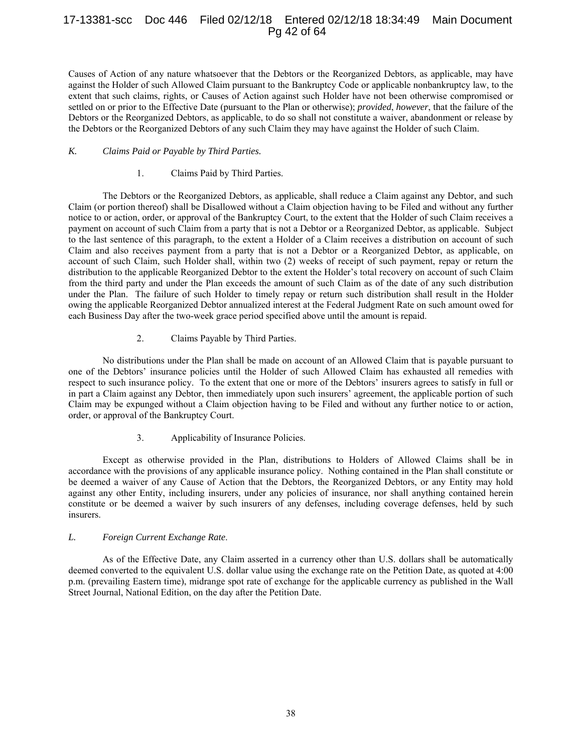Causes of Action of any nature whatsoever that the Debtors or the Reorganized Debtors, as applicable, may have against the Holder of such Allowed Claim pursuant to the Bankruptcy Code or applicable nonbankruptcy law, to the extent that such claims, rights, or Causes of Action against such Holder have not been otherwise compromised or settled on or prior to the Effective Date (pursuant to the Plan or otherwise); *provided*, *however*, that the failure of the Debtors or the Reorganized Debtors, as applicable, to do so shall not constitute a waiver, abandonment or release by the Debtors or the Reorganized Debtors of any such Claim they may have against the Holder of such Claim.

### *K. Claims Paid or Payable by Third Parties.*

#### 1. Claims Paid by Third Parties.

The Debtors or the Reorganized Debtors, as applicable, shall reduce a Claim against any Debtor, and such Claim (or portion thereof) shall be Disallowed without a Claim objection having to be Filed and without any further notice to or action, order, or approval of the Bankruptcy Court, to the extent that the Holder of such Claim receives a payment on account of such Claim from a party that is not a Debtor or a Reorganized Debtor, as applicable. Subject to the last sentence of this paragraph, to the extent a Holder of a Claim receives a distribution on account of such Claim and also receives payment from a party that is not a Debtor or a Reorganized Debtor, as applicable, on account of such Claim, such Holder shall, within two (2) weeks of receipt of such payment, repay or return the distribution to the applicable Reorganized Debtor to the extent the Holder's total recovery on account of such Claim from the third party and under the Plan exceeds the amount of such Claim as of the date of any such distribution under the Plan. The failure of such Holder to timely repay or return such distribution shall result in the Holder owing the applicable Reorganized Debtor annualized interest at the Federal Judgment Rate on such amount owed for each Business Day after the two-week grace period specified above until the amount is repaid.

#### 2. Claims Payable by Third Parties.

No distributions under the Plan shall be made on account of an Allowed Claim that is payable pursuant to one of the Debtors' insurance policies until the Holder of such Allowed Claim has exhausted all remedies with respect to such insurance policy. To the extent that one or more of the Debtors' insurers agrees to satisfy in full or in part a Claim against any Debtor, then immediately upon such insurers' agreement, the applicable portion of such Claim may be expunged without a Claim objection having to be Filed and without any further notice to or action, order, or approval of the Bankruptcy Court.

#### 3. Applicability of Insurance Policies.

Except as otherwise provided in the Plan, distributions to Holders of Allowed Claims shall be in accordance with the provisions of any applicable insurance policy. Nothing contained in the Plan shall constitute or be deemed a waiver of any Cause of Action that the Debtors, the Reorganized Debtors, or any Entity may hold against any other Entity, including insurers, under any policies of insurance, nor shall anything contained herein constitute or be deemed a waiver by such insurers of any defenses, including coverage defenses, held by such insurers.

### *L. Foreign Current Exchange Rate.*

As of the Effective Date, any Claim asserted in a currency other than U.S. dollars shall be automatically deemed converted to the equivalent U.S. dollar value using the exchange rate on the Petition Date, as quoted at 4:00 p.m. (prevailing Eastern time), midrange spot rate of exchange for the applicable currency as published in the Wall Street Journal, National Edition, on the day after the Petition Date.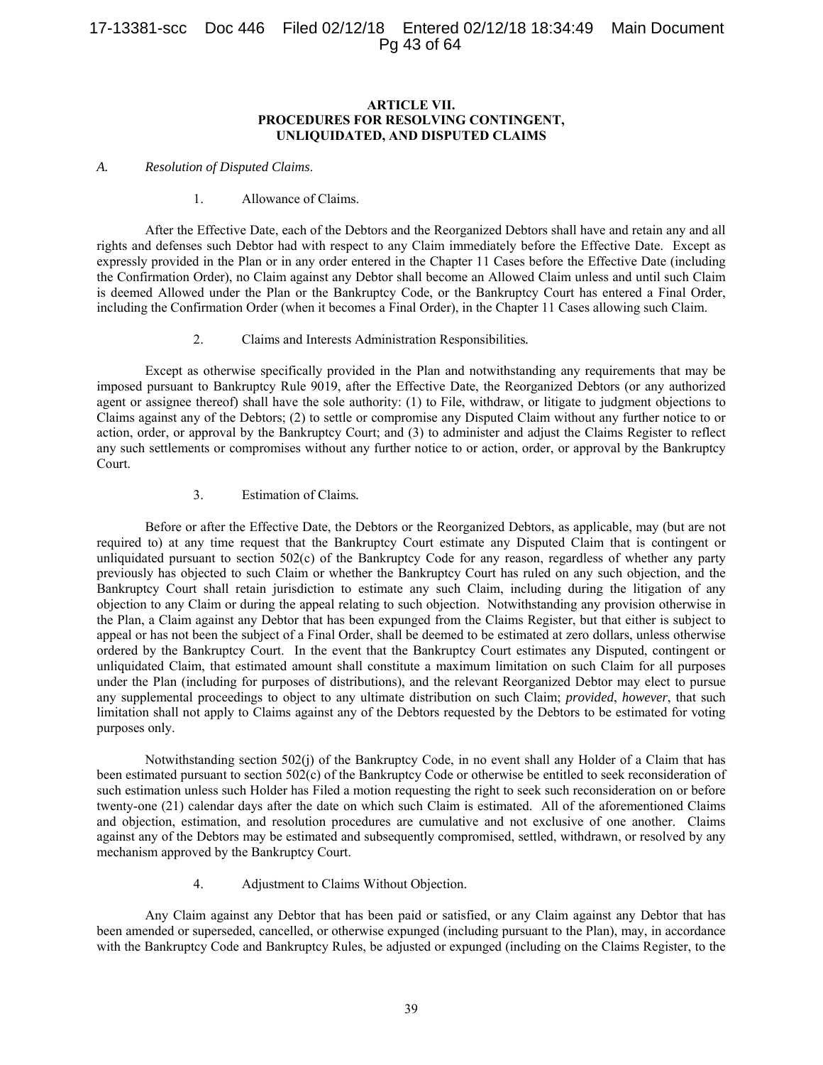## ARTICLE VII.
## PROCEDURES FOR RESOLVING CONTINGENT, UNLIQUIDATED, AND DISPUTED CLAIMS

*A. Resolution of Disputed Claims.*

1. Allowance of Claims.

After the Effective Date, each of the Debtors and the Reorganized Debtors shall have and retain any and all rights and defenses such Debtor had with respect to any Claim immediately before the Effective Date. Except as expressly provided in the Plan or in any order entered in the Chapter 11 Cases before the Effective Date (including the Confirmation Order), no Claim against any Debtor shall become an Allowed Claim unless and until such Claim is deemed Allowed under the Plan or the Bankruptcy Code, or the Bankruptcy Court has entered a Final Order, including the Confirmation Order (when it becomes a Final Order), in the Chapter 11 Cases allowing such Claim.

2. Claims and Interests Administration Responsibilities.

Except as otherwise specifically provided in the Plan and notwithstanding any requirements that may be imposed pursuant to Bankruptcy Rule 9019, after the Effective Date, the Reorganized Debtors (or any authorized agent or assignee thereof) shall have the sole authority: (1) to File, withdraw, or litigate to judgment objections to Claims against any of the Debtors; (2) to settle or compromise any Disputed Claim without any further notice to or action, order, or approval by the Bankruptcy Court; and (3) to administer and adjust the Claims Register to reflect any such settlements or compromises without any further notice to or action, order, or approval by the Bankruptcy Court.

3. Estimation of Claims.

Before or after the Effective Date, the Debtors or the Reorganized Debtors, as applicable, may (but are not required to) at any time request that the Bankruptcy Court estimate any Disputed Claim that is contingent or unliquidated pursuant to section 502(c) of the Bankruptcy Code for any reason, regardless of whether any party previously has objected to such Claim or whether the Bankruptcy Court has ruled on any such objection, and the Bankruptcy Court shall retain jurisdiction to estimate any such Claim, including during the litigation of any objection to any Claim or during the appeal relating to such objection. Notwithstanding any provision otherwise in the Plan, a Claim against any Debtor that has been expunged from the Claims Register, but that either is subject to appeal or has not been the subject of a Final Order, shall be deemed to be estimated at zero dollars, unless otherwise ordered by the Bankruptcy Court. In the event that the Bankruptcy Court estimates any Disputed, contingent or unliquidated Claim, that estimated amount shall constitute a maximum limitation on such Claim for all purposes under the Plan (including for purposes of distributions), and the relevant Reorganized Debtor may elect to pursue any supplemental proceedings to object to any ultimate distribution on such Claim; *provided*, *however*, that such limitation shall not apply to Claims against any of the Debtors requested by the Debtors to be estimated for voting purposes only.

Notwithstanding section 502(j) of the Bankruptcy Code, in no event shall any Holder of a Claim that has been estimated pursuant to section 502(c) of the Bankruptcy Code or otherwise be entitled to seek reconsideration of such estimation unless such Holder has Filed a motion requesting the right to seek such reconsideration on or before twenty-one (21) calendar days after the date on which such Claim is estimated. All of the aforementioned Claims and objection, estimation, and resolution procedures are cumulative and not exclusive of one another. Claims against any of the Debtors may be estimated and subsequently compromised, settled, withdrawn, or resolved by any mechanism approved by the Bankruptcy Court.

4. Adjustment to Claims Without Objection.

Any Claim against any Debtor that has been paid or satisfied, or any Claim against any Debtor that has been amended or superseded, cancelled, or otherwise expunged (including pursuant to the Plan), may, in accordance with the Bankruptcy Code and Bankruptcy Rules, be adjusted or expunged (including on the Claims Register, to the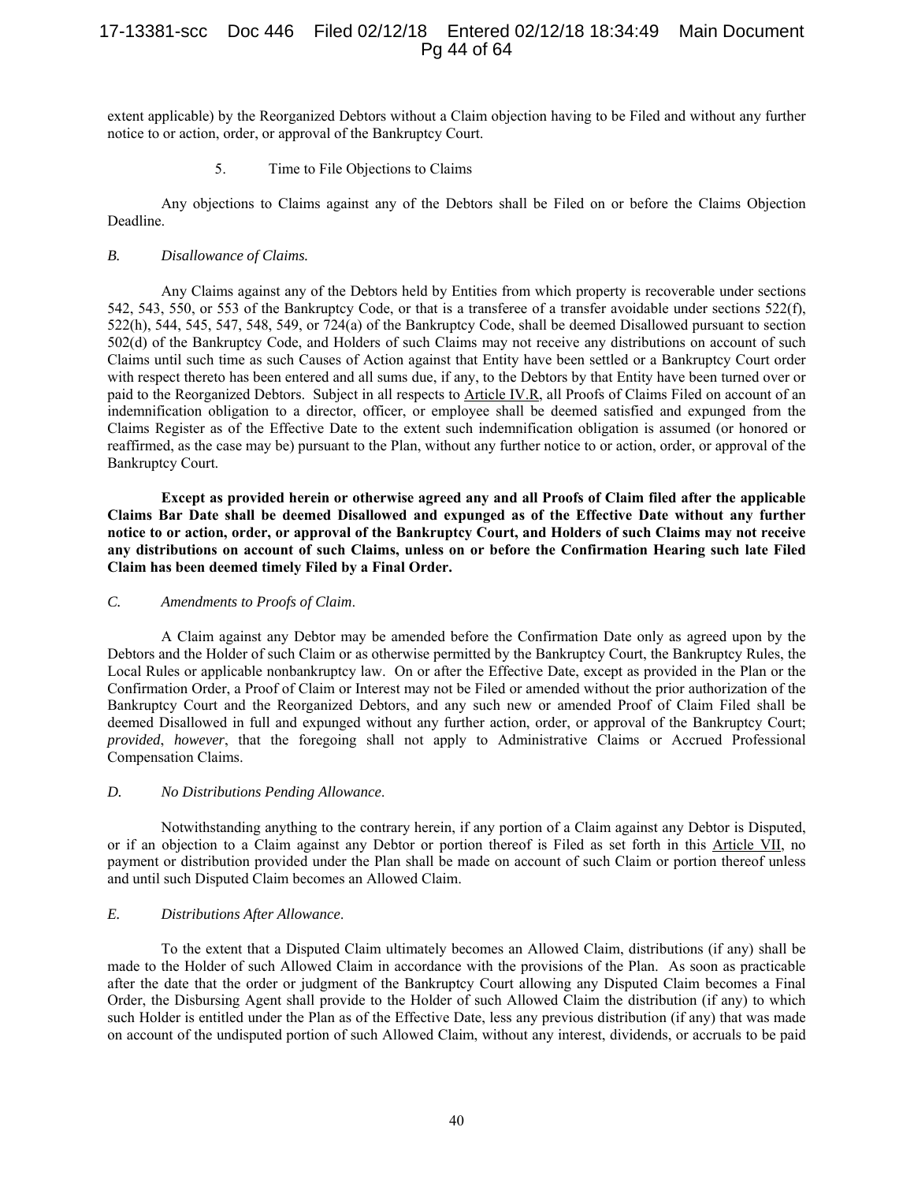extent applicable) by the Reorganized Debtors without a Claim objection having to be Filed and without any further notice to or action, order, or approval of the Bankruptcy Court.

5. Time to File Objections to Claims

Any objections to Claims against any of the Debtors shall be Filed on or before the Claims Objection Deadline.

### *B. Disallowance of Claims.*

Any Claims against any of the Debtors held by Entities from which property is recoverable under sections 542, 543, 550, or 553 of the Bankruptcy Code, or that is a transferee of a transfer avoidable under sections 522(f), 522(h), 544, 545, 547, 548, 549, or 724(a) of the Bankruptcy Code, shall be deemed Disallowed pursuant to section 502(d) of the Bankruptcy Code, and Holders of such Claims may not receive any distributions on account of such Claims until such time as such Causes of Action against that Entity have been settled or a Bankruptcy Court order with respect thereto has been entered and all sums due, if any, to the Debtors by that Entity have been turned over or paid to the Reorganized Debtors. Subject in all respects to Article IV.R, all Proofs of Claims Filed on account of an indemnification obligation to a director, officer, or employee shall be deemed satisfied and expunged from the Claims Register as of the Effective Date to the extent such indemnification obligation is assumed (or honored or reaffirmed, as the case may be) pursuant to the Plan, without any further notice to or action, order, or approval of the Bankruptcy Court.

**Except as provided herein or otherwise agreed any and all Proofs of Claim filed after the applicable Claims Bar Date shall be deemed Disallowed and expunged as of the Effective Date without any further notice to or action, order, or approval of the Bankruptcy Court, and Holders of such Claims may not receive any distributions on account of such Claims, unless on or before the Confirmation Hearing such late Filed Claim has been deemed timely Filed by a Final Order.**

### *C. Amendments to Proofs of Claim.*

A Claim against any Debtor may be amended before the Confirmation Date only as agreed upon by the Debtors and the Holder of such Claim or as otherwise permitted by the Bankruptcy Court, the Bankruptcy Rules, the Local Rules or applicable nonbankruptcy law. On or after the Effective Date, except as provided in the Plan or the Confirmation Order, a Proof of Claim or Interest may not be Filed or amended without the prior authorization of the Bankruptcy Court and the Reorganized Debtors, and any such new or amended Proof of Claim Filed shall be deemed Disallowed in full and expunged without any further action, order, or approval of the Bankruptcy Court; *provided*, *however*, that the foregoing shall not apply to Administrative Claims or Accrued Professional Compensation Claims.

### *D. No Distributions Pending Allowance.*

Notwithstanding anything to the contrary herein, if any portion of a Claim against any Debtor is Disputed, or if an objection to a Claim against any Debtor or portion thereof is Filed as set forth in this Article VII, no payment or distribution provided under the Plan shall be made on account of such Claim or portion thereof unless and until such Disputed Claim becomes an Allowed Claim.

### *E. Distributions After Allowance.*

To the extent that a Disputed Claim ultimately becomes an Allowed Claim, distributions (if any) shall be made to the Holder of such Allowed Claim in accordance with the provisions of the Plan. As soon as practicable after the date that the order or judgment of the Bankruptcy Court allowing any Disputed Claim becomes a Final Order, the Disbursing Agent shall provide to the Holder of such Allowed Claim the distribution (if any) to which such Holder is entitled under the Plan as of the Effective Date, less any previous distribution (if any) that was made on account of the undisputed portion of such Allowed Claim, without any interest, dividends, or accruals to be paid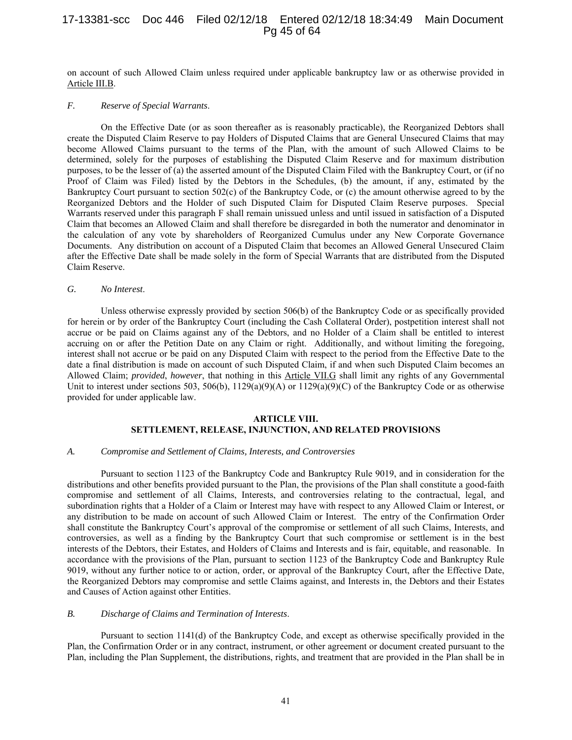on account of such Allowed Claim unless required under applicable bankruptcy law or as otherwise provided in Article III.B.

*F. Reserve of Special Warrants.*

On the Effective Date (or as soon thereafter as is reasonably practicable), the Reorganized Debtors shall create the Disputed Claim Reserve to pay Holders of Disputed Claims that are General Unsecured Claims that may become Allowed Claims pursuant to the terms of the Plan, with the amount of such Allowed Claims to be determined, solely for the purposes of establishing the Disputed Claim Reserve and for maximum distribution purposes, to be the lesser of (a) the asserted amount of the Disputed Claim Filed with the Bankruptcy Court, or (if no Proof of Claim was Filed) listed by the Debtors in the Schedules, (b) the amount, if any, estimated by the Bankruptcy Court pursuant to section 502(c) of the Bankruptcy Code, or (c) the amount otherwise agreed to by the Reorganized Debtors and the Holder of such Disputed Claim for Disputed Claim Reserve purposes. Special Warrants reserved under this paragraph F shall remain unissued unless and until issued in satisfaction of a Disputed Claim that becomes an Allowed Claim and shall therefore be disregarded in both the numerator and denominator in the calculation of any vote by shareholders of Reorganized Cumulus under any New Corporate Governance Documents. Any distribution on account of a Disputed Claim that becomes an Allowed General Unsecured Claim after the Effective Date shall be made solely in the form of Special Warrants that are distributed from the Disputed Claim Reserve.

*G. No Interest.*

Unless otherwise expressly provided by section 506(b) of the Bankruptcy Code or as specifically provided for herein or by order of the Bankruptcy Court (including the Cash Collateral Order), postpetition interest shall not accrue or be paid on Claims against any of the Debtors, and no Holder of a Claim shall be entitled to interest accruing on or after the Petition Date on any Claim or right. Additionally, and without limiting the foregoing, interest shall not accrue or be paid on any Disputed Claim with respect to the period from the Effective Date to the date a final distribution is made on account of such Disputed Claim, if and when such Disputed Claim becomes an Allowed Claim; *provided*, *however*, that nothing in this Article VII.G shall limit any rights of any Governmental Unit to interest under sections 503, 506(b), 1129(a)(9)(A) or 1129(a)(9)(C) of the Bankruptcy Code or as otherwise provided for under applicable law.

## ARTICLE VIII.
## SETTLEMENT, RELEASE, INJUNCTION, AND RELATED PROVISIONS

*A. Compromise and Settlement of Claims, Interests, and Controversies*

Pursuant to section 1123 of the Bankruptcy Code and Bankruptcy Rule 9019, and in consideration for the distributions and other benefits provided pursuant to the Plan, the provisions of the Plan shall constitute a good-faith compromise and settlement of all Claims, Interests, and controversies relating to the contractual, legal, and subordination rights that a Holder of a Claim or Interest may have with respect to any Allowed Claim or Interest, or any distribution to be made on account of such Allowed Claim or Interest. The entry of the Confirmation Order shall constitute the Bankruptcy Court's approval of the compromise or settlement of all such Claims, Interests, and controversies, as well as a finding by the Bankruptcy Court that such compromise or settlement is in the best interests of the Debtors, their Estates, and Holders of Claims and Interests and is fair, equitable, and reasonable. In accordance with the provisions of the Plan, pursuant to section 1123 of the Bankruptcy Code and Bankruptcy Rule 9019, without any further notice to or action, order, or approval of the Bankruptcy Court, after the Effective Date, the Reorganized Debtors may compromise and settle Claims against, and Interests in, the Debtors and their Estates and Causes of Action against other Entities.

*B. Discharge of Claims and Termination of Interests.*

Pursuant to section 1141(d) of the Bankruptcy Code, and except as otherwise specifically provided in the Plan, the Confirmation Order or in any contract, instrument, or other agreement or document created pursuant to the Plan, including the Plan Supplement, the distributions, rights, and treatment that are provided in the Plan shall be in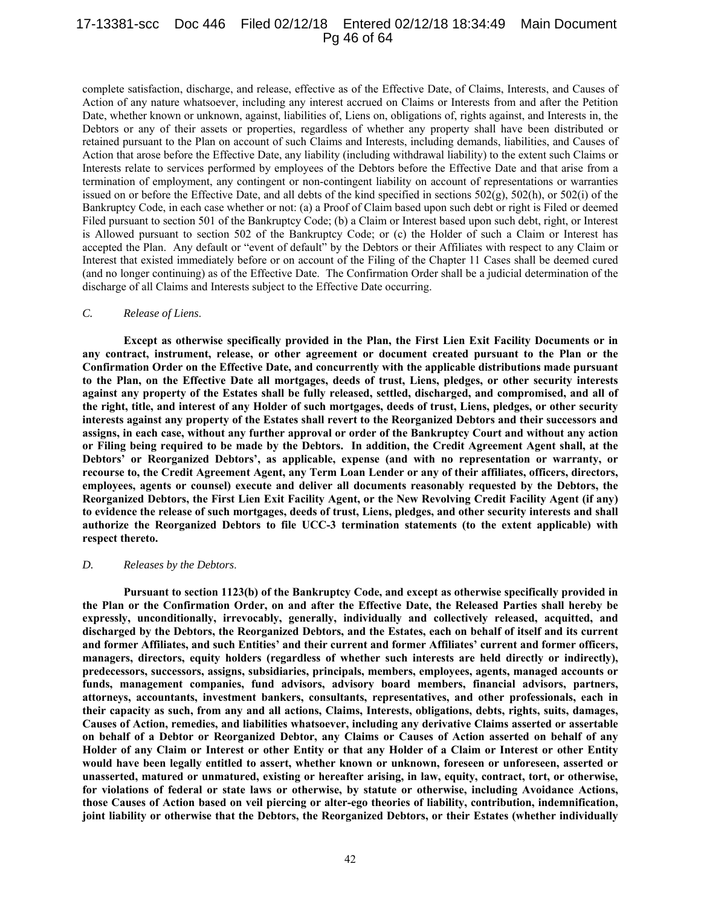complete satisfaction, discharge, and release, effective as of the Effective Date, of Claims, Interests, and Causes of Action of any nature whatsoever, including any interest accrued on Claims or Interests from and after the Petition Date, whether known or unknown, against, liabilities of, Liens on, obligations of, rights against, and Interests in, the Debtors or any of their assets or properties, regardless of whether any property shall have been distributed or retained pursuant to the Plan on account of such Claims and Interests, including demands, liabilities, and Causes of Action that arose before the Effective Date, any liability (including withdrawal liability) to the extent such Claims or Interests relate to services performed by employees of the Debtors before the Effective Date and that arise from a termination of employment, any contingent or non-contingent liability on account of representations or warranties issued on or before the Effective Date, and all debts of the kind specified in sections 502(g), 502(h), or 502(i) of the Bankruptcy Code, in each case whether or not: (a) a Proof of Claim based upon such debt or right is Filed or deemed Filed pursuant to section 501 of the Bankruptcy Code; (b) a Claim or Interest based upon such debt, right, or Interest is Allowed pursuant to section 502 of the Bankruptcy Code; or (c) the Holder of such a Claim or Interest has accepted the Plan. Any default or "event of default" by the Debtors or their Affiliates with respect to any Claim or Interest that existed immediately before or on account of the Filing of the Chapter 11 Cases shall be deemed cured (and no longer continuing) as of the Effective Date. The Confirmation Order shall be a judicial determination of the discharge of all Claims and Interests subject to the Effective Date occurring.

*C. Release of Liens.*

**Except as otherwise specifically provided in the Plan, the First Lien Exit Facility Documents or in any contract, instrument, release, or other agreement or document created pursuant to the Plan or the Confirmation Order on the Effective Date, and concurrently with the applicable distributions made pursuant to the Plan, on the Effective Date all mortgages, deeds of trust, Liens, pledges, or other security interests against any property of the Estates shall be fully released, settled, discharged, and compromised, and all of the right, title, and interest of any Holder of such mortgages, deeds of trust, Liens, pledges, or other security interests against any property of the Estates shall revert to the Reorganized Debtors and their successors and assigns, in each case, without any further approval or order of the Bankruptcy Court and without any action or Filing being required to be made by the Debtors. In addition, the Credit Agreement Agent shall, at the Debtors' or Reorganized Debtors', as applicable, expense (and with no representation or warranty, or recourse to, the Credit Agreement Agent, any Term Loan Lender or any of their affiliates, officers, directors, employees, agents or counsel) execute and deliver all documents reasonably requested by the Debtors, the Reorganized Debtors, the First Lien Exit Facility Agent, or the New Revolving Credit Facility Agent (if any) to evidence the release of such mortgages, deeds of trust, Liens, pledges, and other security interests and shall authorize the Reorganized Debtors to file UCC-3 termination statements (to the extent applicable) with respect thereto.**

*D. Releases by the Debtors.*

**Pursuant to section 1123(b) of the Bankruptcy Code, and except as otherwise specifically provided in the Plan or the Confirmation Order, on and after the Effective Date, the Released Parties shall hereby be expressly, unconditionally, irrevocably, generally, individually and collectively released, acquitted, and discharged by the Debtors, the Reorganized Debtors, and the Estates, each on behalf of itself and its current and former Affiliates, and such Entities' and their current and former Affiliates' current and former officers, managers, directors, equity holders (regardless of whether such interests are held directly or indirectly), predecessors, successors, assigns, subsidiaries, principals, members, employees, agents, managed accounts or funds, management companies, fund advisors, advisory board members, financial advisors, partners, attorneys, accountants, investment bankers, consultants, representatives, and other professionals, each in their capacity as such, from any and all actions, Claims, Interests, obligations, debts, rights, suits, damages, Causes of Action, remedies, and liabilities whatsoever, including any derivative Claims asserted or assertable on behalf of a Debtor or Reorganized Debtor, any Claims or Causes of Action asserted on behalf of any Holder of any Claim or Interest or other Entity or that any Holder of a Claim or Interest or other Entity would have been legally entitled to assert, whether known or unknown, foreseen or unforeseen, asserted or unasserted, matured or unmatured, existing or hereafter arising, in law, equity, contract, tort, or otherwise, for violations of federal or state laws or otherwise, by statute or otherwise, including Avoidance Actions, those Causes of Action based on veil piercing or alter-ego theories of liability, contribution, indemnification, joint liability or otherwise that the Debtors, the Reorganized Debtors, or their Estates (whether individually**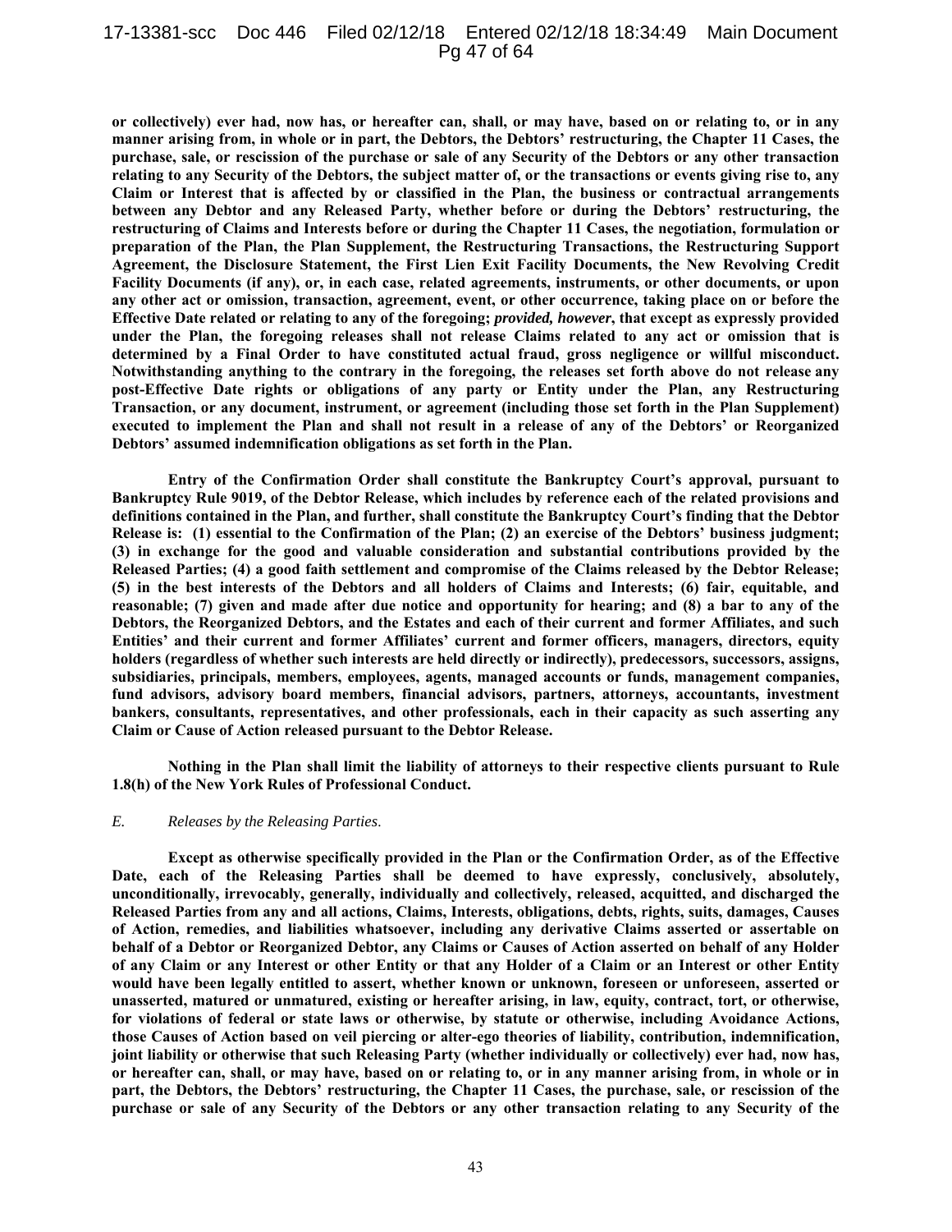**or collectively) ever had, now has, or hereafter can, shall, or may have, based on or relating to, or in any manner arising from, in whole or in part, the Debtors, the Debtors' restructuring, the Chapter 11 Cases, the purchase, sale, or rescission of the purchase or sale of any Security of the Debtors or any other transaction relating to any Security of the Debtors, the subject matter of, or the transactions or events giving rise to, any Claim or Interest that is affected by or classified in the Plan, the business or contractual arrangements between any Debtor and any Released Party, whether before or during the Debtors' restructuring, the restructuring of Claims and Interests before or during the Chapter 11 Cases, the negotiation, formulation or preparation of the Plan, the Plan Supplement, the Restructuring Transactions, the Restructuring Support Agreement, the Disclosure Statement, the First Lien Exit Facility Documents, the New Revolving Credit Facility Documents (if any), or, in each case, related agreements, instruments, or other documents, or upon any other act or omission, transaction, agreement, event, or other occurrence, taking place on or before the Effective Date related or relating to any of the foregoing; *provided, however*, that except as expressly provided under the Plan, the foregoing releases shall not release Claims related to any act or omission that is determined by a Final Order to have constituted actual fraud, gross negligence or willful misconduct. Notwithstanding anything to the contrary in the foregoing, the releases set forth above do not release any post-Effective Date rights or obligations of any party or Entity under the Plan, any Restructuring Transaction, or any document, instrument, or agreement (including those set forth in the Plan Supplement) executed to implement the Plan and shall not result in a release of any of the Debtors' or Reorganized Debtors' assumed indemnification obligations as set forth in the Plan.**

**Entry of the Confirmation Order shall constitute the Bankruptcy Court's approval, pursuant to Bankruptcy Rule 9019, of the Debtor Release, which includes by reference each of the related provisions and definitions contained in the Plan, and further, shall constitute the Bankruptcy Court's finding that the Debtor Release is: (1) essential to the Confirmation of the Plan; (2) an exercise of the Debtors' business judgment; (3) in exchange for the good and valuable consideration and substantial contributions provided by the Released Parties; (4) a good faith settlement and compromise of the Claims released by the Debtor Release; (5) in the best interests of the Debtors and all holders of Claims and Interests; (6) fair, equitable, and reasonable; (7) given and made after due notice and opportunity for hearing; and (8) a bar to any of the Debtors, the Reorganized Debtors, and the Estates and each of their current and former Affiliates, and such Entities' and their current and former Affiliates' current and former officers, managers, directors, equity holders (regardless of whether such interests are held directly or indirectly), predecessors, successors, assigns, subsidiaries, principals, members, employees, agents, managed accounts or funds, management companies, fund advisors, advisory board members, financial advisors, partners, attorneys, accountants, investment bankers, consultants, representatives, and other professionals, each in their capacity as such asserting any Claim or Cause of Action released pursuant to the Debtor Release.**

**Nothing in the Plan shall limit the liability of attorneys to their respective clients pursuant to Rule 1.8(h) of the New York Rules of Professional Conduct.**

*E. Releases by the Releasing Parties.*

**Except as otherwise specifically provided in the Plan or the Confirmation Order, as of the Effective Date, each of the Releasing Parties shall be deemed to have expressly, conclusively, absolutely, unconditionally, irrevocably, generally, individually and collectively, released, acquitted, and discharged the Released Parties from any and all actions, Claims, Interests, obligations, debts, rights, suits, damages, Causes of Action, remedies, and liabilities whatsoever, including any derivative Claims asserted or assertable on behalf of a Debtor or Reorganized Debtor, any Claims or Causes of Action asserted on behalf of any Holder of any Claim or any Interest or other Entity or that any Holder of a Claim or an Interest or other Entity would have been legally entitled to assert, whether known or unknown, foreseen or unforeseen, asserted or unasserted, matured or unmatured, existing or hereafter arising, in law, equity, contract, tort, or otherwise, for violations of federal or state laws or otherwise, by statute or otherwise, including Avoidance Actions, those Causes of Action based on veil piercing or alter-ego theories of liability, contribution, indemnification, joint liability or otherwise that such Releasing Party (whether individually or collectively) ever had, now has, or hereafter can, shall, or may have, based on or relating to, or in any manner arising from, in whole or in part, the Debtors, the Debtors' restructuring, the Chapter 11 Cases, the purchase, sale, or rescission of the purchase or sale of any Security of the Debtors or any other transaction relating to any Security of the**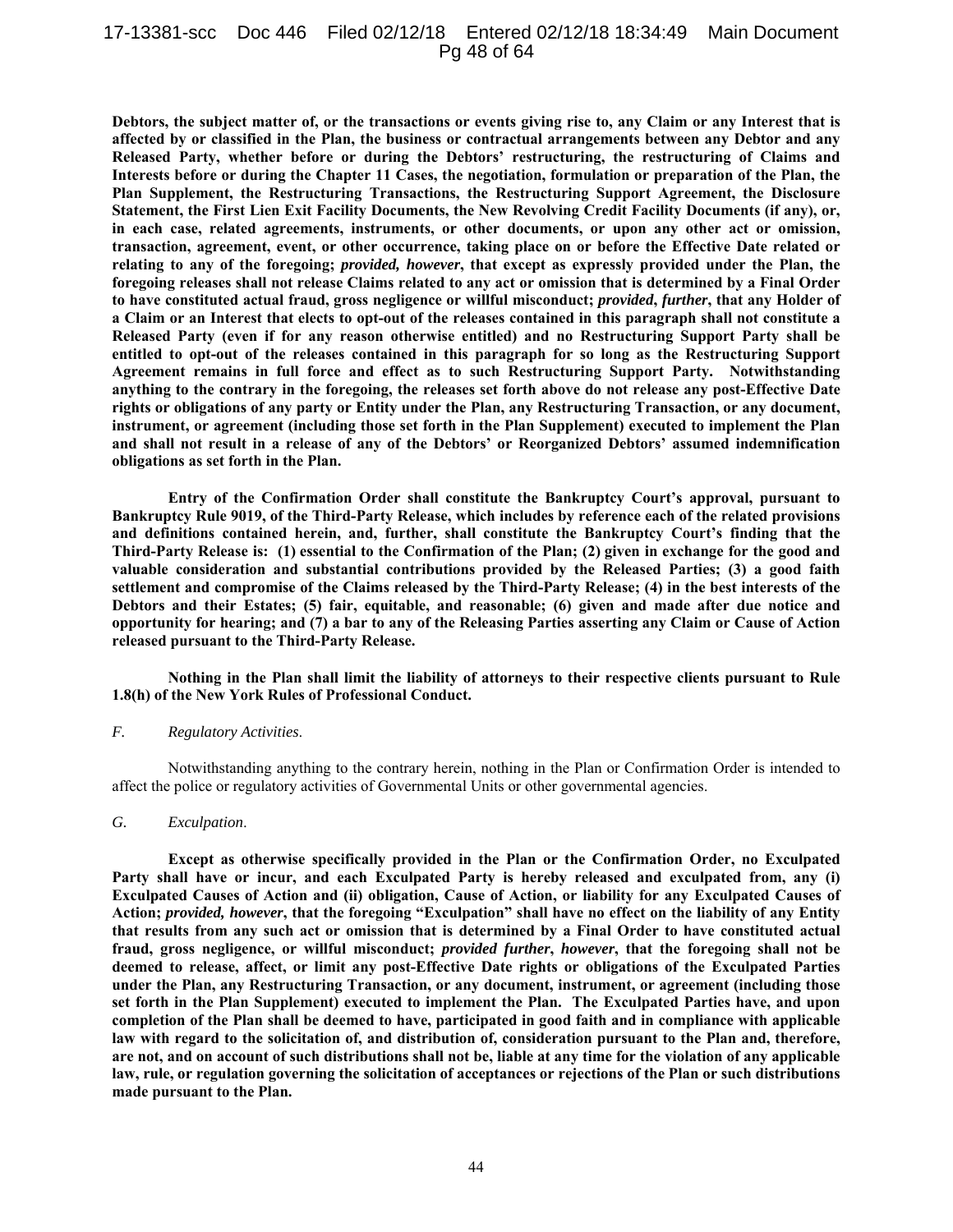**Debtors, the subject matter of, or the transactions or events giving rise to, any Claim or any Interest that is affected by or classified in the Plan, the business or contractual arrangements between any Debtor and any Released Party, whether before or during the Debtors' restructuring, the restructuring of Claims and Interests before or during the Chapter 11 Cases, the negotiation, formulation or preparation of the Plan, the Plan Supplement, the Restructuring Transactions, the Restructuring Support Agreement, the Disclosure Statement, the First Lien Exit Facility Documents, the New Revolving Credit Facility Documents (if any), or, in each case, related agreements, instruments, or other documents, or upon any other act or omission, transaction, agreement, event, or other occurrence, taking place on or before the Effective Date related or relating to any of the foregoing; *provided, however*, that except as expressly provided under the Plan, the foregoing releases shall not release Claims related to any act or omission that is determined by a Final Order to have constituted actual fraud, gross negligence or willful misconduct; *provided*, *further*, that any Holder of a Claim or an Interest that elects to opt-out of the releases contained in this paragraph shall not constitute a Released Party (even if for any reason otherwise entitled) and no Restructuring Support Party shall be entitled to opt-out of the releases contained in this paragraph for so long as the Restructuring Support Agreement remains in full force and effect as to such Restructuring Support Party. Notwithstanding anything to the contrary in the foregoing, the releases set forth above do not release any post-Effective Date rights or obligations of any party or Entity under the Plan, any Restructuring Transaction, or any document, instrument, or agreement (including those set forth in the Plan Supplement) executed to implement the Plan and shall not result in a release of any of the Debtors' or Reorganized Debtors' assumed indemnification obligations as set forth in the Plan.**

**Entry of the Confirmation Order shall constitute the Bankruptcy Court's approval, pursuant to Bankruptcy Rule 9019, of the Third-Party Release, which includes by reference each of the related provisions and definitions contained herein, and, further, shall constitute the Bankruptcy Court's finding that the Third-Party Release is: (1) essential to the Confirmation of the Plan; (2) given in exchange for the good and valuable consideration and substantial contributions provided by the Released Parties; (3) a good faith settlement and compromise of the Claims released by the Third-Party Release; (4) in the best interests of the Debtors and their Estates; (5) fair, equitable, and reasonable; (6) given and made after due notice and opportunity for hearing; and (7) a bar to any of the Releasing Parties asserting any Claim or Cause of Action released pursuant to the Third-Party Release.**

**Nothing in the Plan shall limit the liability of attorneys to their respective clients pursuant to Rule 1.8(h) of the New York Rules of Professional Conduct.**

*F. Regulatory Activities.*

Notwithstanding anything to the contrary herein, nothing in the Plan or Confirmation Order is intended to affect the police or regulatory activities of Governmental Units or other governmental agencies.

*G. Exculpation.*

**Except as otherwise specifically provided in the Plan or the Confirmation Order, no Exculpated Party shall have or incur, and each Exculpated Party is hereby released and exculpated from, any (i) Exculpated Causes of Action and (ii) obligation, Cause of Action, or liability for any Exculpated Causes of Action; *provided, however*, that the foregoing "Exculpation" shall have no effect on the liability of any Entity that results from any such act or omission that is determined by a Final Order to have constituted actual fraud, gross negligence, or willful misconduct; *provided further*, *however*, that the foregoing shall not be deemed to release, affect, or limit any post-Effective Date rights or obligations of the Exculpated Parties under the Plan, any Restructuring Transaction, or any document, instrument, or agreement (including those set forth in the Plan Supplement) executed to implement the Plan. The Exculpated Parties have, and upon completion of the Plan shall be deemed to have, participated in good faith and in compliance with applicable law with regard to the solicitation of, and distribution of, consideration pursuant to the Plan and, therefore, are not, and on account of such distributions shall not be, liable at any time for the violation of any applicable law, rule, or regulation governing the solicitation of acceptances or rejections of the Plan or such distributions made pursuant to the Plan.**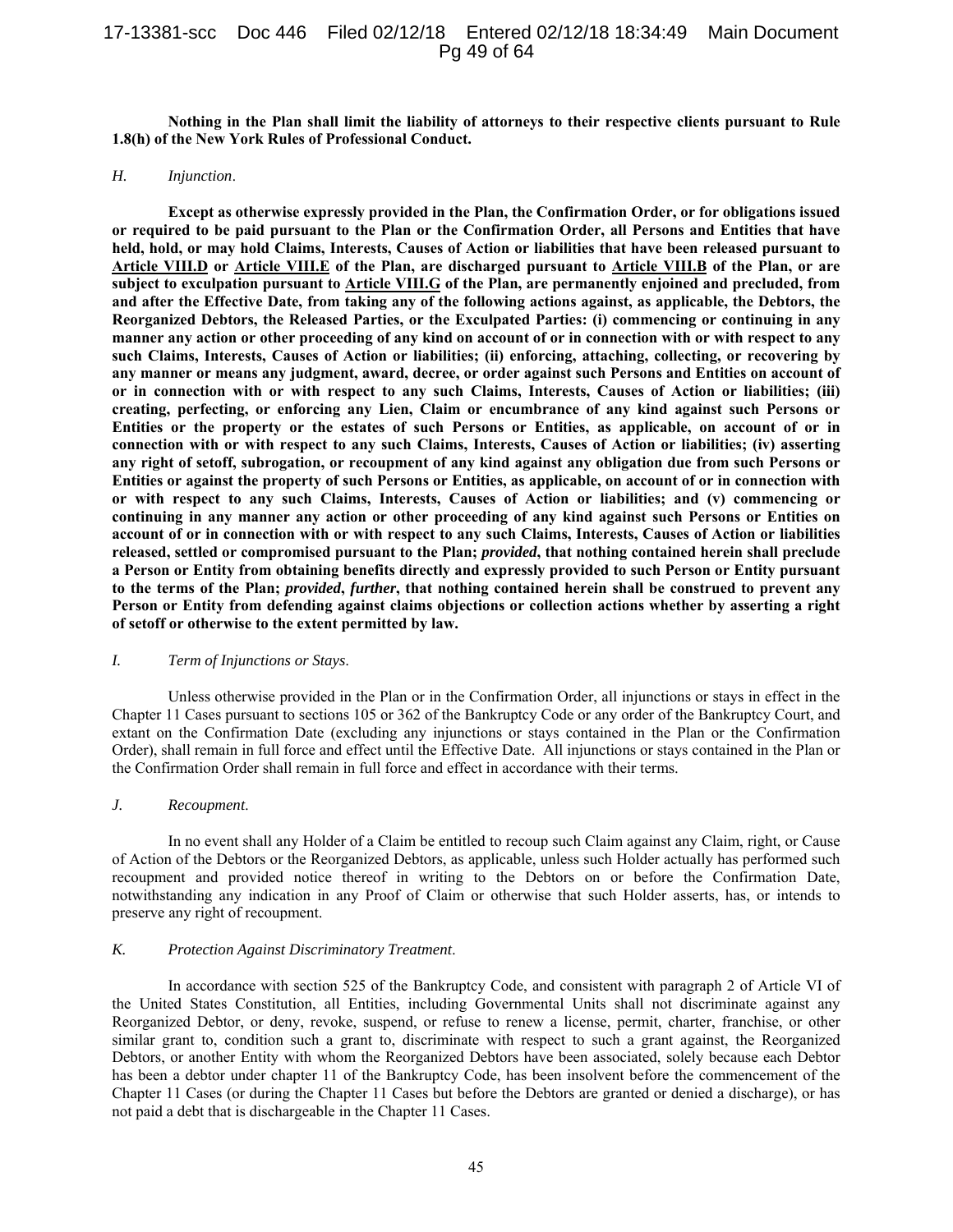**Nothing in the Plan shall limit the liability of attorneys to their respective clients pursuant to Rule 1.8(h) of the New York Rules of Professional Conduct.**

*H. Injunction.*

**Except as otherwise expressly provided in the Plan, the Confirmation Order, or for obligations issued or required to be paid pursuant to the Plan or the Confirmation Order, all Persons and Entities that have held, hold, or may hold Claims, Interests, Causes of Action or liabilities that have been released pursuant to <u>Article VIII.D</u> or <u>Article VIII.E</u> of the Plan, are discharged pursuant to <u>Article VIII.B</u> of the Plan, or are subject to exculpation pursuant to <u>Article VIII.G</u> of the Plan, are permanently enjoined and precluded, from and after the Effective Date, from taking any of the following actions against, as applicable, the Debtors, the Reorganized Debtors, the Released Parties, or the Exculpated Parties: (i) commencing or continuing in any manner any action or other proceeding of any kind on account of or in connection with or with respect to any such Claims, Interests, Causes of Action or liabilities; (ii) enforcing, attaching, collecting, or recovering by any manner or means any judgment, award, decree, or order against such Persons and Entities on account of or in connection with or with respect to any such Claims, Interests, Causes of Action or liabilities; (iii) creating, perfecting, or enforcing any Lien, Claim or encumbrance of any kind against such Persons or Entities or the property or the estates of such Persons or Entities, as applicable, on account of or in connection with or with respect to any such Claims, Interests, Causes of Action or liabilities; (iv) asserting any right of setoff, subrogation, or recoupment of any kind against any obligation due from such Persons or Entities or against the property of such Persons or Entities, as applicable, on account of or in connection with or with respect to any such Claims, Interests, Causes of Action or liabilities; and (v) commencing or continuing in any manner any action or other proceeding of any kind against such Persons or Entities on account of or in connection with or with respect to any such Claims, Interests, Causes of Action or liabilities released, settled or compromised pursuant to the Plan; *provided*, that nothing contained herein shall preclude a Person or Entity from obtaining benefits directly and expressly provided to such Person or Entity pursuant to the terms of the Plan; *provided*, *further*, that nothing contained herein shall be construed to prevent any Person or Entity from defending against claims objections or collection actions whether by asserting a right of setoff or otherwise to the extent permitted by law.**

*I. Term of Injunctions or Stays.*

Unless otherwise provided in the Plan or in the Confirmation Order, all injunctions or stays in effect in the Chapter 11 Cases pursuant to sections 105 or 362 of the Bankruptcy Code or any order of the Bankruptcy Court, and extant on the Confirmation Date (excluding any injunctions or stays contained in the Plan or the Confirmation Order), shall remain in full force and effect until the Effective Date. All injunctions or stays contained in the Plan or the Confirmation Order shall remain in full force and effect in accordance with their terms.

*J. Recoupment.*

In no event shall any Holder of a Claim be entitled to recoup such Claim against any Claim, right, or Cause of Action of the Debtors or the Reorganized Debtors, as applicable, unless such Holder actually has performed such recoupment and provided notice thereof in writing to the Debtors on or before the Confirmation Date, notwithstanding any indication in any Proof of Claim or otherwise that such Holder asserts, has, or intends to preserve any right of recoupment.

*K. Protection Against Discriminatory Treatment.*

In accordance with section 525 of the Bankruptcy Code, and consistent with paragraph 2 of Article VI of the United States Constitution, all Entities, including Governmental Units shall not discriminate against any Reorganized Debtor, or deny, revoke, suspend, or refuse to renew a license, permit, charter, franchise, or other similar grant to, condition such a grant to, discriminate with respect to such a grant against, the Reorganized Debtors, or another Entity with whom the Reorganized Debtors have been associated, solely because each Debtor has been a debtor under chapter 11 of the Bankruptcy Code, has been insolvent before the commencement of the Chapter 11 Cases (or during the Chapter 11 Cases but before the Debtors are granted or denied a discharge), or has not paid a debt that is dischargeable in the Chapter 11 Cases.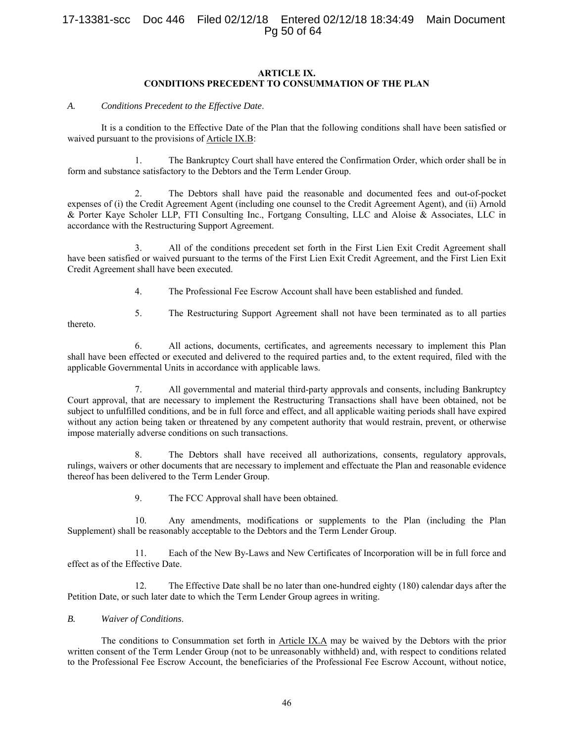## ARTICLE IX.
## CONDITIONS PRECEDENT TO CONSUMMATION OF THE PLAN

*A. Conditions Precedent to the Effective Date.*

It is a condition to the Effective Date of the Plan that the following conditions shall have been satisfied or waived pursuant to the provisions of Article IX.B:

1. The Bankruptcy Court shall have entered the Confirmation Order, which order shall be in form and substance satisfactory to the Debtors and the Term Lender Group.

2. The Debtors shall have paid the reasonable and documented fees and out-of-pocket expenses of (i) the Credit Agreement Agent (including one counsel to the Credit Agreement Agent), and (ii) Arnold & Porter Kaye Scholer LLP, FTI Consulting Inc., Fortgang Consulting, LLC and Aloise & Associates, LLC in accordance with the Restructuring Support Agreement.

3. All of the conditions precedent set forth in the First Lien Exit Credit Agreement shall have been satisfied or waived pursuant to the terms of the First Lien Exit Credit Agreement, and the First Lien Exit Credit Agreement shall have been executed.

4. The Professional Fee Escrow Account shall have been established and funded.

5. The Restructuring Support Agreement shall not have been terminated as to all parties thereto.

6. All actions, documents, certificates, and agreements necessary to implement this Plan shall have been effected or executed and delivered to the required parties and, to the extent required, filed with the applicable Governmental Units in accordance with applicable laws.

7. All governmental and material third-party approvals and consents, including Bankruptcy Court approval, that are necessary to implement the Restructuring Transactions shall have been obtained, not be subject to unfulfilled conditions, and be in full force and effect, and all applicable waiting periods shall have expired without any action being taken or threatened by any competent authority that would restrain, prevent, or otherwise impose materially adverse conditions on such transactions.

8. The Debtors shall have received all authorizations, consents, regulatory approvals, rulings, waivers or other documents that are necessary to implement and effectuate the Plan and reasonable evidence thereof has been delivered to the Term Lender Group.

9. The FCC Approval shall have been obtained.

10. Any amendments, modifications or supplements to the Plan (including the Plan Supplement) shall be reasonably acceptable to the Debtors and the Term Lender Group.

11. Each of the New By-Laws and New Certificates of Incorporation will be in full force and effect as of the Effective Date.

12. The Effective Date shall be no later than one-hundred eighty (180) calendar days after the Petition Date, or such later date to which the Term Lender Group agrees in writing.

*B. Waiver of Conditions.*

The conditions to Consummation set forth in Article IX.A may be waived by the Debtors with the prior written consent of the Term Lender Group (not to be unreasonably withheld) and, with respect to conditions related to the Professional Fee Escrow Account, the beneficiaries of the Professional Fee Escrow Account, without notice,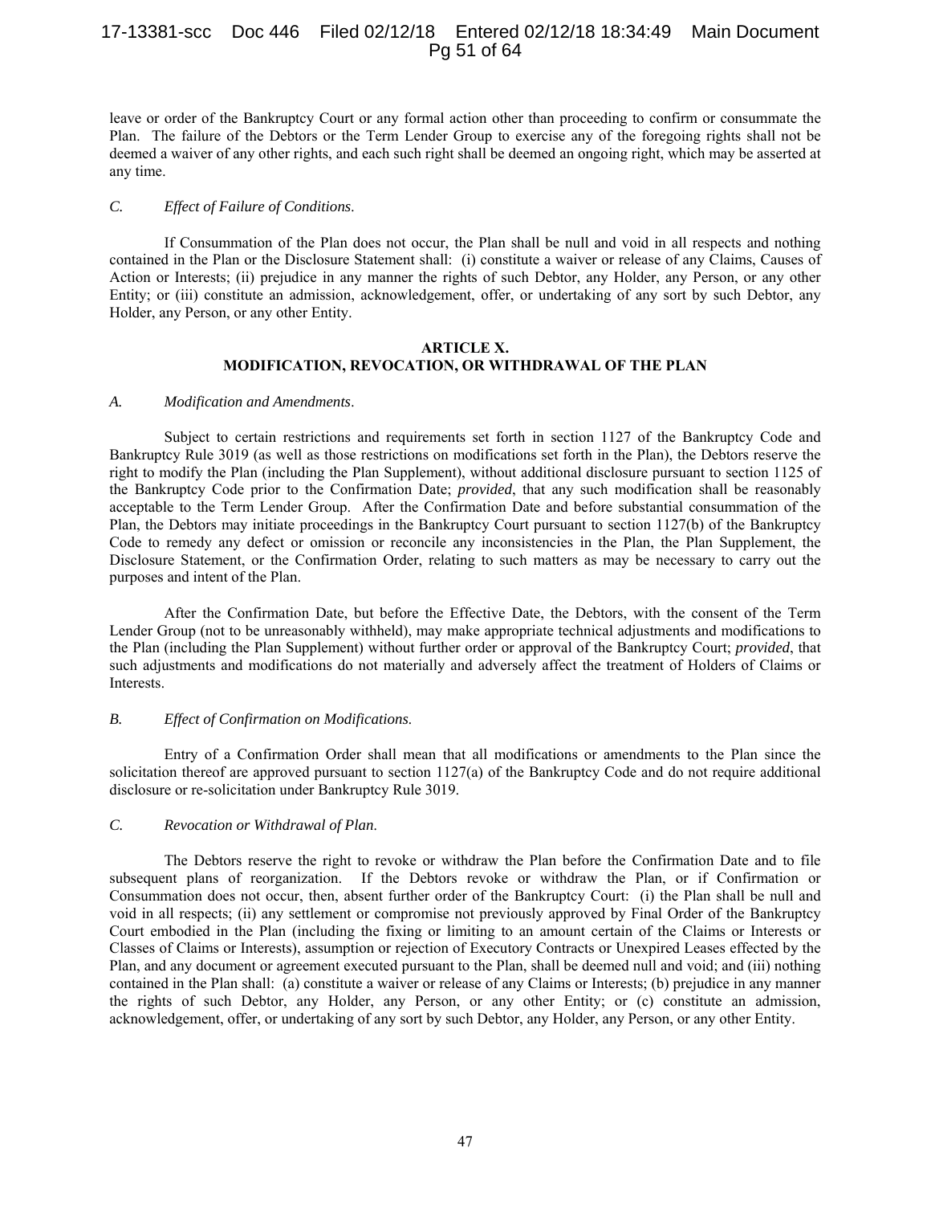leave or order of the Bankruptcy Court or any formal action other than proceeding to confirm or consummate the Plan. The failure of the Debtors or the Term Lender Group to exercise any of the foregoing rights shall not be deemed a waiver of any other rights, and each such right shall be deemed an ongoing right, which may be asserted at any time.

*C. Effect of Failure of Conditions.*

If Consummation of the Plan does not occur, the Plan shall be null and void in all respects and nothing contained in the Plan or the Disclosure Statement shall: (i) constitute a waiver or release of any Claims, Causes of Action or Interests; (ii) prejudice in any manner the rights of such Debtor, any Holder, any Person, or any other Entity; or (iii) constitute an admission, acknowledgement, offer, or undertaking of any sort by such Debtor, any Holder, any Person, or any other Entity.

## ARTICLE X. MODIFICATION, REVOCATION, OR WITHDRAWAL OF THE PLAN

*A. Modification and Amendments.*

Subject to certain restrictions and requirements set forth in section 1127 of the Bankruptcy Code and Bankruptcy Rule 3019 (as well as those restrictions on modifications set forth in the Plan), the Debtors reserve the right to modify the Plan (including the Plan Supplement), without additional disclosure pursuant to section 1125 of the Bankruptcy Code prior to the Confirmation Date; *provided*, that any such modification shall be reasonably acceptable to the Term Lender Group. After the Confirmation Date and before substantial consummation of the Plan, the Debtors may initiate proceedings in the Bankruptcy Court pursuant to section 1127(b) of the Bankruptcy Code to remedy any defect or omission or reconcile any inconsistencies in the Plan, the Plan Supplement, the Disclosure Statement, or the Confirmation Order, relating to such matters as may be necessary to carry out the purposes and intent of the Plan.

After the Confirmation Date, but before the Effective Date, the Debtors, with the consent of the Term Lender Group (not to be unreasonably withheld), may make appropriate technical adjustments and modifications to the Plan (including the Plan Supplement) without further order or approval of the Bankruptcy Court; *provided*, that such adjustments and modifications do not materially and adversely affect the treatment of Holders of Claims or Interests.

*B. Effect of Confirmation on Modifications.*

Entry of a Confirmation Order shall mean that all modifications or amendments to the Plan since the solicitation thereof are approved pursuant to section 1127(a) of the Bankruptcy Code and do not require additional disclosure or re-solicitation under Bankruptcy Rule 3019.

*C. Revocation or Withdrawal of Plan.*

The Debtors reserve the right to revoke or withdraw the Plan before the Confirmation Date and to file subsequent plans of reorganization. If the Debtors revoke or withdraw the Plan, or if Confirmation or Consummation does not occur, then, absent further order of the Bankruptcy Court: (i) the Plan shall be null and void in all respects; (ii) any settlement or compromise not previously approved by Final Order of the Bankruptcy Court embodied in the Plan (including the fixing or limiting to an amount certain of the Claims or Interests or Classes of Claims or Interests), assumption or rejection of Executory Contracts or Unexpired Leases effected by the Plan, and any document or agreement executed pursuant to the Plan, shall be deemed null and void; and (iii) nothing contained in the Plan shall: (a) constitute a waiver or release of any Claims or Interests; (b) prejudice in any manner the rights of such Debtor, any Holder, any Person, or any other Entity; or (c) constitute an admission, acknowledgement, offer, or undertaking of any sort by such Debtor, any Holder, any Person, or any other Entity.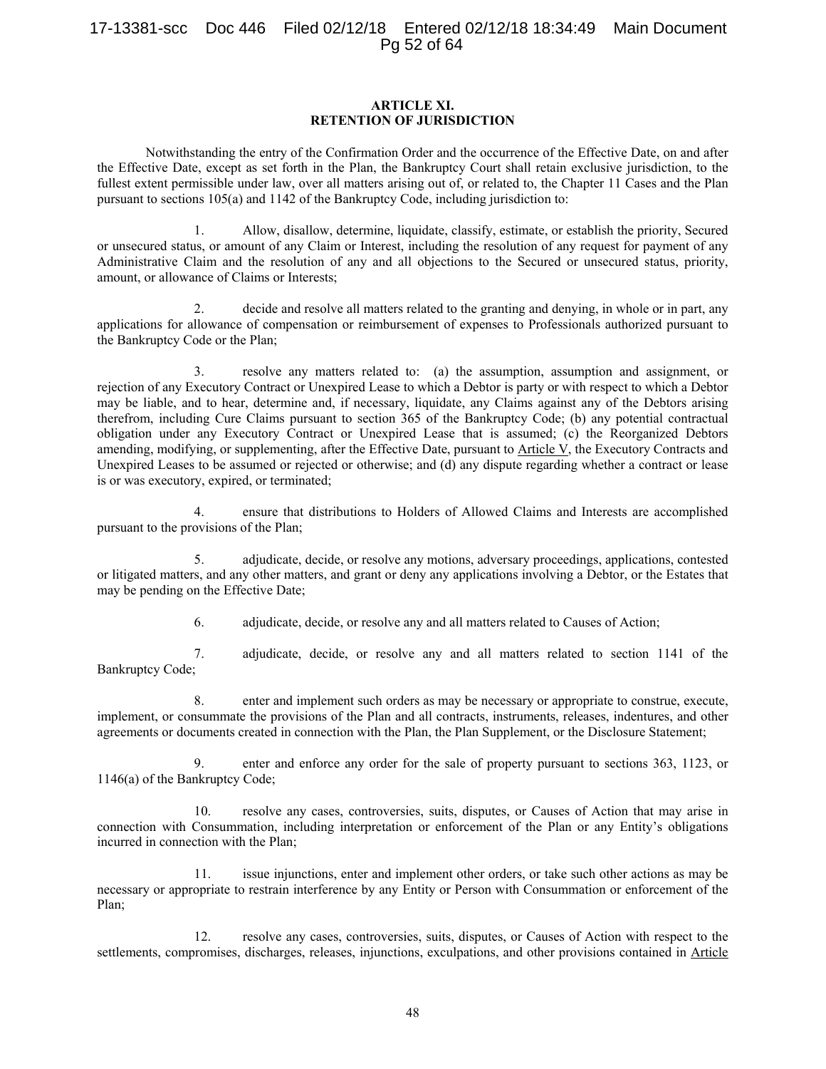## ARTICLE XI.
## RETENTION OF JURISDICTION

Notwithstanding the entry of the Confirmation Order and the occurrence of the Effective Date, on and after the Effective Date, except as set forth in the Plan, the Bankruptcy Court shall retain exclusive jurisdiction, to the fullest extent permissible under law, over all matters arising out of, or related to, the Chapter 11 Cases and the Plan pursuant to sections 105(a) and 1142 of the Bankruptcy Code, including jurisdiction to:

1. Allow, disallow, determine, liquidate, classify, estimate, or establish the priority, Secured or unsecured status, or amount of any Claim or Interest, including the resolution of any request for payment of any Administrative Claim and the resolution of any and all objections to the Secured or unsecured status, priority, amount, or allowance of Claims or Interests;

2. decide and resolve all matters related to the granting and denying, in whole or in part, any applications for allowance of compensation or reimbursement of expenses to Professionals authorized pursuant to the Bankruptcy Code or the Plan;

3. resolve any matters related to: (a) the assumption, assumption and assignment, or rejection of any Executory Contract or Unexpired Lease to which a Debtor is party or with respect to which a Debtor may be liable, and to hear, determine and, if necessary, liquidate, any Claims against any of the Debtors arising therefrom, including Cure Claims pursuant to section 365 of the Bankruptcy Code; (b) any potential contractual obligation under any Executory Contract or Unexpired Lease that is assumed; (c) the Reorganized Debtors amending, modifying, or supplementing, after the Effective Date, pursuant to Article V, the Executory Contracts and Unexpired Leases to be assumed or rejected or otherwise; and (d) any dispute regarding whether a contract or lease is or was executory, expired, or terminated;

4. ensure that distributions to Holders of Allowed Claims and Interests are accomplished pursuant to the provisions of the Plan;

5. adjudicate, decide, or resolve any motions, adversary proceedings, applications, contested or litigated matters, and any other matters, and grant or deny any applications involving a Debtor, or the Estates that may be pending on the Effective Date;

6. adjudicate, decide, or resolve any and all matters related to Causes of Action;

7. adjudicate, decide, or resolve any and all matters related to section 1141 of the Bankruptcy Code;

8. enter and implement such orders as may be necessary or appropriate to construe, execute, implement, or consummate the provisions of the Plan and all contracts, instruments, releases, indentures, and other agreements or documents created in connection with the Plan, the Plan Supplement, or the Disclosure Statement;

9. enter and enforce any order for the sale of property pursuant to sections 363, 1123, or 1146(a) of the Bankruptcy Code;

10. resolve any cases, controversies, suits, disputes, or Causes of Action that may arise in connection with Consummation, including interpretation or enforcement of the Plan or any Entity's obligations incurred in connection with the Plan;

11. issue injunctions, enter and implement other orders, or take such other actions as may be necessary or appropriate to restrain interference by any Entity or Person with Consummation or enforcement of the Plan;

12. resolve any cases, controversies, suits, disputes, or Causes of Action with respect to the settlements, compromises, discharges, releases, injunctions, exculpations, and other provisions contained in Article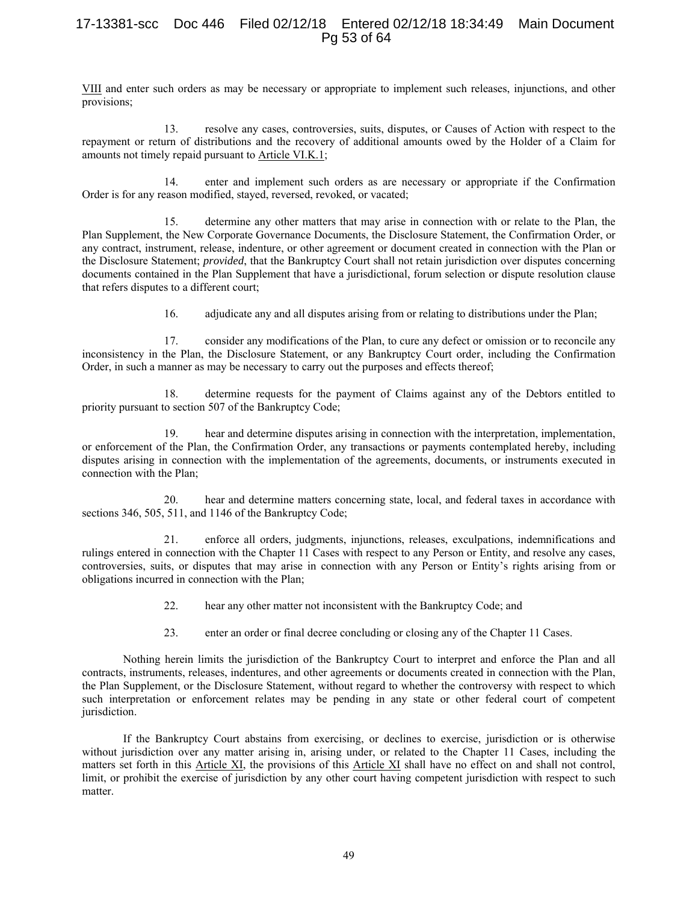VIII and enter such orders as may be necessary or appropriate to implement such releases, injunctions, and other provisions;

13. resolve any cases, controversies, suits, disputes, or Causes of Action with respect to the repayment or return of distributions and the recovery of additional amounts owed by the Holder of a Claim for amounts not timely repaid pursuant to Article VI.K.1;

14. enter and implement such orders as are necessary or appropriate if the Confirmation Order is for any reason modified, stayed, reversed, revoked, or vacated;

15. determine any other matters that may arise in connection with or relate to the Plan, the Plan Supplement, the New Corporate Governance Documents, the Disclosure Statement, the Confirmation Order, or any contract, instrument, release, indenture, or other agreement or document created in connection with the Plan or the Disclosure Statement; *provided*, that the Bankruptcy Court shall not retain jurisdiction over disputes concerning documents contained in the Plan Supplement that have a jurisdictional, forum selection or dispute resolution clause that refers disputes to a different court;

16. adjudicate any and all disputes arising from or relating to distributions under the Plan;

17. consider any modifications of the Plan, to cure any defect or omission or to reconcile any inconsistency in the Plan, the Disclosure Statement, or any Bankruptcy Court order, including the Confirmation Order, in such a manner as may be necessary to carry out the purposes and effects thereof;

18. determine requests for the payment of Claims against any of the Debtors entitled to priority pursuant to section 507 of the Bankruptcy Code;

19. hear and determine disputes arising in connection with the interpretation, implementation, or enforcement of the Plan, the Confirmation Order, any transactions or payments contemplated hereby, including disputes arising in connection with the implementation of the agreements, documents, or instruments executed in connection with the Plan;

20. hear and determine matters concerning state, local, and federal taxes in accordance with sections 346, 505, 511, and 1146 of the Bankruptcy Code;

21. enforce all orders, judgments, injunctions, releases, exculpations, indemnifications and rulings entered in connection with the Chapter 11 Cases with respect to any Person or Entity, and resolve any cases, controversies, suits, or disputes that may arise in connection with any Person or Entity's rights arising from or obligations incurred in connection with the Plan;

22. hear any other matter not inconsistent with the Bankruptcy Code; and

23. enter an order or final decree concluding or closing any of the Chapter 11 Cases.

Nothing herein limits the jurisdiction of the Bankruptcy Court to interpret and enforce the Plan and all contracts, instruments, releases, indentures, and other agreements or documents created in connection with the Plan, the Plan Supplement, or the Disclosure Statement, without regard to whether the controversy with respect to which such interpretation or enforcement relates may be pending in any state or other federal court of competent jurisdiction.

If the Bankruptcy Court abstains from exercising, or declines to exercise, jurisdiction or is otherwise without jurisdiction over any matter arising in, arising under, or related to the Chapter 11 Cases, including the matters set forth in this Article XI, the provisions of this Article XI shall have no effect on and shall not control, limit, or prohibit the exercise of jurisdiction by any other court having competent jurisdiction with respect to such matter.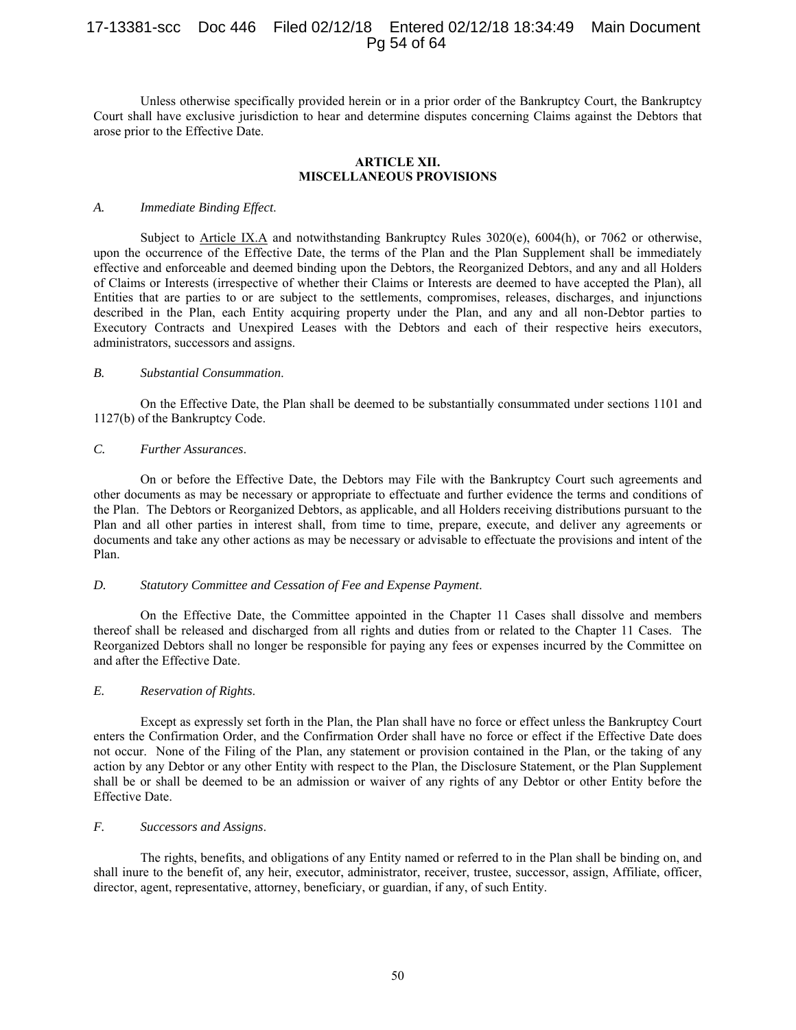Unless otherwise specifically provided herein or in a prior order of the Bankruptcy Court, the Bankruptcy Court shall have exclusive jurisdiction to hear and determine disputes concerning Claims against the Debtors that arose prior to the Effective Date.

## ARTICLE XII.
## MISCELLANEOUS PROVISIONS

### *A. Immediate Binding Effect.*

Subject to Article IX.A and notwithstanding Bankruptcy Rules 3020(e), 6004(h), or 7062 or otherwise, upon the occurrence of the Effective Date, the terms of the Plan and the Plan Supplement shall be immediately effective and enforceable and deemed binding upon the Debtors, the Reorganized Debtors, and any and all Holders of Claims or Interests (irrespective of whether their Claims or Interests are deemed to have accepted the Plan), all Entities that are parties to or are subject to the settlements, compromises, releases, discharges, and injunctions described in the Plan, each Entity acquiring property under the Plan, and any and all non-Debtor parties to Executory Contracts and Unexpired Leases with the Debtors and each of their respective heirs executors, administrators, successors and assigns.

### *B. Substantial Consummation.*

On the Effective Date, the Plan shall be deemed to be substantially consummated under sections 1101 and 1127(b) of the Bankruptcy Code.

### *C. Further Assurances.*

On or before the Effective Date, the Debtors may File with the Bankruptcy Court such agreements and other documents as may be necessary or appropriate to effectuate and further evidence the terms and conditions of the Plan. The Debtors or Reorganized Debtors, as applicable, and all Holders receiving distributions pursuant to the Plan and all other parties in interest shall, from time to time, prepare, execute, and deliver any agreements or documents and take any other actions as may be necessary or advisable to effectuate the provisions and intent of the Plan.

### *D. Statutory Committee and Cessation of Fee and Expense Payment.*

On the Effective Date, the Committee appointed in the Chapter 11 Cases shall dissolve and members thereof shall be released and discharged from all rights and duties from or related to the Chapter 11 Cases. The Reorganized Debtors shall no longer be responsible for paying any fees or expenses incurred by the Committee on and after the Effective Date.

### *E. Reservation of Rights.*

Except as expressly set forth in the Plan, the Plan shall have no force or effect unless the Bankruptcy Court enters the Confirmation Order, and the Confirmation Order shall have no force or effect if the Effective Date does not occur. None of the Filing of the Plan, any statement or provision contained in the Plan, or the taking of any action by any Debtor or any other Entity with respect to the Plan, the Disclosure Statement, or the Plan Supplement shall be or shall be deemed to be an admission or waiver of any rights of any Debtor or other Entity before the Effective Date.

### *F. Successors and Assigns.*

The rights, benefits, and obligations of any Entity named or referred to in the Plan shall be binding on, and shall inure to the benefit of, any heir, executor, administrator, receiver, trustee, successor, assign, Affiliate, officer, director, agent, representative, attorney, beneficiary, or guardian, if any, of such Entity.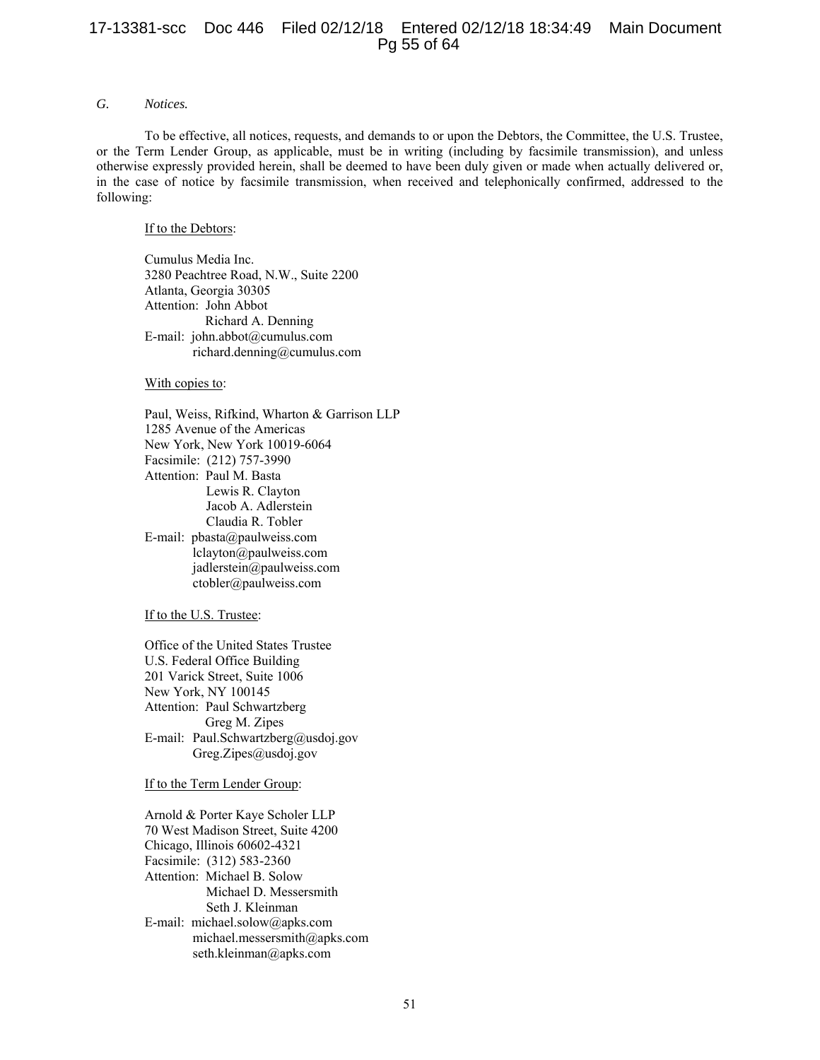### G. *Notices.*

To be effective, all notices, requests, and demands to or upon the Debtors, the Committee, the U.S. Trustee, or the Term Lender Group, as applicable, must be in writing (including by facsimile transmission), and unless otherwise expressly provided herein, shall be deemed to have been duly given or made when actually delivered or, in the case of notice by facsimile transmission, when received and telephonically confirmed, addressed to the following:

If to the Debtors:

Cumulus Media Inc.
3280 Peachtree Road, N.W., Suite 2200
Atlanta, Georgia 30305
Attention: John Abbot
Richard A. Denning
E-mail: john.abbot@cumulus.com
richard.denning@cumulus.com

With copies to:

Paul, Weiss, Rifkind, Wharton & Garrison LLP
1285 Avenue of the Americas
New York, New York 10019-6064
Facsimile: (212) 757-3990
Attention: Paul M. Basta
Lewis R. Clayton
Jacob A. Adlerstein
Claudia R. Tobler
E-mail: pbasta@paulweiss.com
lclayton@paulweiss.com
jadlerstein@paulweiss.com
ctobler@paulweiss.com

If to the U.S. Trustee:

Office of the United States Trustee
U.S. Federal Office Building
201 Varick Street, Suite 1006
New York, NY 100145
Attention: Paul Schwartzberg
Greg M. Zipes
E-mail: Paul.Schwartzberg@usdoj.gov
Greg.Zipes@usdoj.gov

If to the Term Lender Group:

Arnold & Porter Kaye Scholer LLP
70 West Madison Street, Suite 4200
Chicago, Illinois 60602-4321
Facsimile: (312) 583-2360
Attention: Michael B. Solow
Michael D. Messersmith
Seth J. Kleinman
E-mail: michael.solow@apks.com
michael.messersmith@apks.com
seth.kleinman@apks.com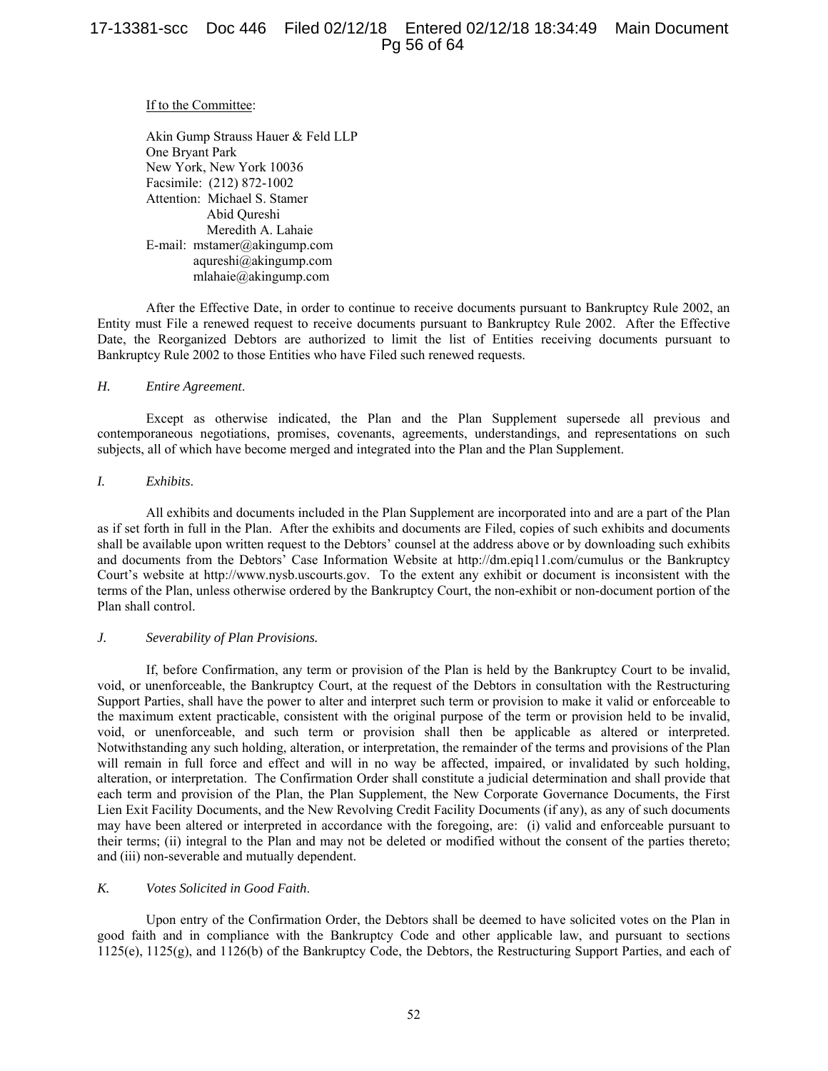If to the Committee:

Akin Gump Strauss Hauer & Feld LLP  
One Bryant Park  
New York, New York 10036  
Facsimile: (212) 872-1002  
Attention: Michael S. Stamer  
Abid Qureshi  
Meredith A. Lahaie  
E-mail: mstamer@akingump.com  
aqureshi@akingump.com  
mlahaie@akingump.com

After the Effective Date, in order to continue to receive documents pursuant to Bankruptcy Rule 2002, an Entity must File a renewed request to receive documents pursuant to Bankruptcy Rule 2002. After the Effective Date, the Reorganized Debtors are authorized to limit the list of Entities receiving documents pursuant to Bankruptcy Rule 2002 to those Entities who have Filed such renewed requests.

*H. Entire Agreement.*

Except as otherwise indicated, the Plan and the Plan Supplement supersede all previous and contemporaneous negotiations, promises, covenants, agreements, understandings, and representations on such subjects, all of which have become merged and integrated into the Plan and the Plan Supplement.

*I. Exhibits.*

All exhibits and documents included in the Plan Supplement are incorporated into and are a part of the Plan as if set forth in full in the Plan. After the exhibits and documents are Filed, copies of such exhibits and documents shall be available upon written request to the Debtors' counsel at the address above or by downloading such exhibits and documents from the Debtors' Case Information Website at http://dm.epiq11.com/cumulus or the Bankruptcy Court's website at http://www.nysb.uscourts.gov. To the extent any exhibit or document is inconsistent with the terms of the Plan, unless otherwise ordered by the Bankruptcy Court, the non-exhibit or non-document portion of the Plan shall control.

*J. Severability of Plan Provisions.*

If, before Confirmation, any term or provision of the Plan is held by the Bankruptcy Court to be invalid, void, or unenforceable, the Bankruptcy Court, at the request of the Debtors in consultation with the Restructuring Support Parties, shall have the power to alter and interpret such term or provision to make it valid or enforceable to the maximum extent practicable, consistent with the original purpose of the term or provision held to be invalid, void, or unenforceable, and such term or provision shall then be applicable as altered or interpreted. Notwithstanding any such holding, alteration, or interpretation, the remainder of the terms and provisions of the Plan will remain in full force and effect and will in no way be affected, impaired, or invalidated by such holding, alteration, or interpretation. The Confirmation Order shall constitute a judicial determination and shall provide that each term and provision of the Plan, the Plan Supplement, the New Corporate Governance Documents, the First Lien Exit Facility Documents, and the New Revolving Credit Facility Documents (if any), as any of such documents may have been altered or interpreted in accordance with the foregoing, are: (i) valid and enforceable pursuant to their terms; (ii) integral to the Plan and may not be deleted or modified without the consent of the parties thereto; and (iii) non-severable and mutually dependent.

*K. Votes Solicited in Good Faith.*

Upon entry of the Confirmation Order, the Debtors shall be deemed to have solicited votes on the Plan in good faith and in compliance with the Bankruptcy Code and other applicable law, and pursuant to sections 1125(e), 1125(g), and 1126(b) of the Bankruptcy Code, the Debtors, the Restructuring Support Parties, and each of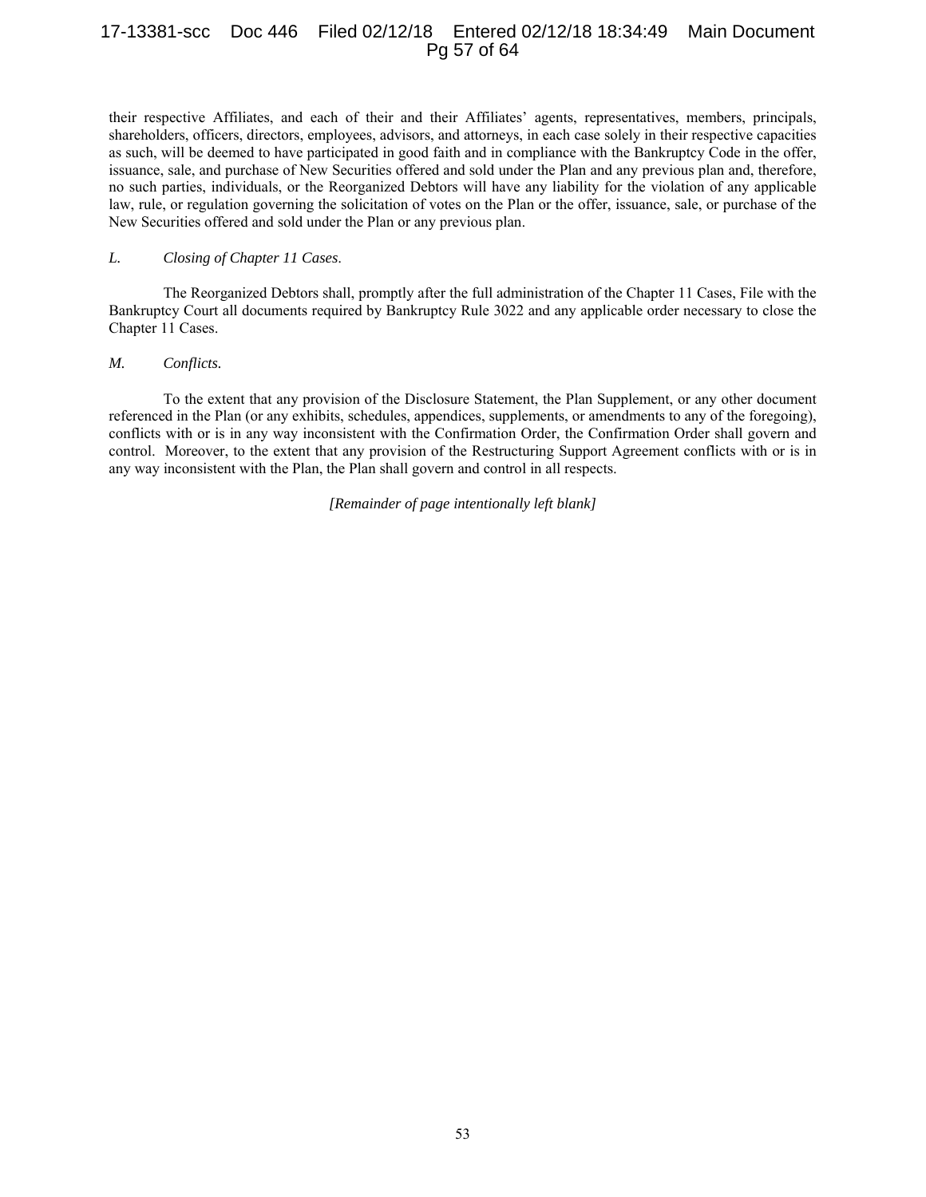their respective Affiliates, and each of their and their Affiliates' agents, representatives, members, principals, shareholders, officers, directors, employees, advisors, and attorneys, in each case solely in their respective capacities as such, will be deemed to have participated in good faith and in compliance with the Bankruptcy Code in the offer, issuance, sale, and purchase of New Securities offered and sold under the Plan and any previous plan and, therefore, no such parties, individuals, or the Reorganized Debtors will have any liability for the violation of any applicable law, rule, or regulation governing the solicitation of votes on the Plan or the offer, issuance, sale, or purchase of the New Securities offered and sold under the Plan or any previous plan.

*L. Closing of Chapter 11 Cases.*

The Reorganized Debtors shall, promptly after the full administration of the Chapter 11 Cases, File with the Bankruptcy Court all documents required by Bankruptcy Rule 3022 and any applicable order necessary to close the Chapter 11 Cases.

*M. Conflicts.*

To the extent that any provision of the Disclosure Statement, the Plan Supplement, or any other document referenced in the Plan (or any exhibits, schedules, appendices, supplements, or amendments to any of the foregoing), conflicts with or is in any way inconsistent with the Confirmation Order, the Confirmation Order shall govern and control. Moreover, to the extent that any provision of the Restructuring Support Agreement conflicts with or is in any way inconsistent with the Plan, the Plan shall govern and control in all respects.

*[Remainder of page intentionally left blank]*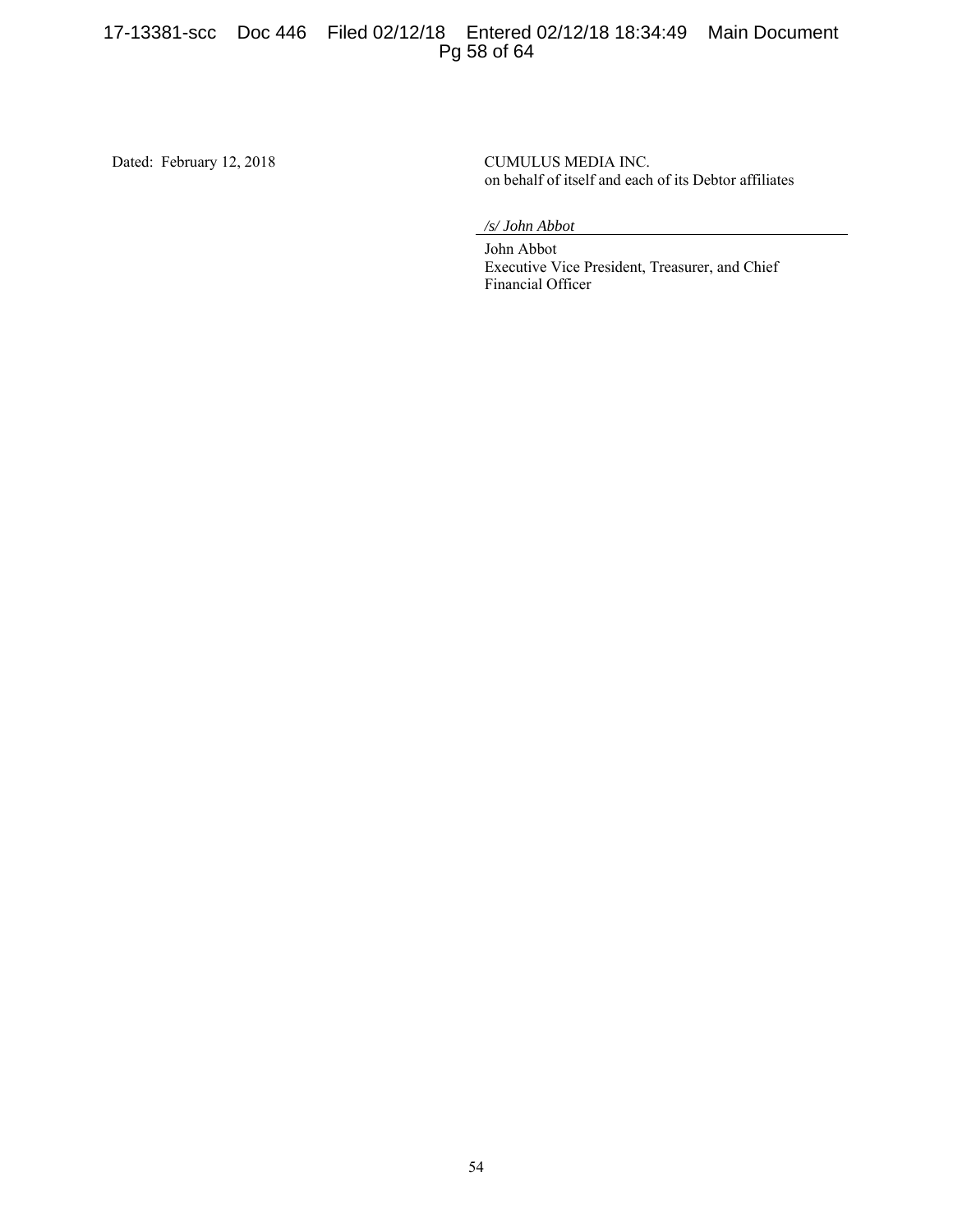Dated: February 12, 2018

CUMULUS MEDIA INC.
on behalf of itself and each of its Debtor affiliates

*/s/ John Abbot*

John Abbot
Executive Vice President, Treasurer, and Chief Financial Officer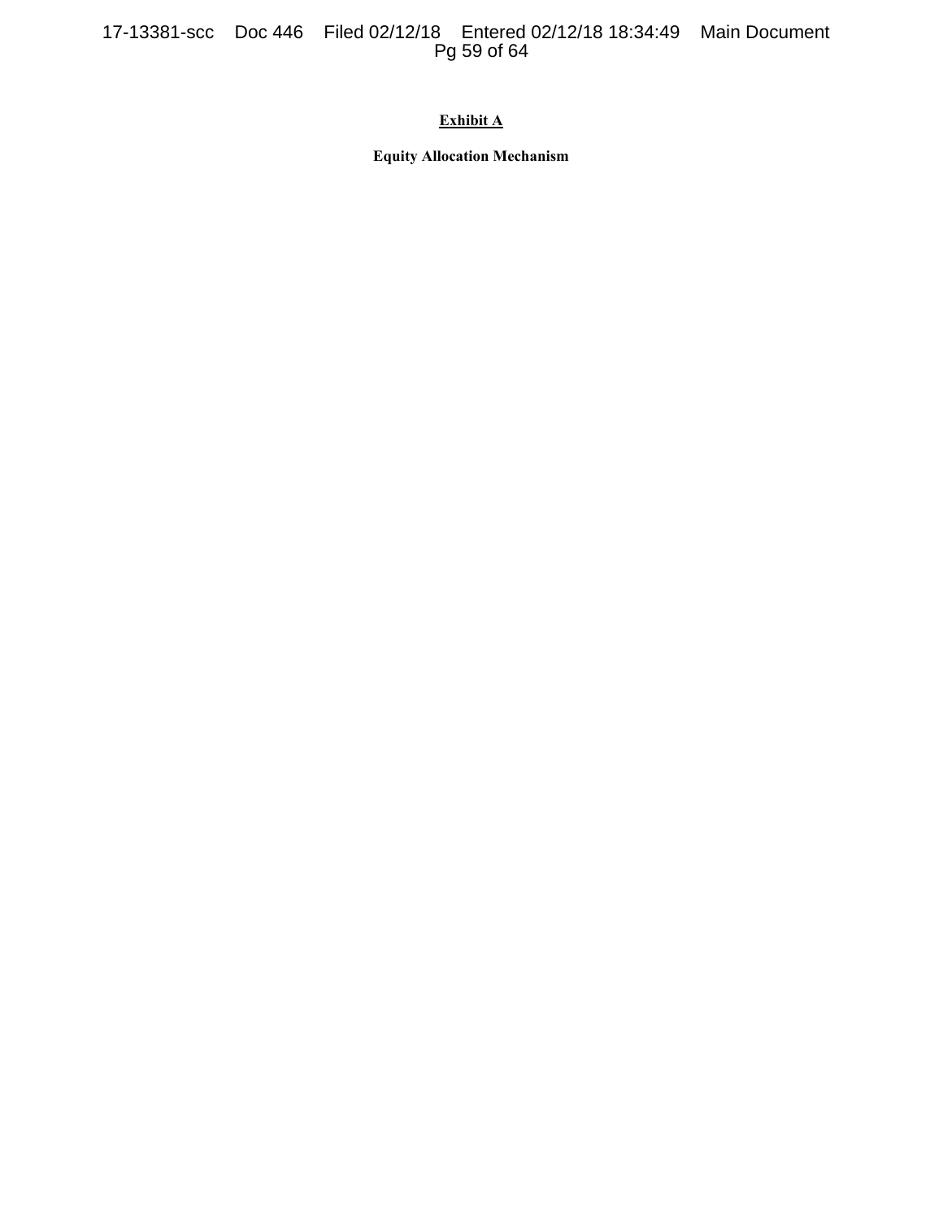**Exhibit A**

**Equity Allocation Mechanism**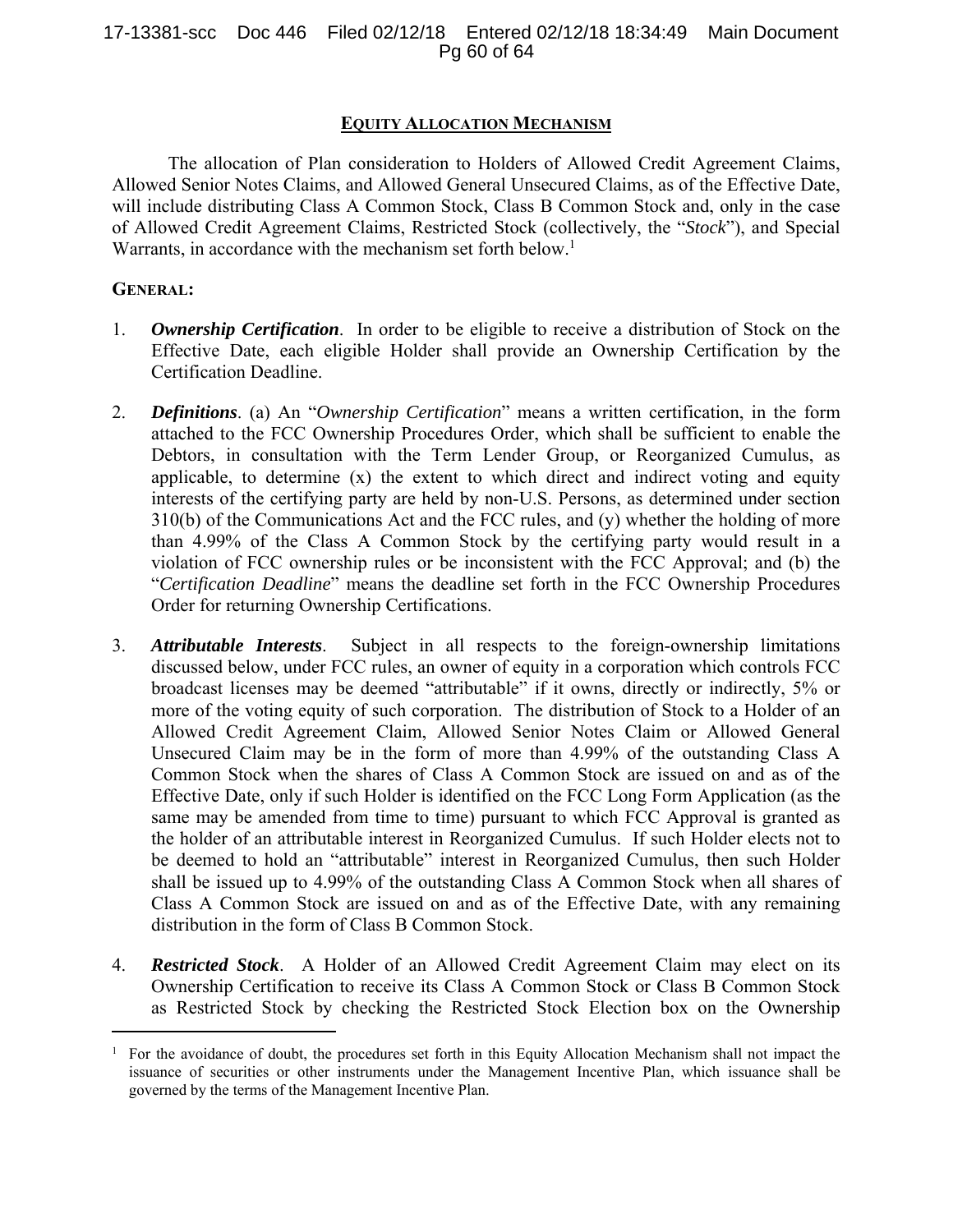## EQUITY ALLOCATION MECHANISM

The allocation of Plan consideration to Holders of Allowed Credit Agreement Claims, Allowed Senior Notes Claims, and Allowed General Unsecured Claims, as of the Effective Date, will include distributing Class A Common Stock, Class B Common Stock and, only in the case of Allowed Credit Agreement Claims, Restricted Stock (collectively, the "*Stock*"), and Special Warrants, in accordance with the mechanism set forth below.[1]

**GENERAL:**

1. ***Ownership Certification***. In order to be eligible to receive a distribution of Stock on the Effective Date, each eligible Holder shall provide an Ownership Certification by the Certification Deadline.

2. ***Definitions***. (a) An "*Ownership Certification*" means a written certification, in the form attached to the FCC Ownership Procedures Order, which shall be sufficient to enable the Debtors, in consultation with the Term Lender Group, or Reorganized Cumulus, as applicable, to determine (x) the extent to which direct and indirect voting and equity interests of the certifying party are held by non-U.S. Persons, as determined under section 310(b) of the Communications Act and the FCC rules, and (y) whether the holding of more than 4.99% of the Class A Common Stock by the certifying party would result in a violation of FCC ownership rules or be inconsistent with the FCC Approval; and (b) the "*Certification Deadline*" means the deadline set forth in the FCC Ownership Procedures Order for returning Ownership Certifications.

3. ***Attributable Interests***. Subject in all respects to the foreign-ownership limitations discussed below, under FCC rules, an owner of equity in a corporation which controls FCC broadcast licenses may be deemed "attributable" if it owns, directly or indirectly, 5% or more of the voting equity of such corporation. The distribution of Stock to a Holder of an Allowed Credit Agreement Claim, Allowed Senior Notes Claim or Allowed General Unsecured Claim may be in the form of more than 4.99% of the outstanding Class A Common Stock when the shares of Class A Common Stock are issued on and as of the Effective Date, only if such Holder is identified on the FCC Long Form Application (as the same may be amended from time to time) pursuant to which FCC Approval is granted as the holder of an attributable interest in Reorganized Cumulus. If such Holder elects not to be deemed to hold an "attributable" interest in Reorganized Cumulus, then such Holder shall be issued up to 4.99% of the outstanding Class A Common Stock when all shares of Class A Common Stock are issued on and as of the Effective Date, with any remaining distribution in the form of Class B Common Stock.

4. ***Restricted Stock***. A Holder of an Allowed Credit Agreement Claim may elect on its Ownership Certification to receive its Class A Common Stock or Class B Common Stock as Restricted Stock by checking the Restricted Stock Election box on the Ownership

---

[1] For the avoidance of doubt, the procedures set forth in this Equity Allocation Mechanism shall not impact the issuance of securities or other instruments under the Management Incentive Plan, which issuance shall be governed by the terms of the Management Incentive Plan.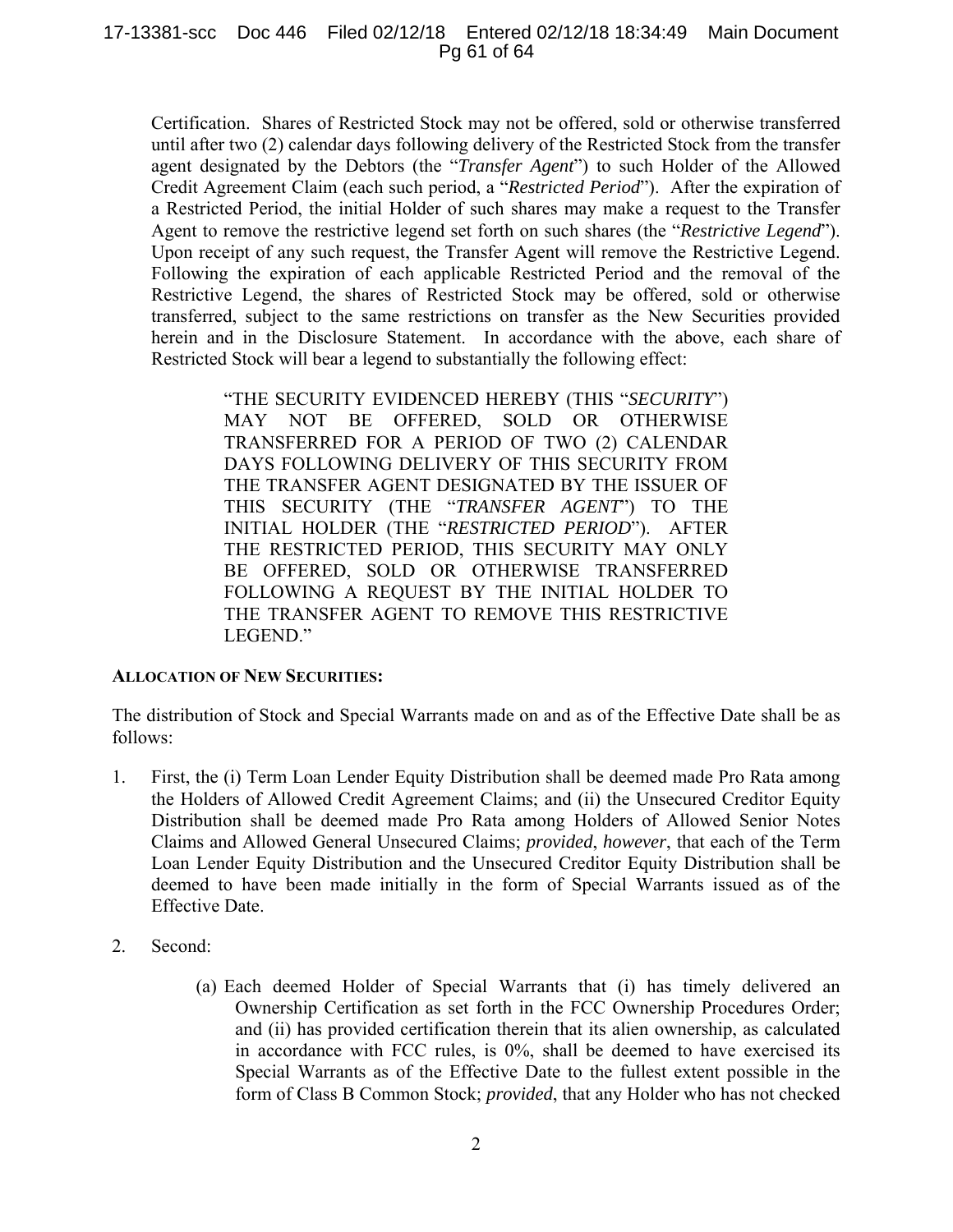Certification. Shares of Restricted Stock may not be offered, sold or otherwise transferred until after two (2) calendar days following delivery of the Restricted Stock from the transfer agent designated by the Debtors (the "*Transfer Agent*") to such Holder of the Allowed Credit Agreement Claim (each such period, a "*Restricted Period*"). After the expiration of a Restricted Period, the initial Holder of such shares may make a request to the Transfer Agent to remove the restrictive legend set forth on such shares (the "*Restrictive Legend*"). Upon receipt of any such request, the Transfer Agent will remove the Restrictive Legend. Following the expiration of each applicable Restricted Period and the removal of the Restrictive Legend, the shares of Restricted Stock may be offered, sold or otherwise transferred, subject to the same restrictions on transfer as the New Securities provided herein and in the Disclosure Statement. In accordance with the above, each share of Restricted Stock will bear a legend to substantially the following effect:

> "THE SECURITY EVIDENCED HEREBY (THIS "*SECURITY*") MAY NOT BE OFFERED, SOLD OR OTHERWISE TRANSFERRED FOR A PERIOD OF TWO (2) CALENDAR DAYS FOLLOWING DELIVERY OF THIS SECURITY FROM THE TRANSFER AGENT DESIGNATED BY THE ISSUER OF THIS SECURITY (THE "*TRANSFER AGENT*") TO THE INITIAL HOLDER (THE "*RESTRICTED PERIOD*"). AFTER THE RESTRICTED PERIOD, THIS SECURITY MAY ONLY BE OFFERED, SOLD OR OTHERWISE TRANSFERRED FOLLOWING A REQUEST BY THE INITIAL HOLDER TO THE TRANSFER AGENT TO REMOVE THIS RESTRICTIVE LEGEND."

**ALLOCATION OF NEW SECURITIES:**

The distribution of Stock and Special Warrants made on and as of the Effective Date shall be as follows:

1. First, the (i) Term Loan Lender Equity Distribution shall be deemed made Pro Rata among the Holders of Allowed Credit Agreement Claims; and (ii) the Unsecured Creditor Equity Distribution shall be deemed made Pro Rata among Holders of Allowed Senior Notes Claims and Allowed General Unsecured Claims; *provided*, *however*, that each of the Term Loan Lender Equity Distribution and the Unsecured Creditor Equity Distribution shall be deemed to have been made initially in the form of Special Warrants issued as of the Effective Date.

2. Second:

   (a) Each deemed Holder of Special Warrants that (i) has timely delivered an Ownership Certification as set forth in the FCC Ownership Procedures Order; and (ii) has provided certification therein that its alien ownership, as calculated in accordance with FCC rules, is 0%, shall be deemed to have exercised its Special Warrants as of the Effective Date to the fullest extent possible in the form of Class B Common Stock; *provided*, that any Holder who has not checked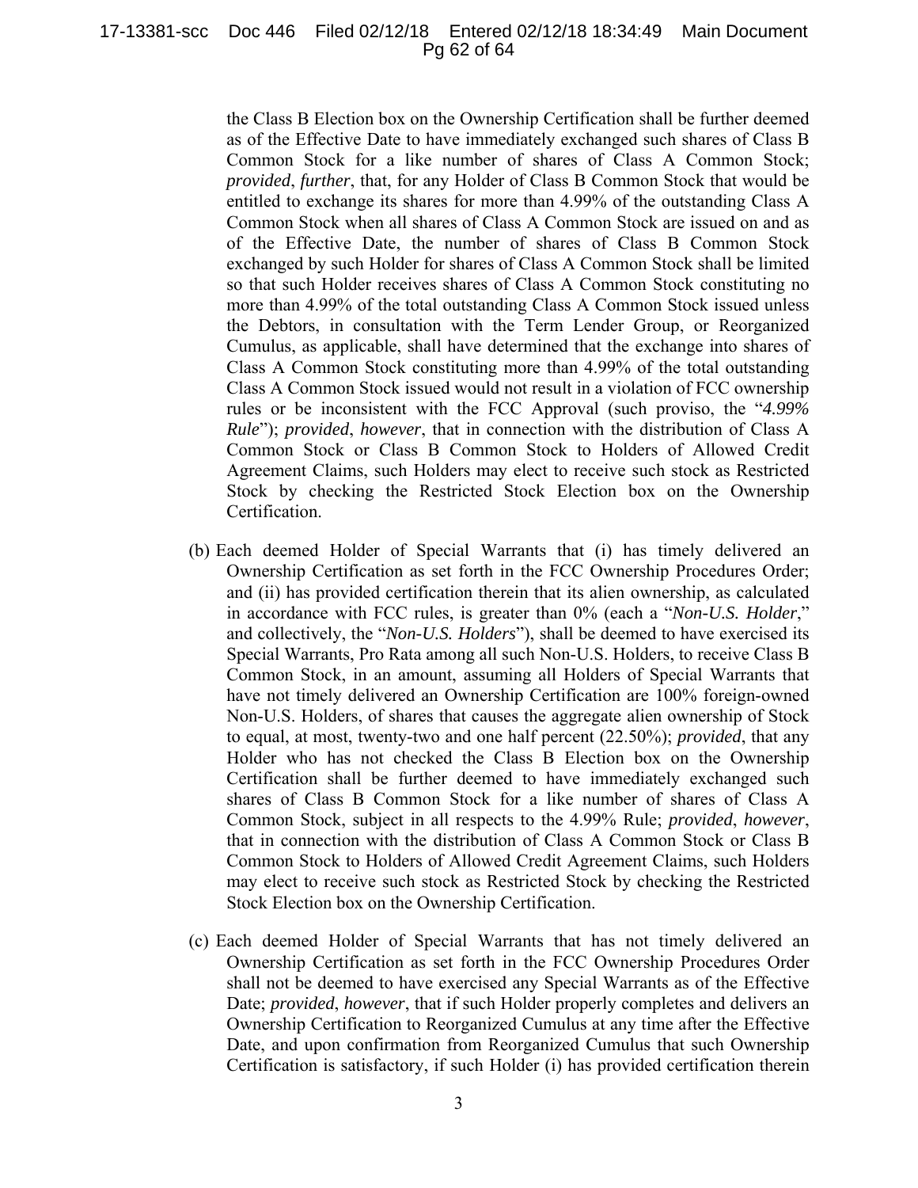the Class B Election box on the Ownership Certification shall be further deemed as of the Effective Date to have immediately exchanged such shares of Class B Common Stock for a like number of shares of Class A Common Stock; *provided*, *further*, that, for any Holder of Class B Common Stock that would be entitled to exchange its shares for more than 4.99% of the outstanding Class A Common Stock when all shares of Class A Common Stock are issued on and as of the Effective Date, the number of shares of Class B Common Stock exchanged by such Holder for shares of Class A Common Stock shall be limited so that such Holder receives shares of Class A Common Stock constituting no more than 4.99% of the total outstanding Class A Common Stock issued unless the Debtors, in consultation with the Term Lender Group, or Reorganized Cumulus, as applicable, shall have determined that the exchange into shares of Class A Common Stock constituting more than 4.99% of the total outstanding Class A Common Stock issued would not result in a violation of FCC ownership rules or be inconsistent with the FCC Approval (such proviso, the "*4.99% Rule*"); *provided*, *however*, that in connection with the distribution of Class A Common Stock or Class B Common Stock to Holders of Allowed Credit Agreement Claims, such Holders may elect to receive such stock as Restricted Stock by checking the Restricted Stock Election box on the Ownership Certification.

(b) Each deemed Holder of Special Warrants that (i) has timely delivered an Ownership Certification as set forth in the FCC Ownership Procedures Order; and (ii) has provided certification therein that its alien ownership, as calculated in accordance with FCC rules, is greater than 0% (each a "*Non-U.S. Holder*," and collectively, the "*Non-U.S. Holders*"), shall be deemed to have exercised its Special Warrants, Pro Rata among all such Non-U.S. Holders, to receive Class B Common Stock, in an amount, assuming all Holders of Special Warrants that have not timely delivered an Ownership Certification are 100% foreign-owned Non-U.S. Holders, of shares that causes the aggregate alien ownership of Stock to equal, at most, twenty-two and one half percent (22.50%); *provided*, that any Holder who has not checked the Class B Election box on the Ownership Certification shall be further deemed to have immediately exchanged such shares of Class B Common Stock for a like number of shares of Class A Common Stock, subject in all respects to the 4.99% Rule; *provided*, *however*, that in connection with the distribution of Class A Common Stock or Class B Common Stock to Holders of Allowed Credit Agreement Claims, such Holders may elect to receive such stock as Restricted Stock by checking the Restricted Stock Election box on the Ownership Certification.

(c) Each deemed Holder of Special Warrants that has not timely delivered an Ownership Certification as set forth in the FCC Ownership Procedures Order shall not be deemed to have exercised any Special Warrants as of the Effective Date; *provided*, *however*, that if such Holder properly completes and delivers an Ownership Certification to Reorganized Cumulus at any time after the Effective Date, and upon confirmation from Reorganized Cumulus that such Ownership Certification is satisfactory, if such Holder (i) has provided certification therein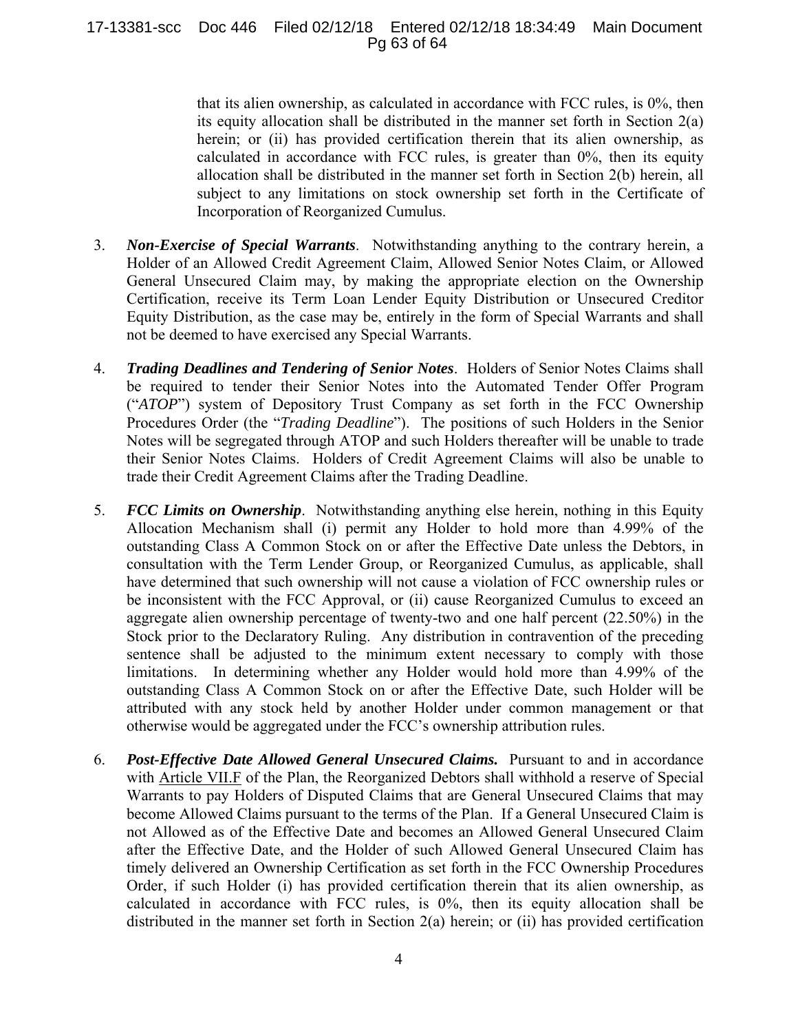that its alien ownership, as calculated in accordance with FCC rules, is 0%, then its equity allocation shall be distributed in the manner set forth in Section 2(a) herein; or (ii) has provided certification therein that its alien ownership, as calculated in accordance with FCC rules, is greater than 0%, then its equity allocation shall be distributed in the manner set forth in Section 2(b) herein, all subject to any limitations on stock ownership set forth in the Certificate of Incorporation of Reorganized Cumulus.

3. ***Non-Exercise of Special Warrants***. Notwithstanding anything to the contrary herein, a Holder of an Allowed Credit Agreement Claim, Allowed Senior Notes Claim, or Allowed General Unsecured Claim may, by making the appropriate election on the Ownership Certification, receive its Term Loan Lender Equity Distribution or Unsecured Creditor Equity Distribution, as the case may be, entirely in the form of Special Warrants and shall not be deemed to have exercised any Special Warrants.

4. ***Trading Deadlines and Tendering of Senior Notes***. Holders of Senior Notes Claims shall be required to tender their Senior Notes into the Automated Tender Offer Program ("*ATOP*") system of Depository Trust Company as set forth in the FCC Ownership Procedures Order (the "*Trading Deadline*"). The positions of such Holders in the Senior Notes will be segregated through ATOP and such Holders thereafter will be unable to trade their Senior Notes Claims. Holders of Credit Agreement Claims will also be unable to trade their Credit Agreement Claims after the Trading Deadline.

5. ***FCC Limits on Ownership***. Notwithstanding anything else herein, nothing in this Equity Allocation Mechanism shall (i) permit any Holder to hold more than 4.99% of the outstanding Class A Common Stock on or after the Effective Date unless the Debtors, in consultation with the Term Lender Group, or Reorganized Cumulus, as applicable, shall have determined that such ownership will not cause a violation of FCC ownership rules or be inconsistent with the FCC Approval, or (ii) cause Reorganized Cumulus to exceed an aggregate alien ownership percentage of twenty-two and one half percent (22.50%) in the Stock prior to the Declaratory Ruling. Any distribution in contravention of the preceding sentence shall be adjusted to the minimum extent necessary to comply with those limitations. In determining whether any Holder would hold more than 4.99% of the outstanding Class A Common Stock on or after the Effective Date, such Holder will be attributed with any stock held by another Holder under common management or that otherwise would be aggregated under the FCC's ownership attribution rules.

6. ***Post-Effective Date Allowed General Unsecured Claims.*** Pursuant to and in accordance with Article VII.F of the Plan, the Reorganized Debtors shall withhold a reserve of Special Warrants to pay Holders of Disputed Claims that are General Unsecured Claims that may become Allowed Claims pursuant to the terms of the Plan. If a General Unsecured Claim is not Allowed as of the Effective Date and becomes an Allowed General Unsecured Claim after the Effective Date, and the Holder of such Allowed General Unsecured Claim has timely delivered an Ownership Certification as set forth in the FCC Ownership Procedures Order, if such Holder (i) has provided certification therein that its alien ownership, as calculated in accordance with FCC rules, is 0%, then its equity allocation shall be distributed in the manner set forth in Section 2(a) herein; or (ii) has provided certification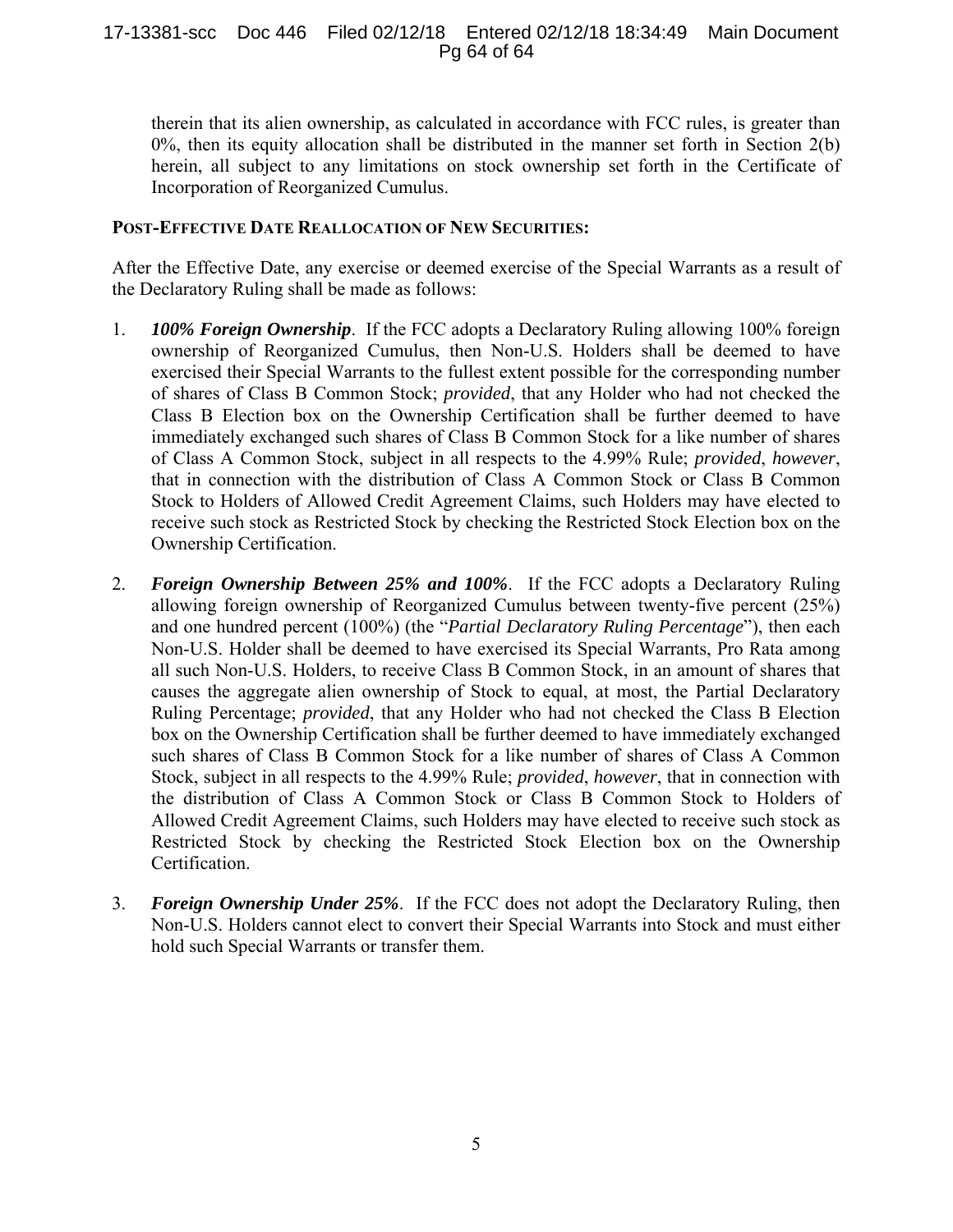therein that its alien ownership, as calculated in accordance with FCC rules, is greater than 0%, then its equity allocation shall be distributed in the manner set forth in Section 2(b) herein, all subject to any limitations on stock ownership set forth in the Certificate of Incorporation of Reorganized Cumulus.

**POST-EFFECTIVE DATE REALLOCATION OF NEW SECURITIES:**

After the Effective Date, any exercise or deemed exercise of the Special Warrants as a result of the Declaratory Ruling shall be made as follows:

1. ***100% Foreign Ownership***. If the FCC adopts a Declaratory Ruling allowing 100% foreign ownership of Reorganized Cumulus, then Non-U.S. Holders shall be deemed to have exercised their Special Warrants to the fullest extent possible for the corresponding number of shares of Class B Common Stock; *provided*, that any Holder who had not checked the Class B Election box on the Ownership Certification shall be further deemed to have immediately exchanged such shares of Class B Common Stock for a like number of shares of Class A Common Stock, subject in all respects to the 4.99% Rule; *provided*, *however*, that in connection with the distribution of Class A Common Stock or Class B Common Stock to Holders of Allowed Credit Agreement Claims, such Holders may have elected to receive such stock as Restricted Stock by checking the Restricted Stock Election box on the Ownership Certification.

2. ***Foreign Ownership Between 25% and 100%***. If the FCC adopts a Declaratory Ruling allowing foreign ownership of Reorganized Cumulus between twenty-five percent (25%) and one hundred percent (100%) (the "*Partial Declaratory Ruling Percentage*"), then each Non-U.S. Holder shall be deemed to have exercised its Special Warrants, Pro Rata among all such Non-U.S. Holders, to receive Class B Common Stock, in an amount of shares that causes the aggregate alien ownership of Stock to equal, at most, the Partial Declaratory Ruling Percentage; *provided*, that any Holder who had not checked the Class B Election box on the Ownership Certification shall be further deemed to have immediately exchanged such shares of Class B Common Stock for a like number of shares of Class A Common Stock, subject in all respects to the 4.99% Rule; *provided*, *however*, that in connection with the distribution of Class A Common Stock or Class B Common Stock to Holders of Allowed Credit Agreement Claims, such Holders may have elected to receive such stock as Restricted Stock by checking the Restricted Stock Election box on the Ownership Certification.

3. ***Foreign Ownership Under 25%***. If the FCC does not adopt the Declaratory Ruling, then Non-U.S. Holders cannot elect to convert their Special Warrants into Stock and must either hold such Special Warrants or transfer them.